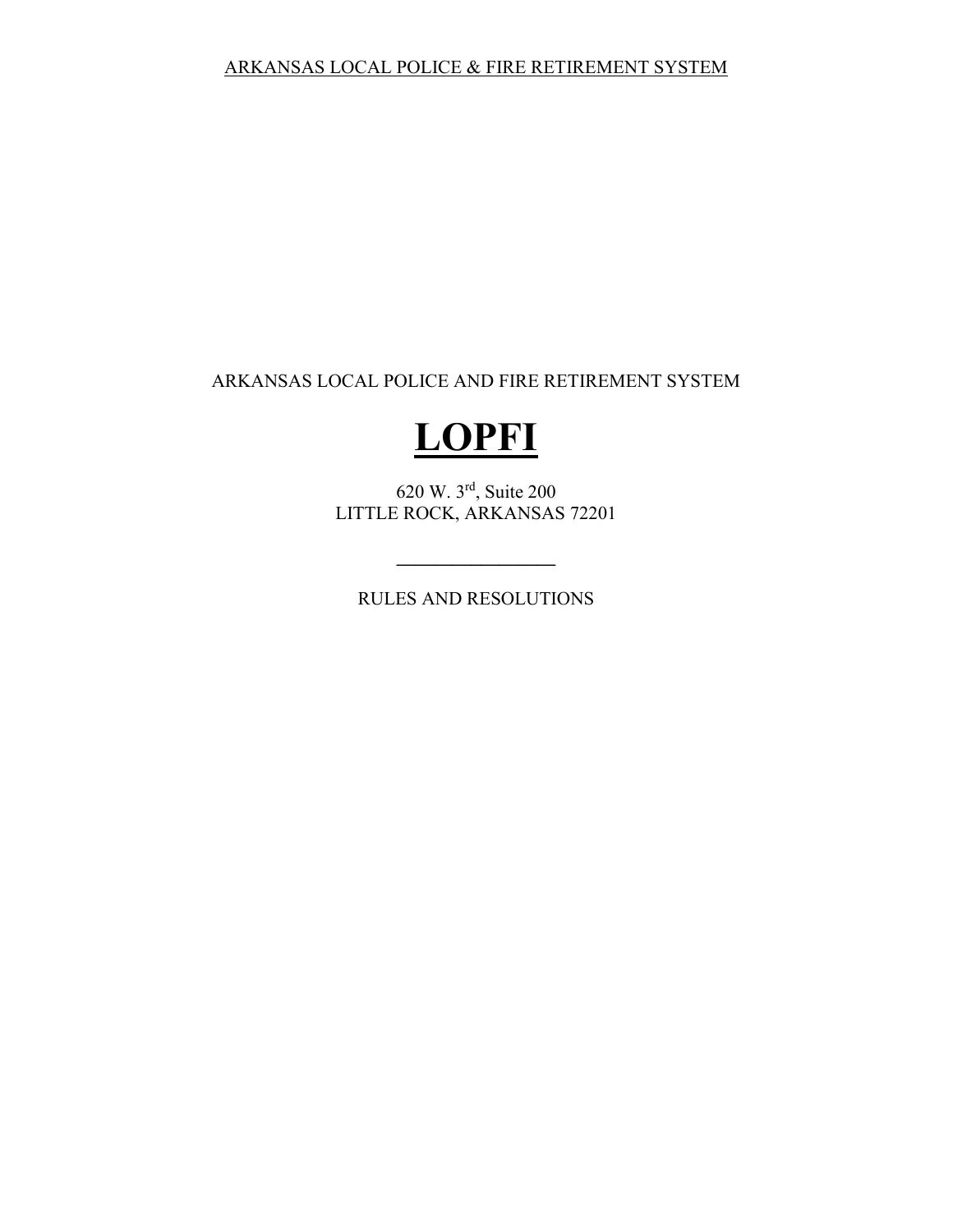ARKANSAS LOCAL POLICE & FIRE RETIREMENT SYSTEM

ARKANSAS LOCAL POLICE AND FIRE RETIREMENT SYSTEM

# **LOPFI**

620 W. 3rd, Suite 200
LITTLE ROCK, ARKANSAS 72201

---

RULES AND RESOLUTIONS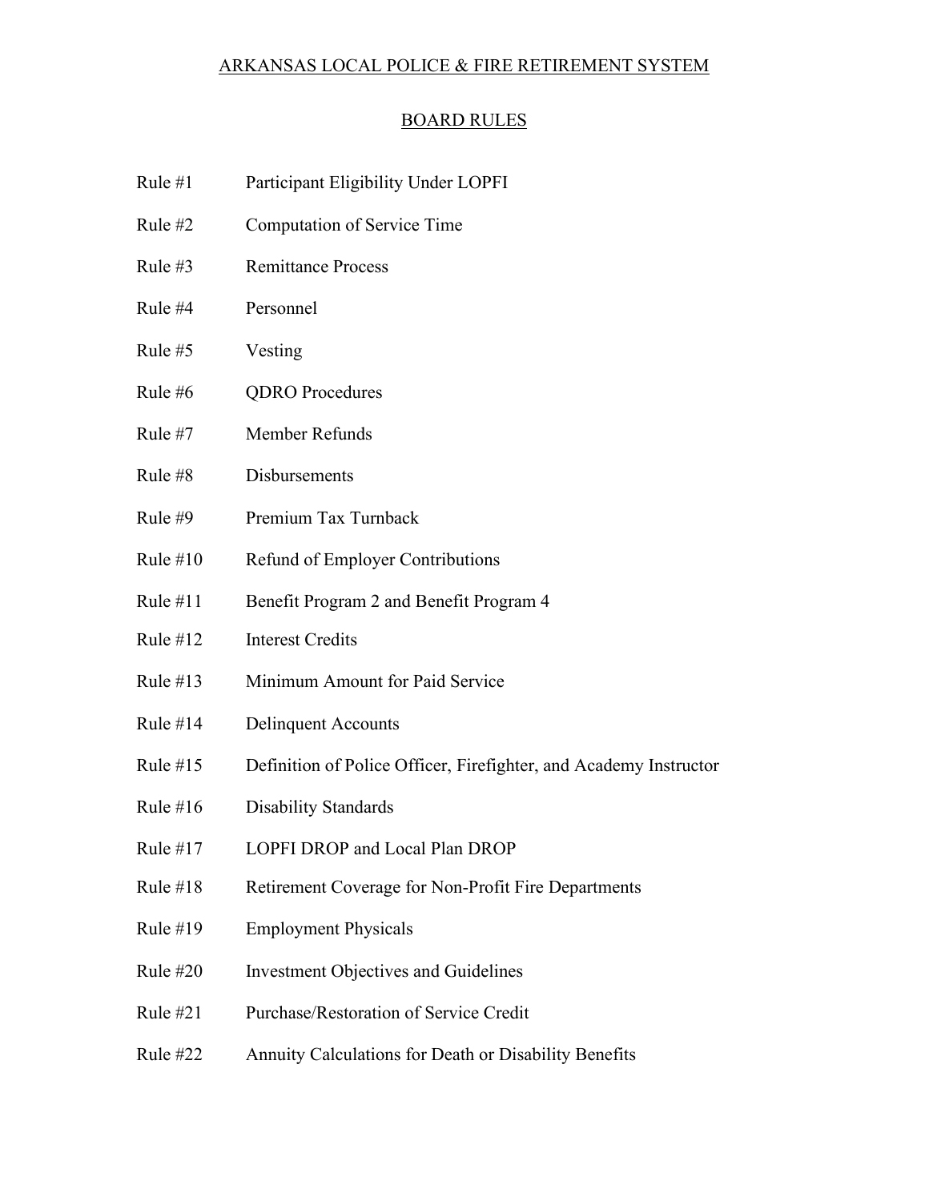# ARKANSAS LOCAL POLICE & FIRE RETIREMENT SYSTEM

## BOARD RULES

| | |
|---|---|
| Rule #1 | Participant Eligibility Under LOPFI |
| Rule #2 | Computation of Service Time |
| Rule #3 | Remittance Process |
| Rule #4 | Personnel |
| Rule #5 | Vesting |
| Rule #6 | QDRO Procedures |
| Rule #7 | Member Refunds |
| Rule #8 | Disbursements |
| Rule #9 | Premium Tax Turnback |
| Rule #10 | Refund of Employer Contributions |
| Rule #11 | Benefit Program 2 and Benefit Program 4 |
| Rule #12 | Interest Credits |
| Rule #13 | Minimum Amount for Paid Service |
| Rule #14 | Delinquent Accounts |
| Rule #15 | Definition of Police Officer, Firefighter, and Academy Instructor |
| Rule #16 | Disability Standards |
| Rule #17 | LOPFI DROP and Local Plan DROP |
| Rule #18 | Retirement Coverage for Non-Profit Fire Departments |
| Rule #19 | Employment Physicals |
| Rule #20 | Investment Objectives and Guidelines |
| Rule #21 | Purchase/Restoration of Service Credit |
| Rule #22 | Annuity Calculations for Death or Disability Benefits |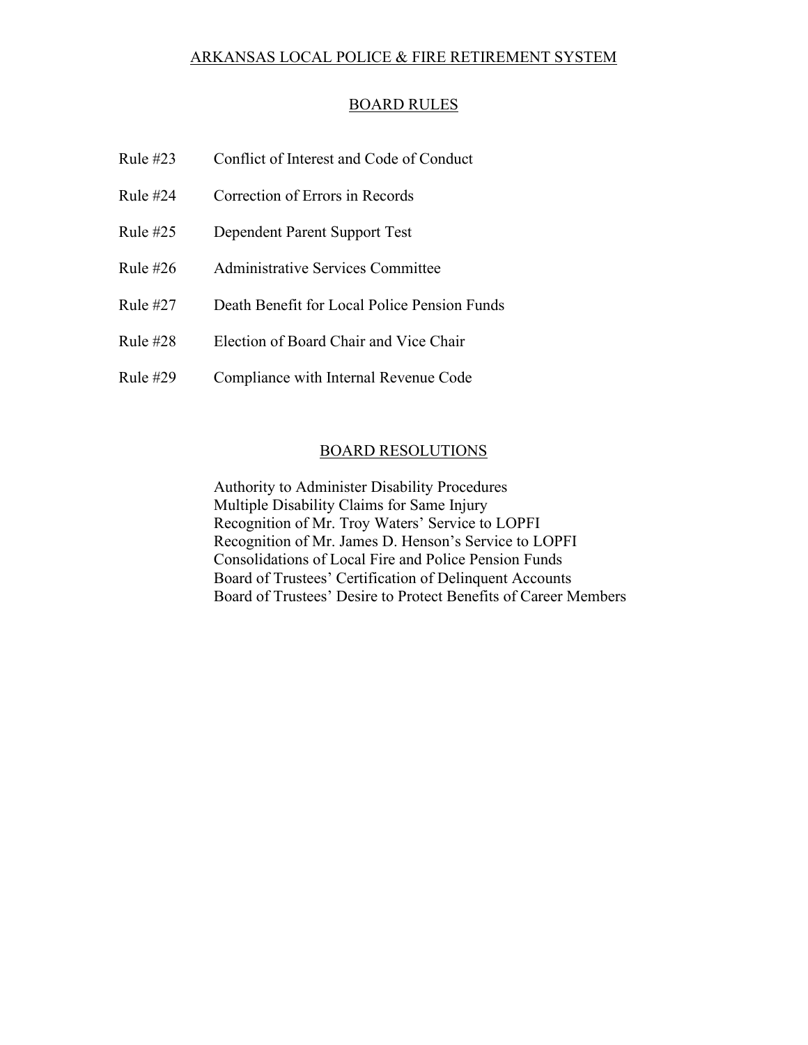# ARKANSAS LOCAL POLICE & FIRE RETIREMENT SYSTEM

## BOARD RULES

| | |
|---|---|
| Rule #23 | Conflict of Interest and Code of Conduct |
| Rule #24 | Correction of Errors in Records |
| Rule #25 | Dependent Parent Support Test |
| Rule #26 | Administrative Services Committee |
| Rule #27 | Death Benefit for Local Police Pension Funds |
| Rule #28 | Election of Board Chair and Vice Chair |
| Rule #29 | Compliance with Internal Revenue Code |

## BOARD RESOLUTIONS

Authority to Administer Disability Procedures
Multiple Disability Claims for Same Injury
Recognition of Mr. Troy Waters' Service to LOPFI
Recognition of Mr. James D. Henson's Service to LOPFI
Consolidations of Local Fire and Police Pension Funds
Board of Trustees' Certification of Delinquent Accounts
Board of Trustees' Desire to Protect Benefits of Career Members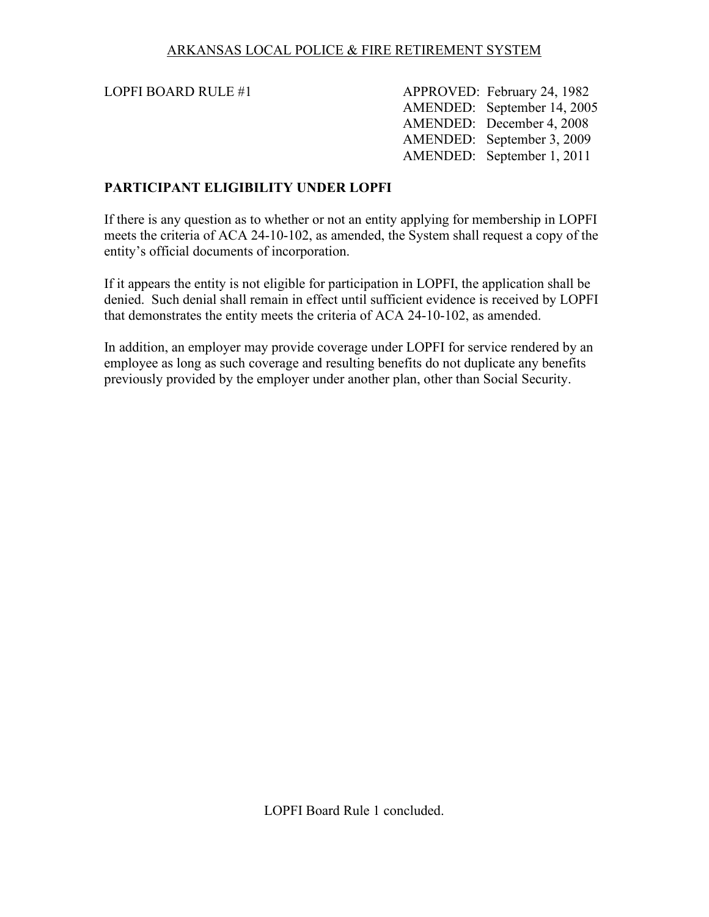ARKANSAS LOCAL POLICE & FIRE RETIREMENT SYSTEM

LOPFI BOARD RULE #1

APPROVED: February 24, 1982
AMENDED: September 14, 2005
AMENDED: December 4, 2008
AMENDED: September 3, 2009
AMENDED: September 1, 2011

## PARTICIPANT ELIGIBILITY UNDER LOPFI

If there is any question as to whether or not an entity applying for membership in LOPFI meets the criteria of ACA 24-10-102, as amended, the System shall request a copy of the entity's official documents of incorporation.

If it appears the entity is not eligible for participation in LOPFI, the application shall be denied. Such denial shall remain in effect until sufficient evidence is received by LOPFI that demonstrates the entity meets the criteria of ACA 24-10-102, as amended.

In addition, an employer may provide coverage under LOPFI for service rendered by an employee as long as such coverage and resulting benefits do not duplicate any benefits previously provided by the employer under another plan, other than Social Security.

LOPFI Board Rule 1 concluded.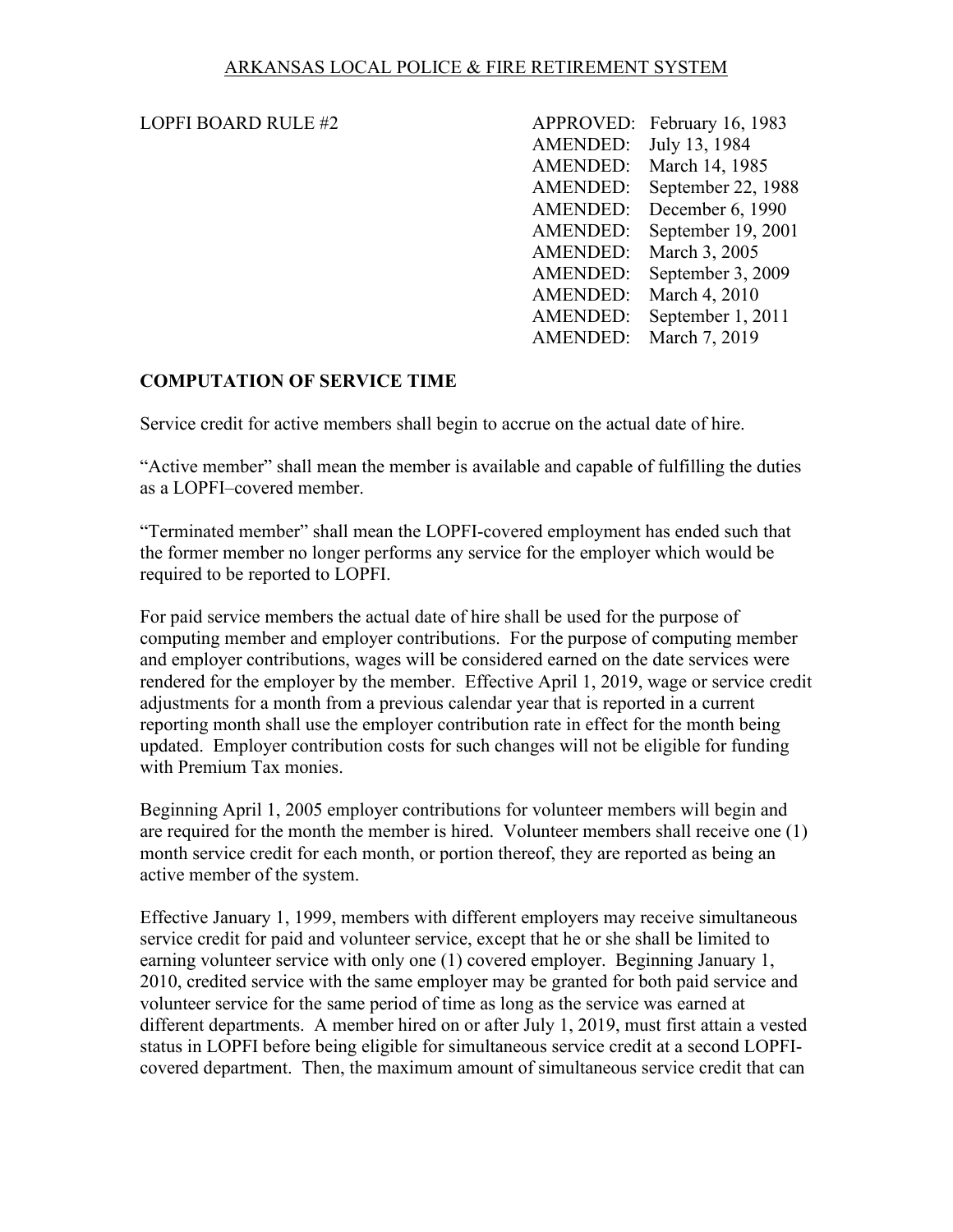ARKANSAS LOCAL POLICE & FIRE RETIREMENT SYSTEM

LOPFI BOARD RULE #2

| | |
|---|---|
| APPROVED: | February 16, 1983 |
| AMENDED: | July 13, 1984 |
| AMENDED: | March 14, 1985 |
| AMENDED: | September 22, 1988 |
| AMENDED: | December 6, 1990 |
| AMENDED: | September 19, 2001 |
| AMENDED: | March 3, 2005 |
| AMENDED: | September 3, 2009 |
| AMENDED: | March 4, 2010 |
| AMENDED: | September 1, 2011 |
| AMENDED: | March 7, 2019 |

## COMPUTATION OF SERVICE TIME

Service credit for active members shall begin to accrue on the actual date of hire.

"Active member" shall mean the member is available and capable of fulfilling the duties as a LOPFI–covered member.

"Terminated member" shall mean the LOPFI-covered employment has ended such that the former member no longer performs any service for the employer which would be required to be reported to LOPFI.

For paid service members the actual date of hire shall be used for the purpose of computing member and employer contributions. For the purpose of computing member and employer contributions, wages will be considered earned on the date services were rendered for the employer by the member. Effective April 1, 2019, wage or service credit adjustments for a month from a previous calendar year that is reported in a current reporting month shall use the employer contribution rate in effect for the month being updated. Employer contribution costs for such changes will not be eligible for funding with Premium Tax monies.

Beginning April 1, 2005 employer contributions for volunteer members will begin and are required for the month the member is hired. Volunteer members shall receive one (1) month service credit for each month, or portion thereof, they are reported as being an active member of the system.

Effective January 1, 1999, members with different employers may receive simultaneous service credit for paid and volunteer service, except that he or she shall be limited to earning volunteer service with only one (1) covered employer. Beginning January 1, 2010, credited service with the same employer may be granted for both paid service and volunteer service for the same period of time as long as the service was earned at different departments. A member hired on or after July 1, 2019, must first attain a vested status in LOPFI before being eligible for simultaneous service credit at a second LOPFI-covered department. Then, the maximum amount of simultaneous service credit that can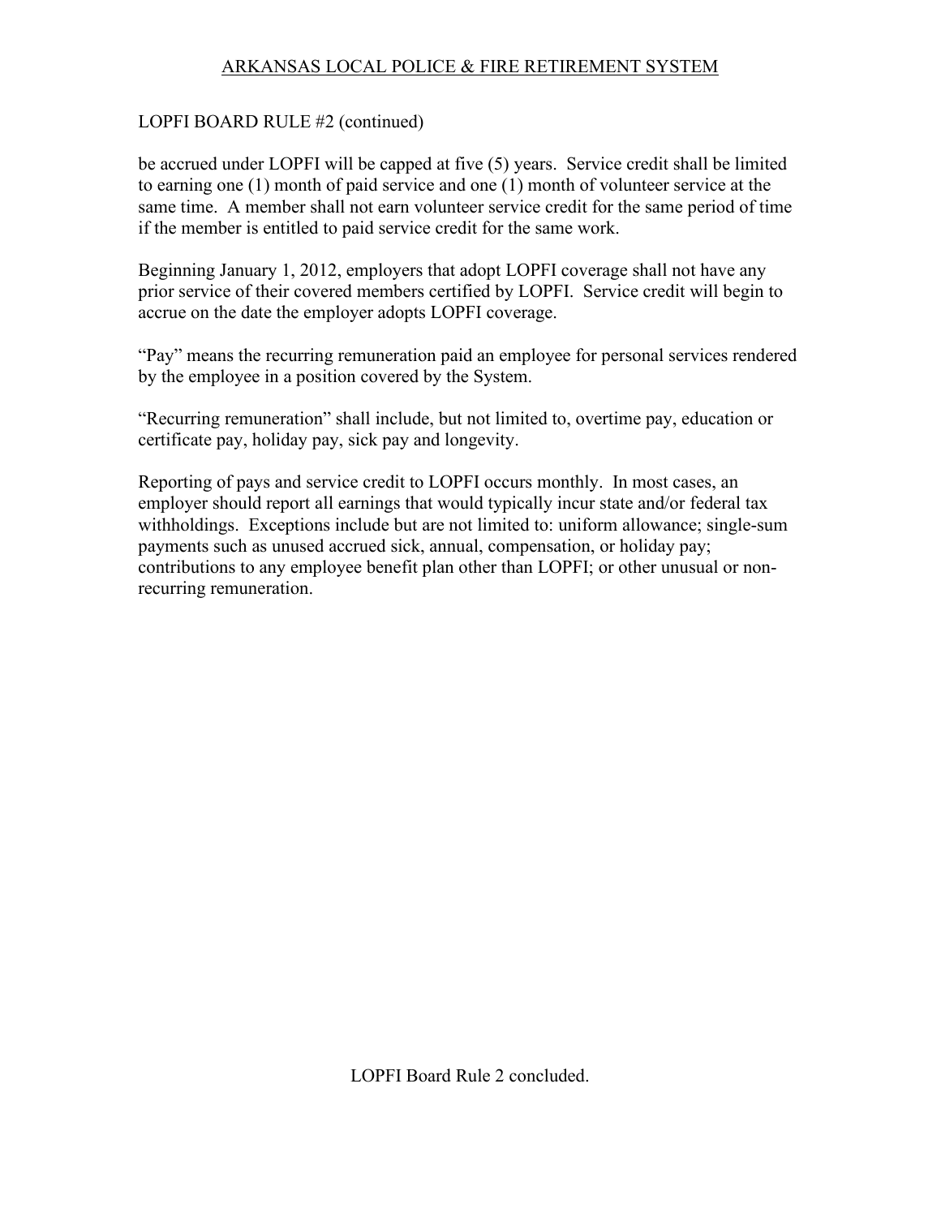LOPFI BOARD RULE #2 (continued)

be accrued under LOPFI will be capped at five (5) years. Service credit shall be limited to earning one (1) month of paid service and one (1) month of volunteer service at the same time. A member shall not earn volunteer service credit for the same period of time if the member is entitled to paid service credit for the same work.

Beginning January 1, 2012, employers that adopt LOPFI coverage shall not have any prior service of their covered members certified by LOPFI. Service credit will begin to accrue on the date the employer adopts LOPFI coverage.

"Pay" means the recurring remuneration paid an employee for personal services rendered by the employee in a position covered by the System.

"Recurring remuneration" shall include, but not limited to, overtime pay, education or certificate pay, holiday pay, sick pay and longevity.

Reporting of pays and service credit to LOPFI occurs monthly. In most cases, an employer should report all earnings that would typically incur state and/or federal tax withholdings. Exceptions include but are not limited to: uniform allowance; single-sum payments such as unused accrued sick, annual, compensation, or holiday pay; contributions to any employee benefit plan other than LOPFI; or other unusual or non-recurring remuneration.

LOPFI Board Rule 2 concluded.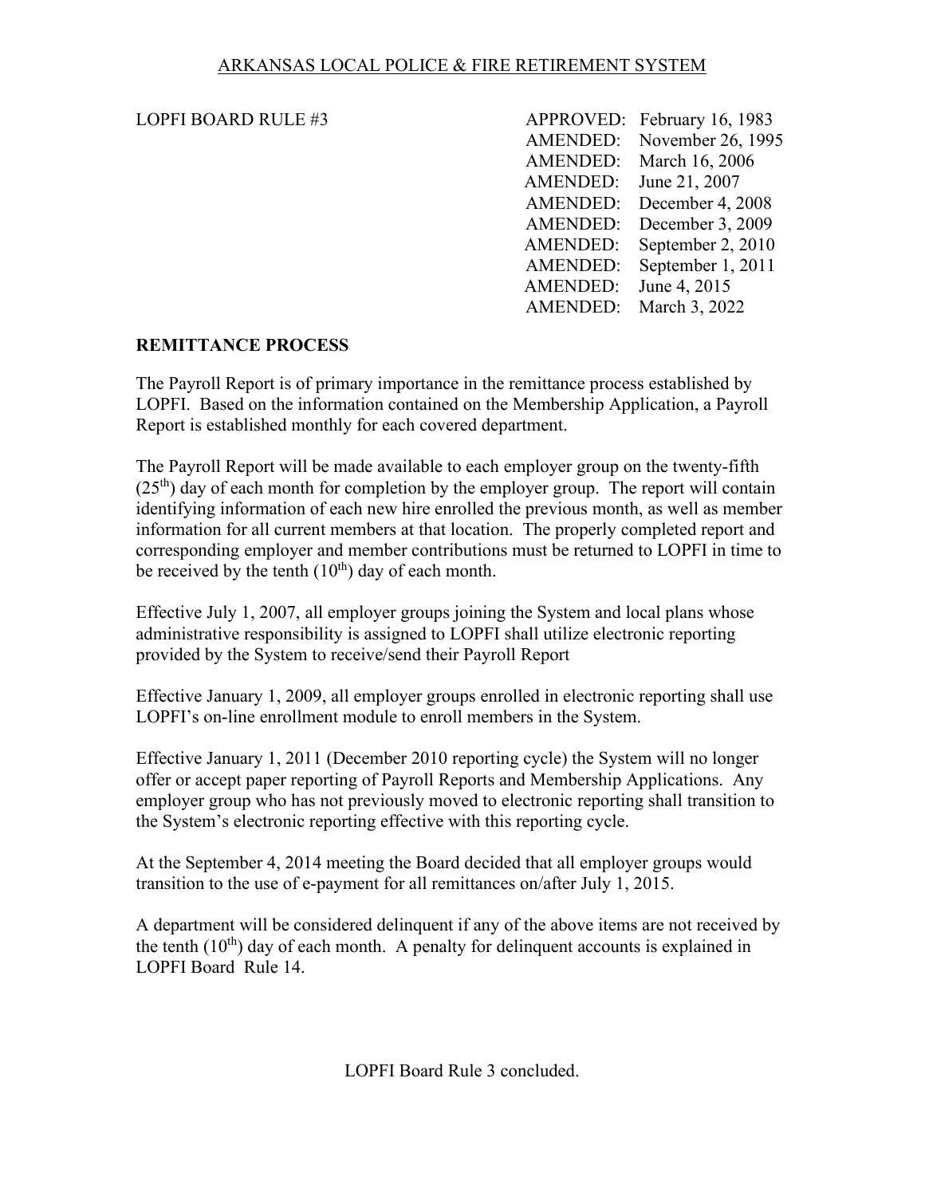ARKANSAS LOCAL POLICE & FIRE RETIREMENT SYSTEM

LOPFI BOARD RULE #3

| | |
|---|---|
| APPROVED: | February 16, 1983 |
| AMENDED: | November 26, 1995 |
| AMENDED: | March 16, 2006 |
| AMENDED: | June 21, 2007 |
| AMENDED: | December 4, 2008 |
| AMENDED: | December 3, 2009 |
| AMENDED: | September 2, 2010 |
| AMENDED: | September 1, 2011 |
| AMENDED: | June 4, 2015 |
| AMENDED: | March 3, 2022 |

## REMITTANCE PROCESS

The Payroll Report is of primary importance in the remittance process established by LOPFI. Based on the information contained on the Membership Application, a Payroll Report is established monthly for each covered department.

The Payroll Report will be made available to each employer group on the twenty-fifth (25th) day of each month for completion by the employer group. The report will contain identifying information of each new hire enrolled the previous month, as well as member information for all current members at that location. The properly completed report and corresponding employer and member contributions must be returned to LOPFI in time to be received by the tenth (10th) day of each month.

Effective July 1, 2007, all employer groups joining the System and local plans whose administrative responsibility is assigned to LOPFI shall utilize electronic reporting provided by the System to receive/send their Payroll Report

Effective January 1, 2009, all employer groups enrolled in electronic reporting shall use LOPFI's on-line enrollment module to enroll members in the System.

Effective January 1, 2011 (December 2010 reporting cycle) the System will no longer offer or accept paper reporting of Payroll Reports and Membership Applications. Any employer group who has not previously moved to electronic reporting shall transition to the System's electronic reporting effective with this reporting cycle.

At the September 4, 2014 meeting the Board decided that all employer groups would transition to the use of e-payment for all remittances on/after July 1, 2015.

A department will be considered delinquent if any of the above items are not received by the tenth (10th) day of each month. A penalty for delinquent accounts is explained in LOPFI Board Rule 14.

LOPFI Board Rule 3 concluded.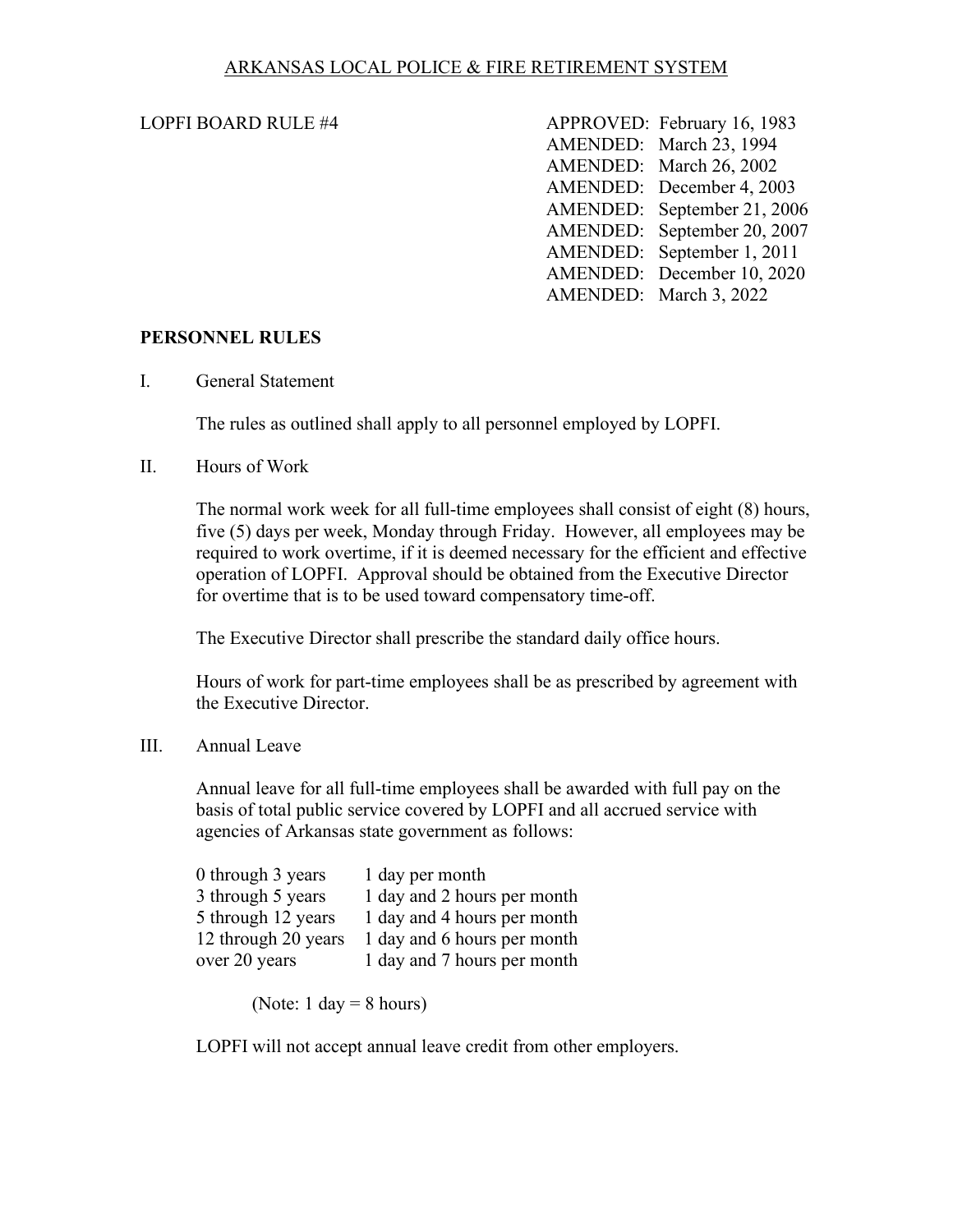ARKANSAS LOCAL POLICE & FIRE RETIREMENT SYSTEM

LOPFI BOARD RULE #4

APPROVED: February 16, 1983
AMENDED: March 23, 1994
AMENDED: March 26, 2002
AMENDED: December 4, 2003
AMENDED: September 21, 2006
AMENDED: September 20, 2007
AMENDED: September 1, 2011
AMENDED: December 10, 2020
AMENDED: March 3, 2022

## PERSONNEL RULES

I. General Statement

The rules as outlined shall apply to all personnel employed by LOPFI.

II. Hours of Work

The normal work week for all full-time employees shall consist of eight (8) hours, five (5) days per week, Monday through Friday. However, all employees may be required to work overtime, if it is deemed necessary for the efficient and effective operation of LOPFI. Approval should be obtained from the Executive Director for overtime that is to be used toward compensatory time-off.

The Executive Director shall prescribe the standard daily office hours.

Hours of work for part-time employees shall be as prescribed by agreement with the Executive Director.

III. Annual Leave

Annual leave for all full-time employees shall be awarded with full pay on the basis of total public service covered by LOPFI and all accrued service with agencies of Arkansas state government as follows:

| | |
|---|---|
| 0 through 3 years | 1 day per month |
| 3 through 5 years | 1 day and 2 hours per month |
| 5 through 12 years | 1 day and 4 hours per month |
| 12 through 20 years | 1 day and 6 hours per month |
| over 20 years | 1 day and 7 hours per month |

(Note: 1 day = 8 hours)

LOPFI will not accept annual leave credit from other employers.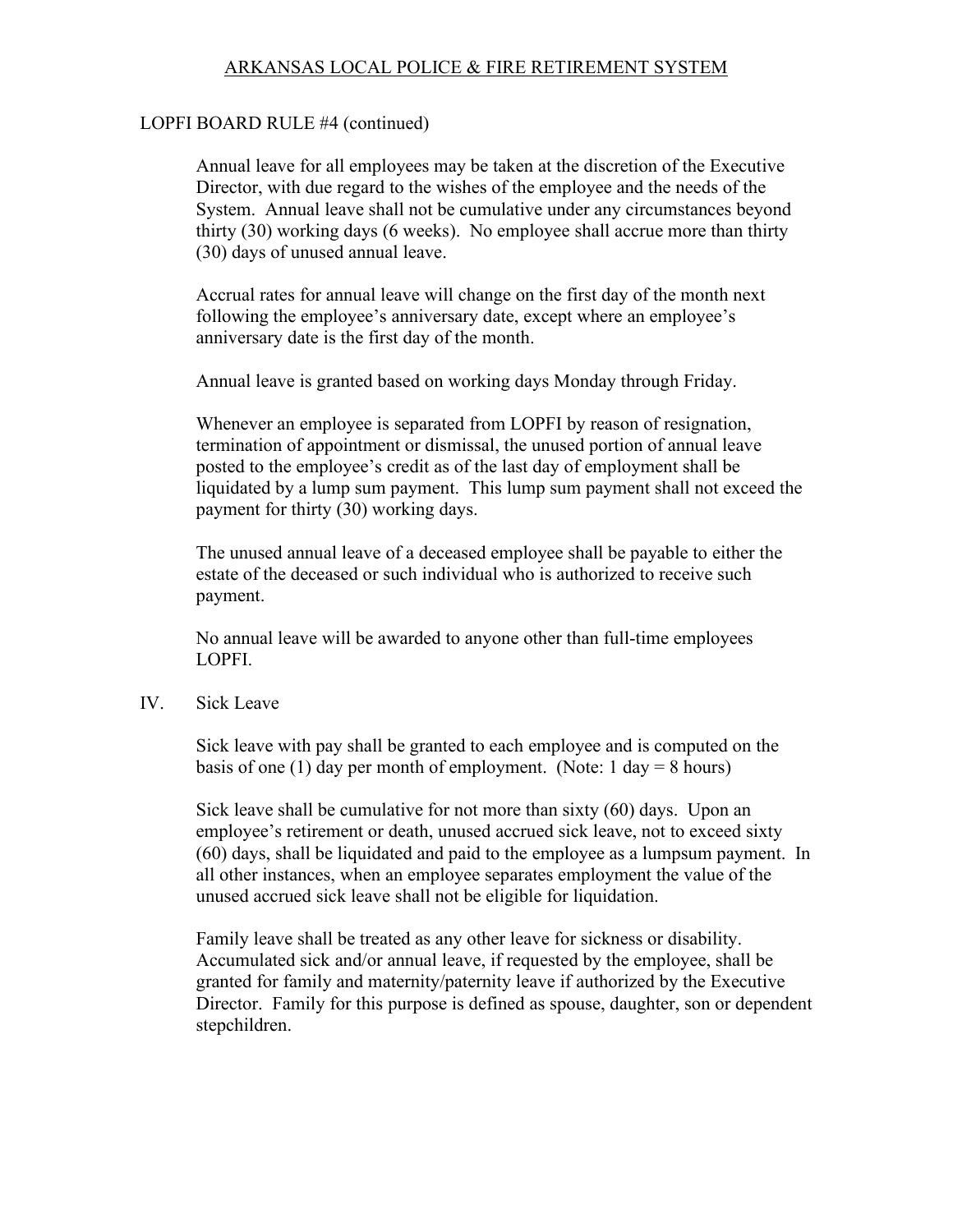LOPFI BOARD RULE #4 (continued)

Annual leave for all employees may be taken at the discretion of the Executive Director, with due regard to the wishes of the employee and the needs of the System. Annual leave shall not be cumulative under any circumstances beyond thirty (30) working days (6 weeks). No employee shall accrue more than thirty (30) days of unused annual leave.

Accrual rates for annual leave will change on the first day of the month next following the employee's anniversary date, except where an employee's anniversary date is the first day of the month.

Annual leave is granted based on working days Monday through Friday.

Whenever an employee is separated from LOPFI by reason of resignation, termination of appointment or dismissal, the unused portion of annual leave posted to the employee's credit as of the last day of employment shall be liquidated by a lump sum payment. This lump sum payment shall not exceed the payment for thirty (30) working days.

The unused annual leave of a deceased employee shall be payable to either the estate of the deceased or such individual who is authorized to receive such payment.

No annual leave will be awarded to anyone other than full-time employees LOPFI.

IV. Sick Leave

Sick leave with pay shall be granted to each employee and is computed on the basis of one (1) day per month of employment. (Note: 1 day = 8 hours)

Sick leave shall be cumulative for not more than sixty (60) days. Upon an employee's retirement or death, unused accrued sick leave, not to exceed sixty (60) days, shall be liquidated and paid to the employee as a lumpsum payment. In all other instances, when an employee separates employment the value of the unused accrued sick leave shall not be eligible for liquidation.

Family leave shall be treated as any other leave for sickness or disability. Accumulated sick and/or annual leave, if requested by the employee, shall be granted for family and maternity/paternity leave if authorized by the Executive Director. Family for this purpose is defined as spouse, daughter, son or dependent stepchildren.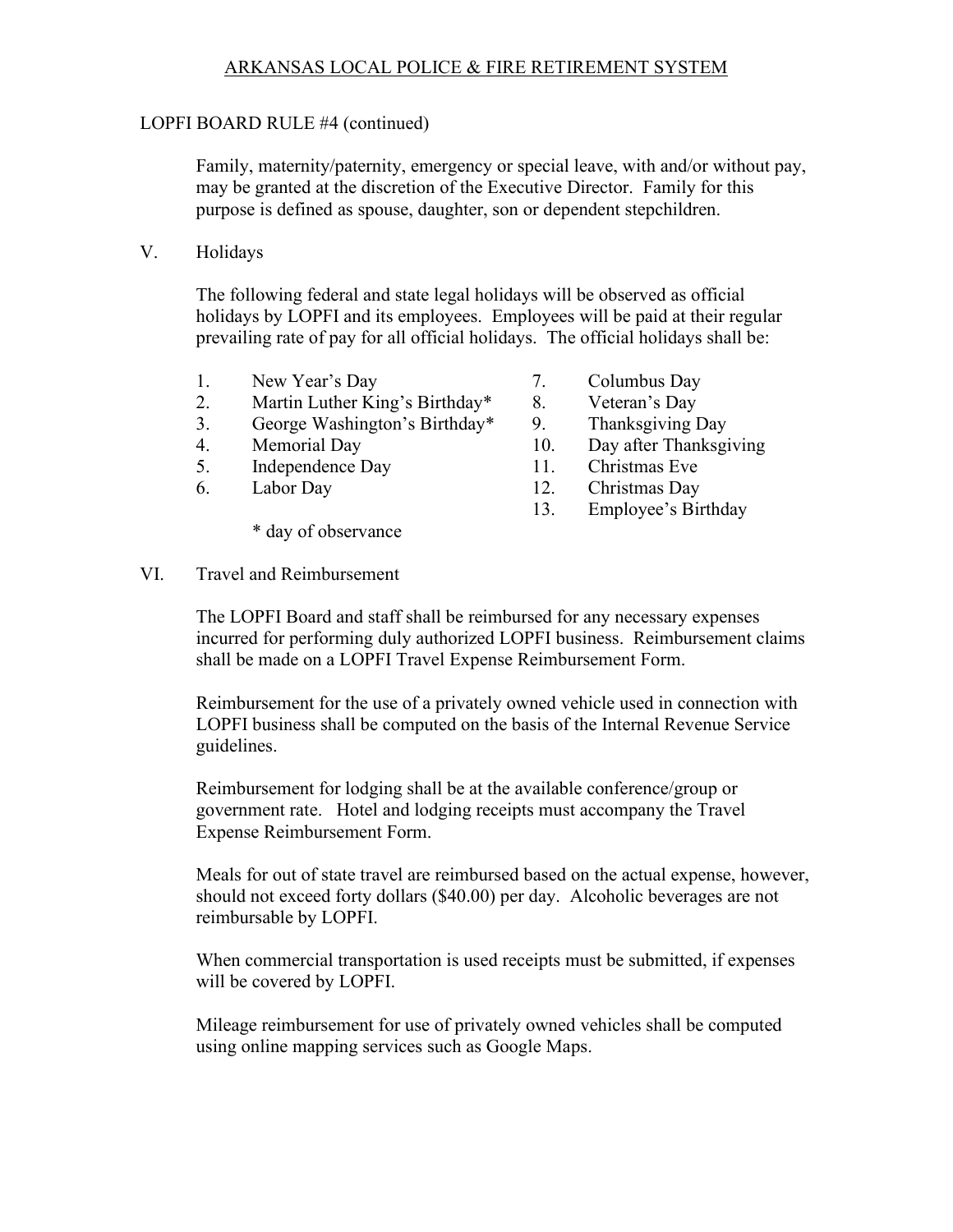LOPFI BOARD RULE #4 (continued)

Family, maternity/paternity, emergency or special leave, with and/or without pay, may be granted at the discretion of the Executive Director. Family for this purpose is defined as spouse, daughter, son or dependent stepchildren.

## V. Holidays

The following federal and state legal holidays will be observed as official holidays by LOPFI and its employees. Employees will be paid at their regular prevailing rate of pay for all official holidays. The official holidays shall be:

1. New Year's Day
2. Martin Luther King's Birthday*
3. George Washington's Birthday*
4. Memorial Day
5. Independence Day
6. Labor Day
7. Columbus Day
8. Veteran's Day
9. Thanksgiving Day
10. Day after Thanksgiving
11. Christmas Eve
12. Christmas Day
13. Employee's Birthday

\* day of observance

## VI. Travel and Reimbursement

The LOPFI Board and staff shall be reimbursed for any necessary expenses incurred for performing duly authorized LOPFI business. Reimbursement claims shall be made on a LOPFI Travel Expense Reimbursement Form.

Reimbursement for the use of a privately owned vehicle used in connection with LOPFI business shall be computed on the basis of the Internal Revenue Service guidelines.

Reimbursement for lodging shall be at the available conference/group or government rate. Hotel and lodging receipts must accompany the Travel Expense Reimbursement Form.

Meals for out of state travel are reimbursed based on the actual expense, however, should not exceed forty dollars ($40.00) per day. Alcoholic beverages are not reimbursable by LOPFI.

When commercial transportation is used receipts must be submitted, if expenses will be covered by LOPFI.

Mileage reimbursement for use of privately owned vehicles shall be computed using online mapping services such as Google Maps.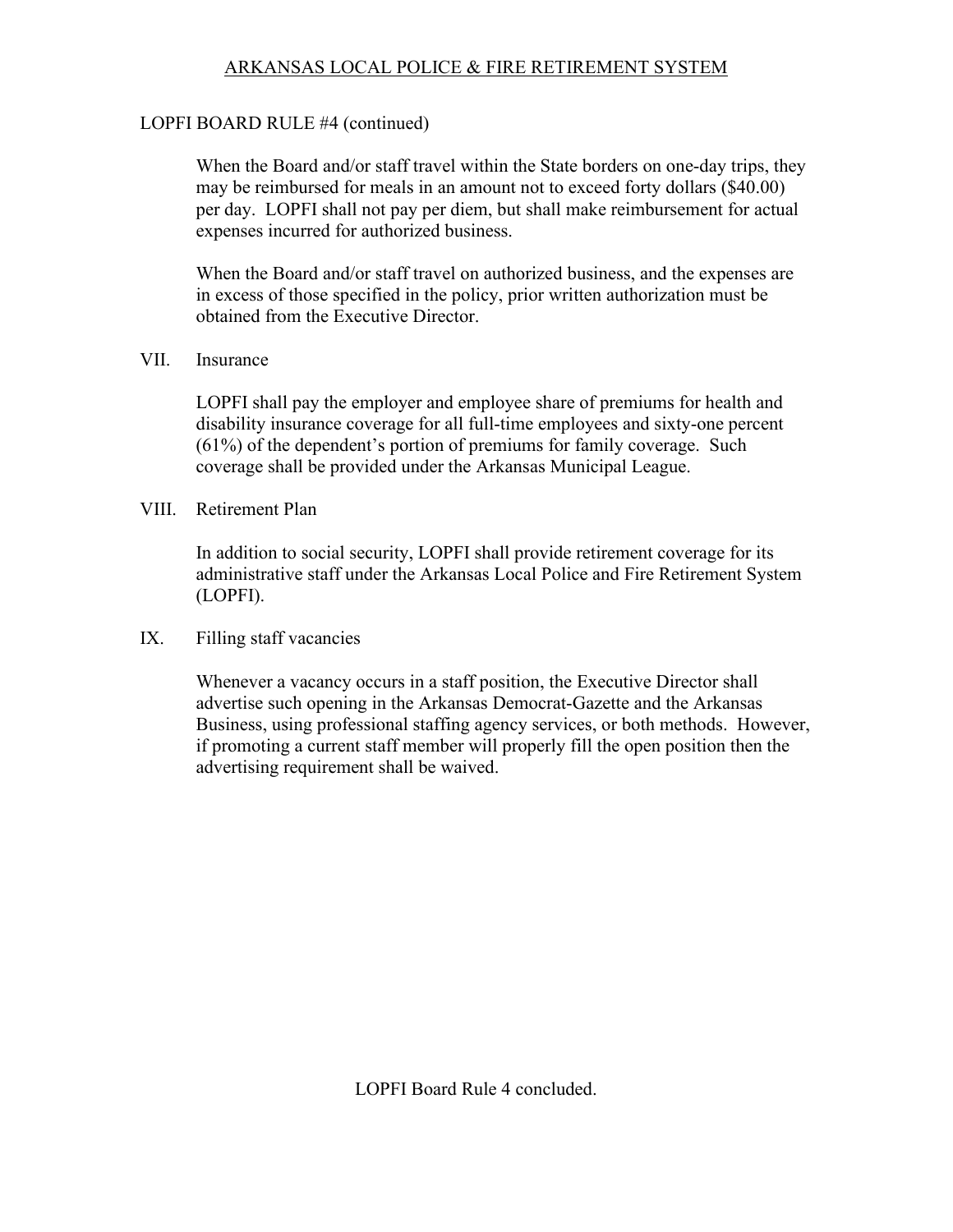LOPFI BOARD RULE #4 (continued)

When the Board and/or staff travel within the State borders on one-day trips, they may be reimbursed for meals in an amount not to exceed forty dollars ($40.00) per day. LOPFI shall not pay per diem, but shall make reimbursement for actual expenses incurred for authorized business.

When the Board and/or staff travel on authorized business, and the expenses are in excess of those specified in the policy, prior written authorization must be obtained from the Executive Director.

VII. Insurance

LOPFI shall pay the employer and employee share of premiums for health and disability insurance coverage for all full-time employees and sixty-one percent (61%) of the dependent's portion of premiums for family coverage. Such coverage shall be provided under the Arkansas Municipal League.

VIII. Retirement Plan

In addition to social security, LOPFI shall provide retirement coverage for its administrative staff under the Arkansas Local Police and Fire Retirement System (LOPFI).

IX. Filling staff vacancies

Whenever a vacancy occurs in a staff position, the Executive Director shall advertise such opening in the Arkansas Democrat-Gazette and the Arkansas Business, using professional staffing agency services, or both methods. However, if promoting a current staff member will properly fill the open position then the advertising requirement shall be waived.

LOPFI Board Rule 4 concluded.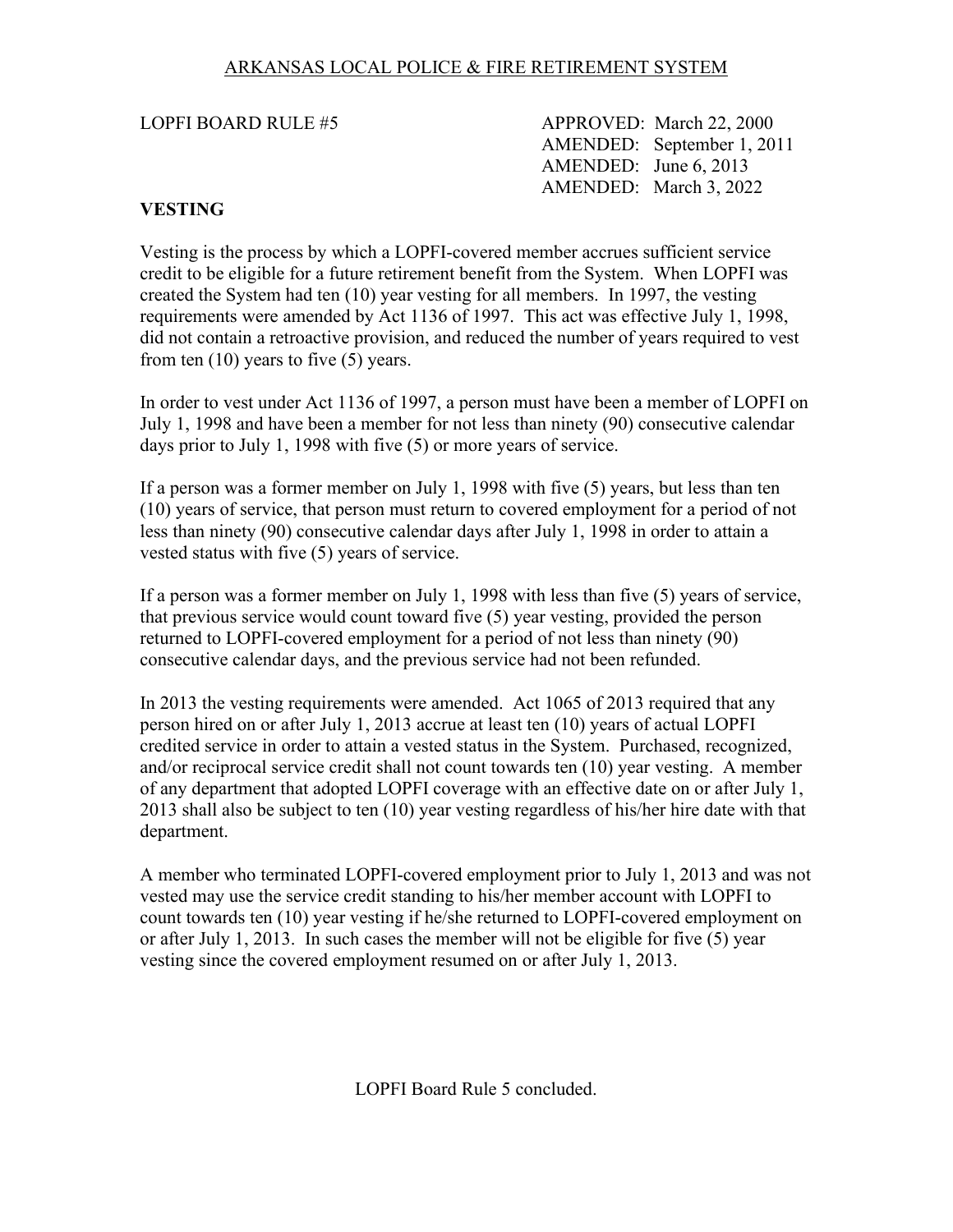ARKANSAS LOCAL POLICE & FIRE RETIREMENT SYSTEM

LOPFI BOARD RULE #5

APPROVED: March 22, 2000
AMENDED: September 1, 2011
AMENDED: June 6, 2013
AMENDED: March 3, 2022

## VESTING

Vesting is the process by which a LOPFI-covered member accrues sufficient service credit to be eligible for a future retirement benefit from the System. When LOPFI was created the System had ten (10) year vesting for all members. In 1997, the vesting requirements were amended by Act 1136 of 1997. This act was effective July 1, 1998, did not contain a retroactive provision, and reduced the number of years required to vest from ten (10) years to five (5) years.

In order to vest under Act 1136 of 1997, a person must have been a member of LOPFI on July 1, 1998 and have been a member for not less than ninety (90) consecutive calendar days prior to July 1, 1998 with five (5) or more years of service.

If a person was a former member on July 1, 1998 with five (5) years, but less than ten (10) years of service, that person must return to covered employment for a period of not less than ninety (90) consecutive calendar days after July 1, 1998 in order to attain a vested status with five (5) years of service.

If a person was a former member on July 1, 1998 with less than five (5) years of service, that previous service would count toward five (5) year vesting, provided the person returned to LOPFI-covered employment for a period of not less than ninety (90) consecutive calendar days, and the previous service had not been refunded.

In 2013 the vesting requirements were amended. Act 1065 of 2013 required that any person hired on or after July 1, 2013 accrue at least ten (10) years of actual LOPFI credited service in order to attain a vested status in the System. Purchased, recognized, and/or reciprocal service credit shall not count towards ten (10) year vesting. A member of any department that adopted LOPFI coverage with an effective date on or after July 1, 2013 shall also be subject to ten (10) year vesting regardless of his/her hire date with that department.

A member who terminated LOPFI-covered employment prior to July 1, 2013 and was not vested may use the service credit standing to his/her member account with LOPFI to count towards ten (10) year vesting if he/she returned to LOPFI-covered employment on or after July 1, 2013. In such cases the member will not be eligible for five (5) year vesting since the covered employment resumed on or after July 1, 2013.

LOPFI Board Rule 5 concluded.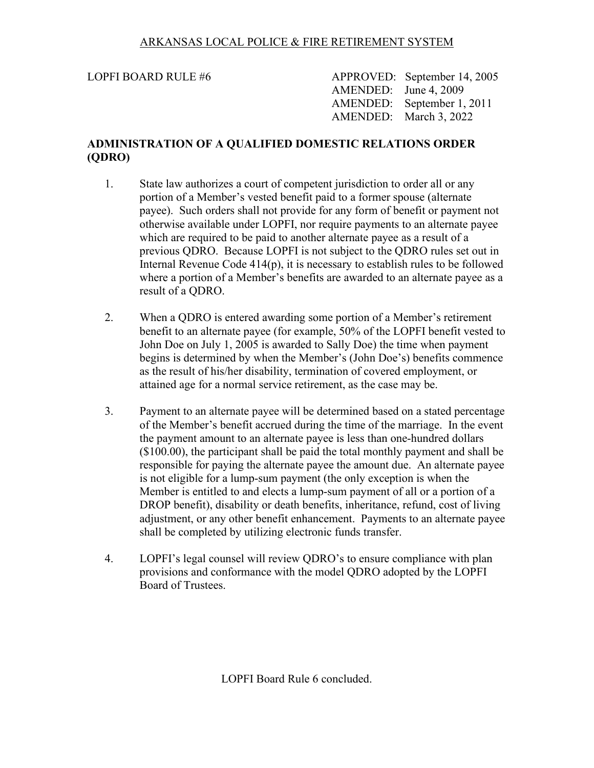ARKANSAS LOCAL POLICE & FIRE RETIREMENT SYSTEM

LOPFI BOARD RULE #6

APPROVED: September 14, 2005
AMENDED: June 4, 2009
AMENDED: September 1, 2011
AMENDED: March 3, 2022

## ADMINISTRATION OF A QUALIFIED DOMESTIC RELATIONS ORDER (QDRO)

1. State law authorizes a court of competent jurisdiction to order all or any portion of a Member's vested benefit paid to a former spouse (alternate payee). Such orders shall not provide for any form of benefit or payment not otherwise available under LOPFI, nor require payments to an alternate payee which are required to be paid to another alternate payee as a result of a previous QDRO. Because LOPFI is not subject to the QDRO rules set out in Internal Revenue Code 414(p), it is necessary to establish rules to be followed where a portion of a Member's benefits are awarded to an alternate payee as a result of a QDRO.

2. When a QDRO is entered awarding some portion of a Member's retirement benefit to an alternate payee (for example, 50% of the LOPFI benefit vested to John Doe on July 1, 2005 is awarded to Sally Doe) the time when payment begins is determined by when the Member's (John Doe's) benefits commence as the result of his/her disability, termination of covered employment, or attained age for a normal service retirement, as the case may be.

3. Payment to an alternate payee will be determined based on a stated percentage of the Member's benefit accrued during the time of the marriage. In the event the payment amount to an alternate payee is less than one-hundred dollars ($100.00), the participant shall be paid the total monthly payment and shall be responsible for paying the alternate payee the amount due. An alternate payee is not eligible for a lump-sum payment (the only exception is when the Member is entitled to and elects a lump-sum payment of all or a portion of a DROP benefit), disability or death benefits, inheritance, refund, cost of living adjustment, or any other benefit enhancement. Payments to an alternate payee shall be completed by utilizing electronic funds transfer.

4. LOPFI's legal counsel will review QDRO's to ensure compliance with plan provisions and conformance with the model QDRO adopted by the LOPFI Board of Trustees.

LOPFI Board Rule 6 concluded.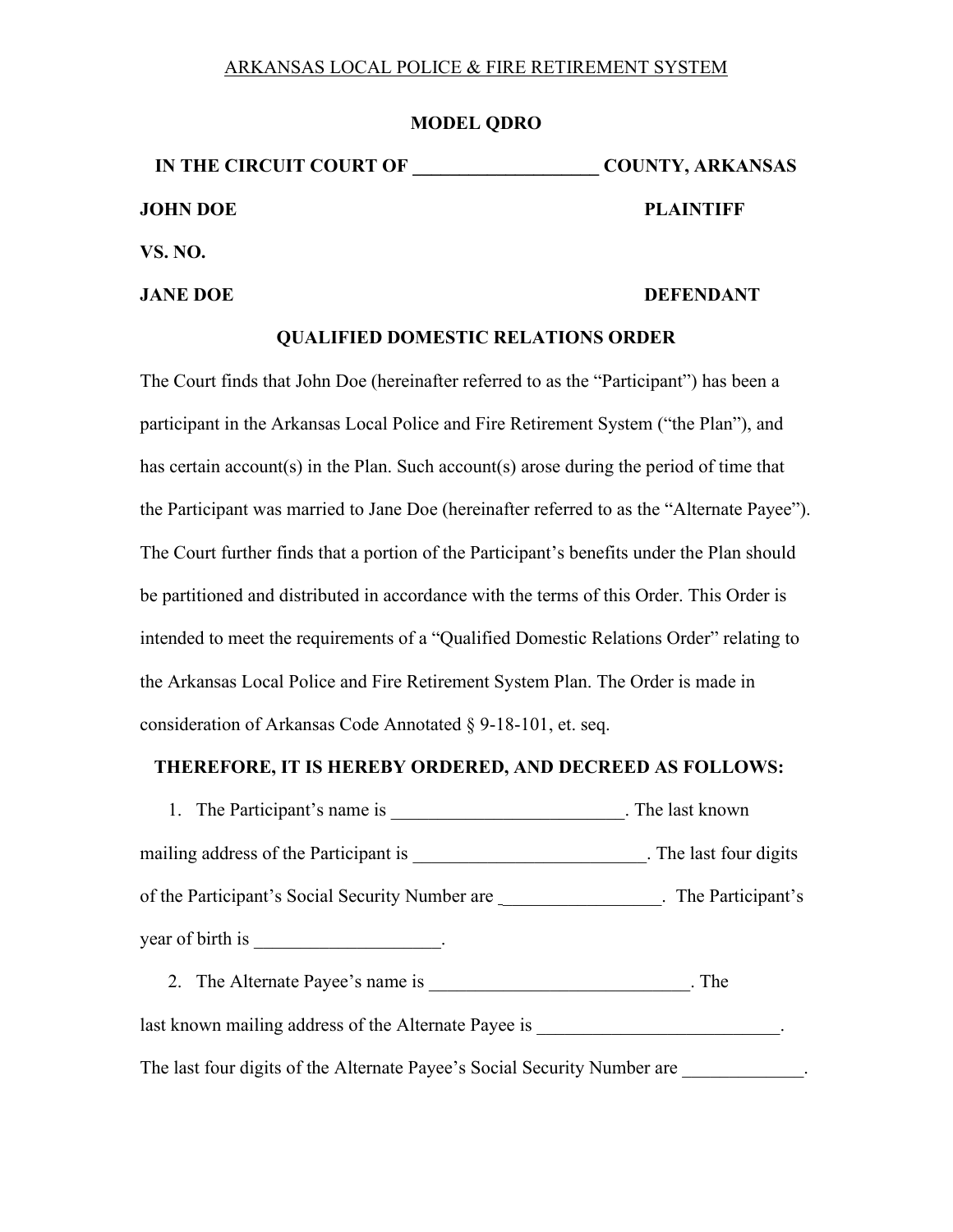ARKANSAS LOCAL POLICE & FIRE RETIREMENT SYSTEM

**MODEL QDRO**

**IN THE CIRCUIT COURT OF ____________________ COUNTY, ARKANSAS**

**JOHN DOE** **PLAINTIFF**

**VS. NO.**

**JANE DOE** **DEFENDANT**

**QUALIFIED DOMESTIC RELATIONS ORDER**

The Court finds that John Doe (hereinafter referred to as the "Participant") has been a participant in the Arkansas Local Police and Fire Retirement System ("the Plan"), and has certain account(s) in the Plan. Such account(s) arose during the period of time that the Participant was married to Jane Doe (hereinafter referred to as the "Alternate Payee"). The Court further finds that a portion of the Participant's benefits under the Plan should be partitioned and distributed in accordance with the terms of this Order. This Order is intended to meet the requirements of a "Qualified Domestic Relations Order" relating to the Arkansas Local Police and Fire Retirement System Plan. The Order is made in consideration of Arkansas Code Annotated § 9-18-101, et. seq.

**THEREFORE, IT IS HEREBY ORDERED, AND DECREED AS FOLLOWS:**

1. The Participant's name is _________________________. The last known mailing address of the Participant is _________________________. The last four digits of the Participant's Social Security Number are _________________. The Participant's year of birth is ____________________.

2. The Alternate Payee's name is ____________________________. The last known mailing address of the Alternate Payee is __________________________. The last four digits of the Alternate Payee's Social Security Number are _____________.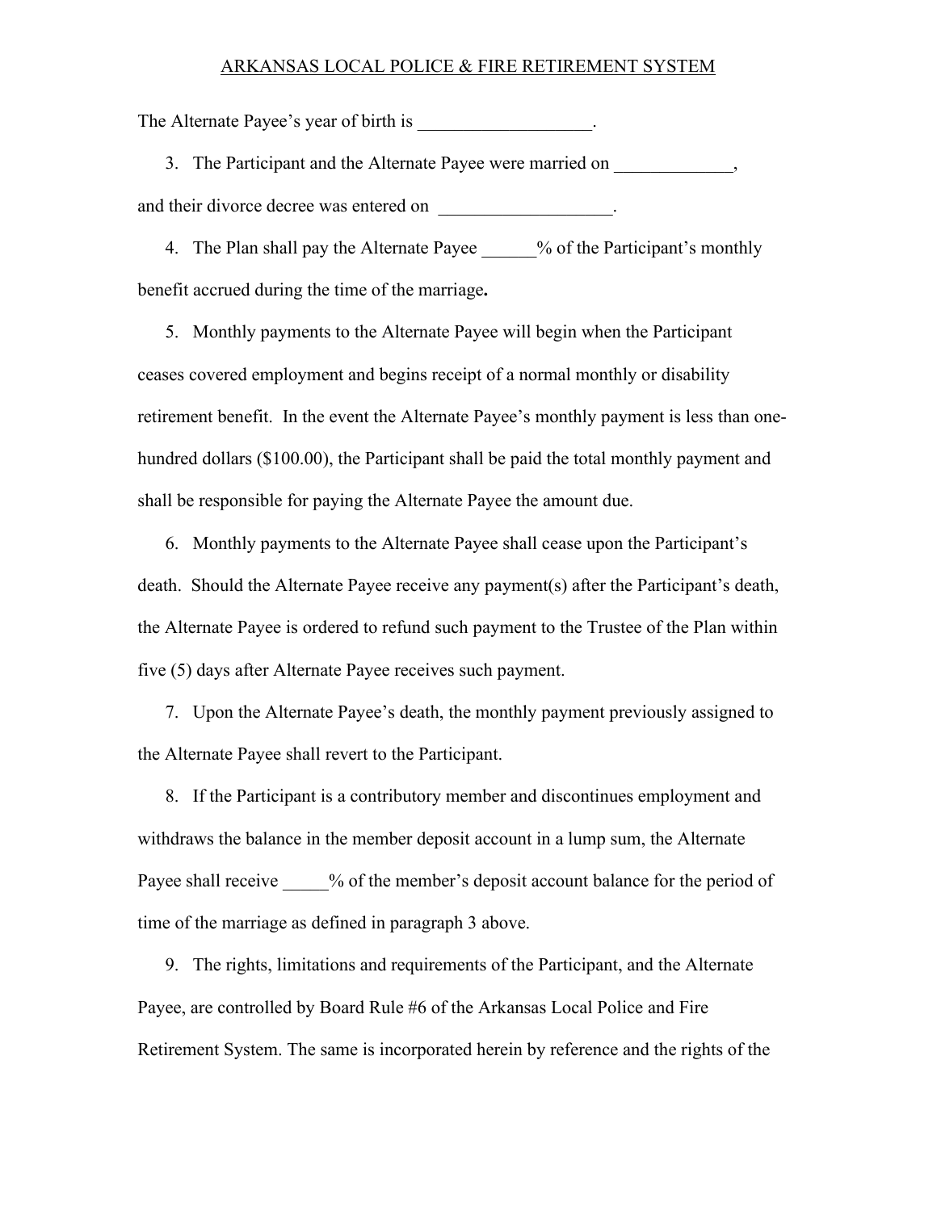The Alternate Payee's year of birth is ___________________.

3. The Participant and the Alternate Payee were married on _____________, and their divorce decree was entered on ___________________.

4. The Plan shall pay the Alternate Payee ______% of the Participant's monthly benefit accrued during the time of the marriage**.**

5. Monthly payments to the Alternate Payee will begin when the Participant ceases covered employment and begins receipt of a normal monthly or disability retirement benefit. In the event the Alternate Payee's monthly payment is less than one-hundred dollars ($100.00), the Participant shall be paid the total monthly payment and shall be responsible for paying the Alternate Payee the amount due.

6. Monthly payments to the Alternate Payee shall cease upon the Participant's death. Should the Alternate Payee receive any payment(s) after the Participant's death, the Alternate Payee is ordered to refund such payment to the Trustee of the Plan within five (5) days after Alternate Payee receives such payment.

7. Upon the Alternate Payee's death, the monthly payment previously assigned to the Alternate Payee shall revert to the Participant.

8. If the Participant is a contributory member and discontinues employment and withdraws the balance in the member deposit account in a lump sum, the Alternate Payee shall receive _____% of the member's deposit account balance for the period of time of the marriage as defined in paragraph 3 above.

9. The rights, limitations and requirements of the Participant, and the Alternate Payee, are controlled by Board Rule #6 of the Arkansas Local Police and Fire Retirement System. The same is incorporated herein by reference and the rights of the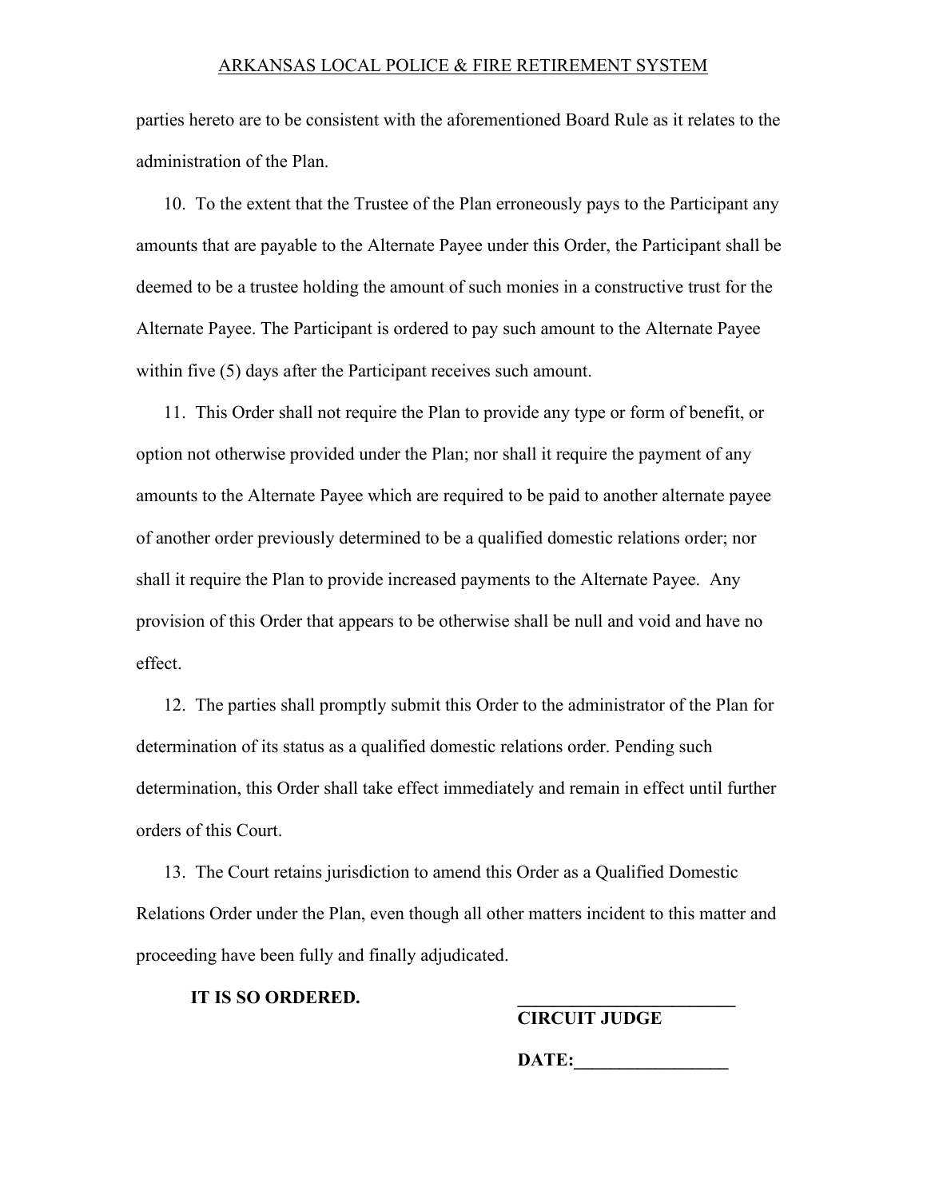parties hereto are to be consistent with the aforementioned Board Rule as it relates to the administration of the Plan.

10. To the extent that the Trustee of the Plan erroneously pays to the Participant any amounts that are payable to the Alternate Payee under this Order, the Participant shall be deemed to be a trustee holding the amount of such monies in a constructive trust for the Alternate Payee. The Participant is ordered to pay such amount to the Alternate Payee within five (5) days after the Participant receives such amount.

11. This Order shall not require the Plan to provide any type or form of benefit, or option not otherwise provided under the Plan; nor shall it require the payment of any amounts to the Alternate Payee which are required to be paid to another alternate payee of another order previously determined to be a qualified domestic relations order; nor shall it require the Plan to provide increased payments to the Alternate Payee. Any provision of this Order that appears to be otherwise shall be null and void and have no effect.

12. The parties shall promptly submit this Order to the administrator of the Plan for determination of its status as a qualified domestic relations order. Pending such determination, this Order shall take effect immediately and remain in effect until further orders of this Court.

13. The Court retains jurisdiction to amend this Order as a Qualified Domestic Relations Order under the Plan, even though all other matters incident to this matter and proceeding have been fully and finally adjudicated.

**IT IS SO ORDERED.**

**_________________________**
**CIRCUIT JUDGE**

**DATE:_________________**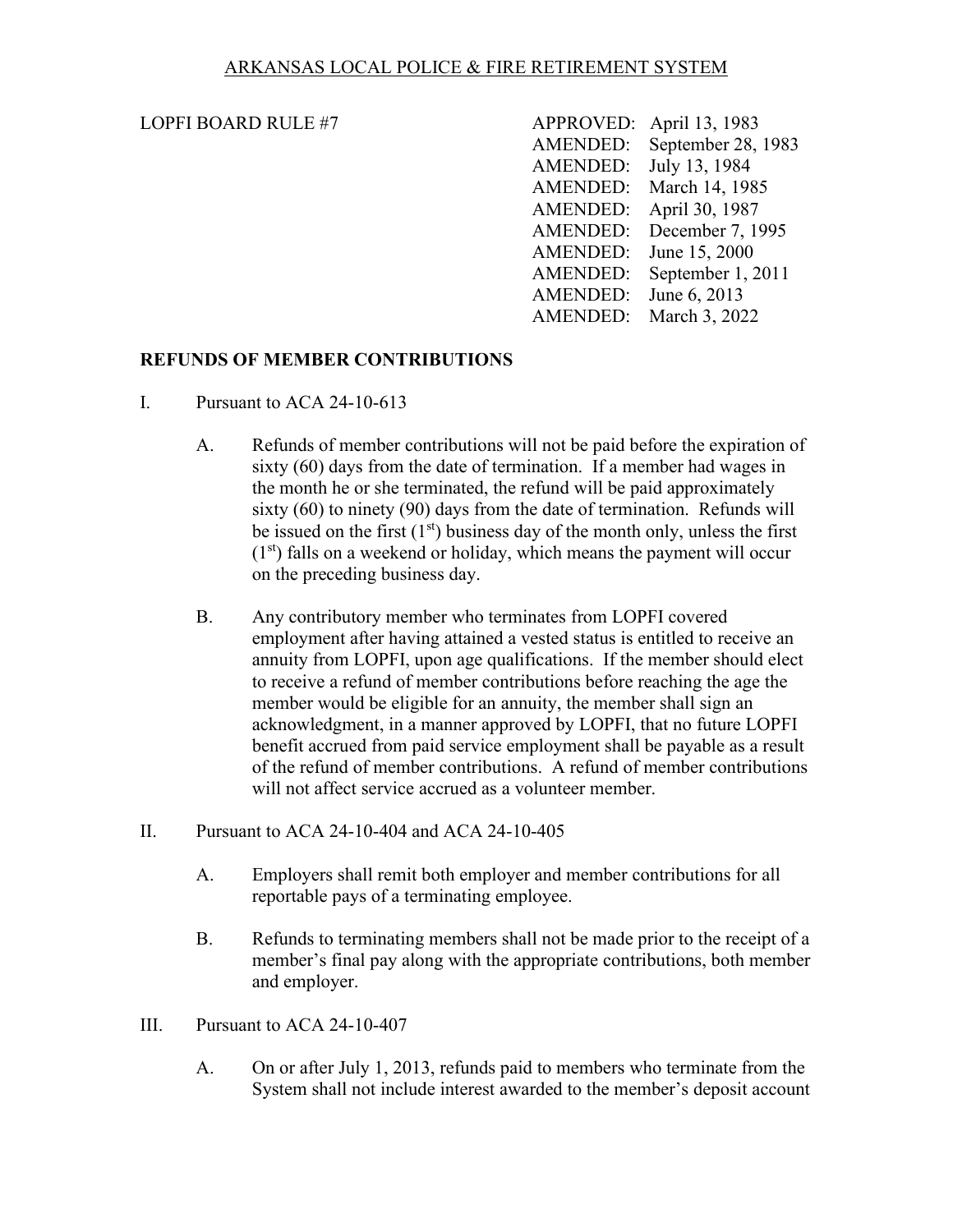ARKANSAS LOCAL POLICE & FIRE RETIREMENT SYSTEM

LOPFI BOARD RULE #7

| | |
|---|---|
| APPROVED: | April 13, 1983 |
| AMENDED: | September 28, 1983 |
| AMENDED: | July 13, 1984 |
| AMENDED: | March 14, 1985 |
| AMENDED: | April 30, 1987 |
| AMENDED: | December 7, 1995 |
| AMENDED: | June 15, 2000 |
| AMENDED: | September 1, 2011 |
| AMENDED: | June 6, 2013 |
| AMENDED: | March 3, 2022 |

## REFUNDS OF MEMBER CONTRIBUTIONS

I. Pursuant to ACA 24-10-613

   A. Refunds of member contributions will not be paid before the expiration of sixty (60) days from the date of termination. If a member had wages in the month he or she terminated, the refund will be paid approximately sixty (60) to ninety (90) days from the date of termination. Refunds will be issued on the first (1st) business day of the month only, unless the first (1st) falls on a weekend or holiday, which means the payment will occur on the preceding business day.

   B. Any contributory member who terminates from LOPFI covered employment after having attained a vested status is entitled to receive an annuity from LOPFI, upon age qualifications. If the member should elect to receive a refund of member contributions before reaching the age the member would be eligible for an annuity, the member shall sign an acknowledgment, in a manner approved by LOPFI, that no future LOPFI benefit accrued from paid service employment shall be payable as a result of the refund of member contributions. A refund of member contributions will not affect service accrued as a volunteer member.

II. Pursuant to ACA 24-10-404 and ACA 24-10-405

   A. Employers shall remit both employer and member contributions for all reportable pays of a terminating employee.

   B. Refunds to terminating members shall not be made prior to the receipt of a member's final pay along with the appropriate contributions, both member and employer.

III. Pursuant to ACA 24-10-407

   A. On or after July 1, 2013, refunds paid to members who terminate from the System shall not include interest awarded to the member's deposit account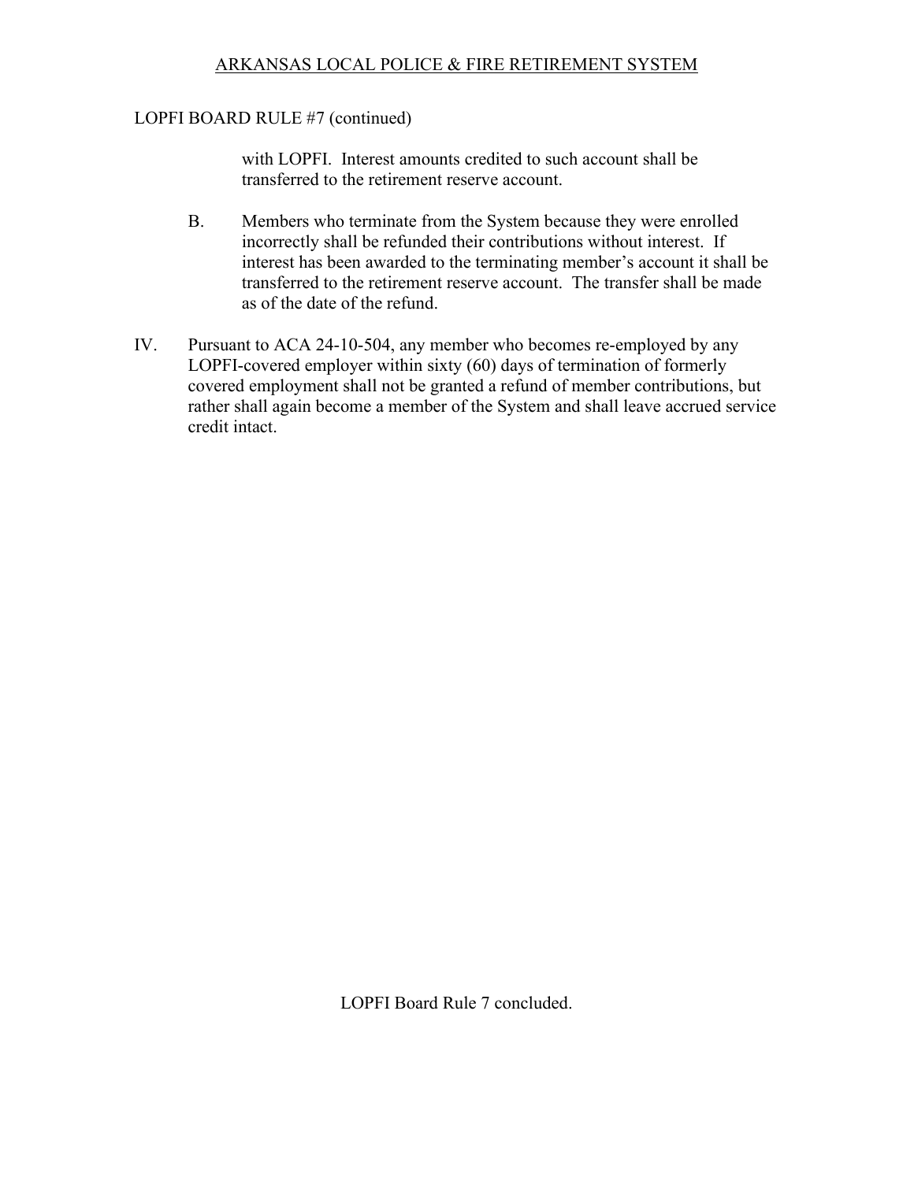LOPFI BOARD RULE #7 (continued)

with LOPFI. Interest amounts credited to such account shall be transferred to the retirement reserve account.

B. Members who terminate from the System because they were enrolled incorrectly shall be refunded their contributions without interest. If interest has been awarded to the terminating member's account it shall be transferred to the retirement reserve account. The transfer shall be made as of the date of the refund.

IV. Pursuant to ACA 24-10-504, any member who becomes re-employed by any LOPFI-covered employer within sixty (60) days of termination of formerly covered employment shall not be granted a refund of member contributions, but rather shall again become a member of the System and shall leave accrued service credit intact.

LOPFI Board Rule 7 concluded.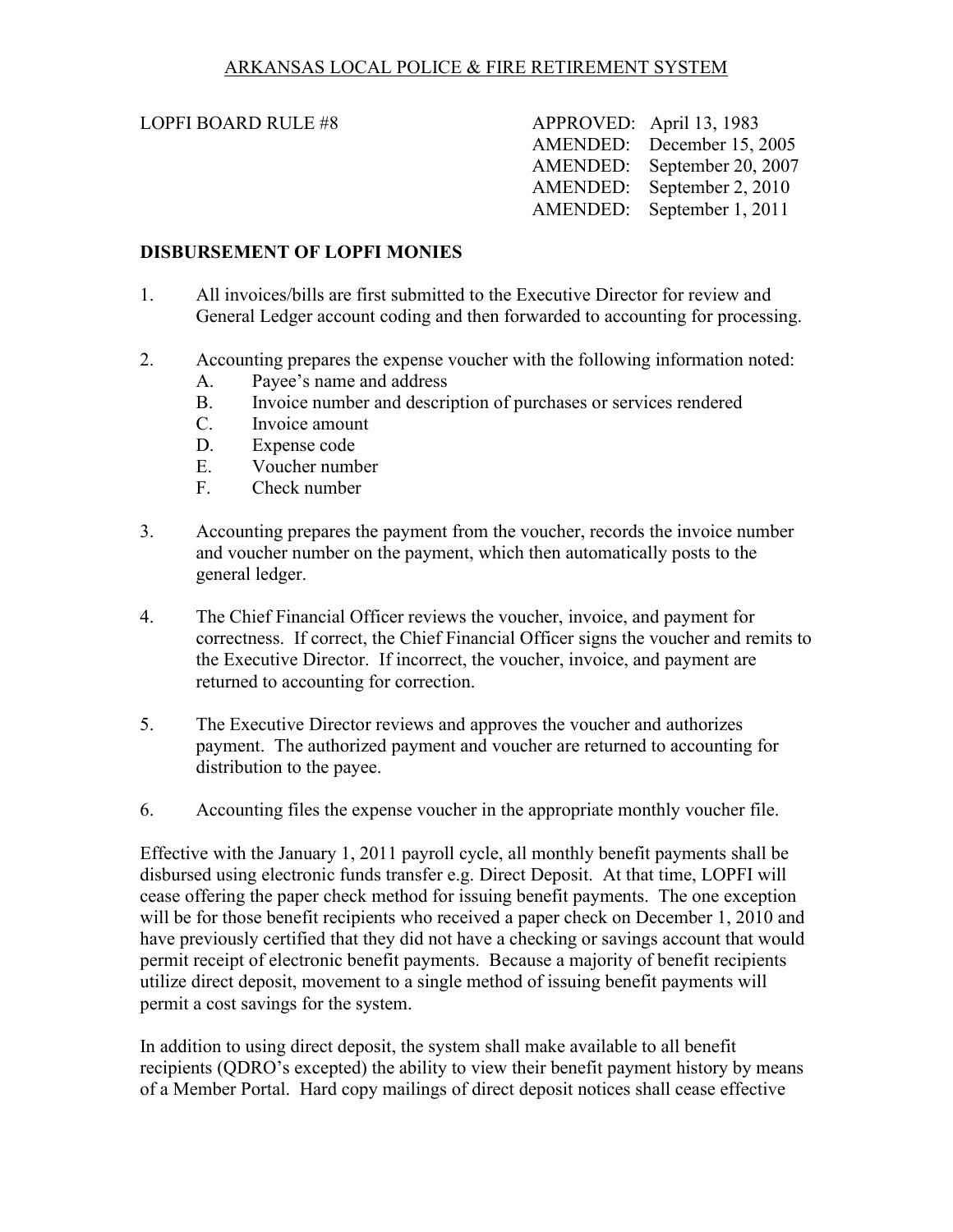ARKANSAS LOCAL POLICE & FIRE RETIREMENT SYSTEM

LOPFI BOARD RULE #8

APPROVED: April 13, 1983
AMENDED: December 15, 2005
AMENDED: September 20, 2007
AMENDED: September 2, 2010
AMENDED: September 1, 2011

**DISBURSEMENT OF LOPFI MONIES**

1. All invoices/bills are first submitted to the Executive Director for review and General Ledger account coding and then forwarded to accounting for processing.

2. Accounting prepares the expense voucher with the following information noted:
   - A. Payee's name and address
   - B. Invoice number and description of purchases or services rendered
   - C. Invoice amount
   - D. Expense code
   - E. Voucher number
   - F. Check number

3. Accounting prepares the payment from the voucher, records the invoice number and voucher number on the payment, which then automatically posts to the general ledger.

4. The Chief Financial Officer reviews the voucher, invoice, and payment for correctness. If correct, the Chief Financial Officer signs the voucher and remits to the Executive Director. If incorrect, the voucher, invoice, and payment are returned to accounting for correction.

5. The Executive Director reviews and approves the voucher and authorizes payment. The authorized payment and voucher are returned to accounting for distribution to the payee.

6. Accounting files the expense voucher in the appropriate monthly voucher file.

Effective with the January 1, 2011 payroll cycle, all monthly benefit payments shall be disbursed using electronic funds transfer e.g. Direct Deposit. At that time, LOPFI will cease offering the paper check method for issuing benefit payments. The one exception will be for those benefit recipients who received a paper check on December 1, 2010 and have previously certified that they did not have a checking or savings account that would permit receipt of electronic benefit payments. Because a majority of benefit recipients utilize direct deposit, movement to a single method of issuing benefit payments will permit a cost savings for the system.

In addition to using direct deposit, the system shall make available to all benefit recipients (QDRO's excepted) the ability to view their benefit payment history by means of a Member Portal. Hard copy mailings of direct deposit notices shall cease effective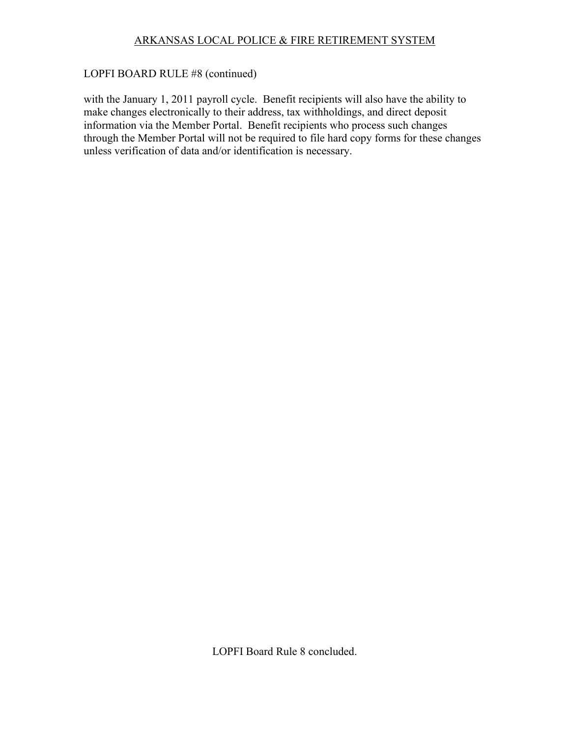LOPFI BOARD RULE #8 (continued)

with the January 1, 2011 payroll cycle. Benefit recipients will also have the ability to make changes electronically to their address, tax withholdings, and direct deposit information via the Member Portal. Benefit recipients who process such changes through the Member Portal will not be required to file hard copy forms for these changes unless verification of data and/or identification is necessary.

LOPFI Board Rule 8 concluded.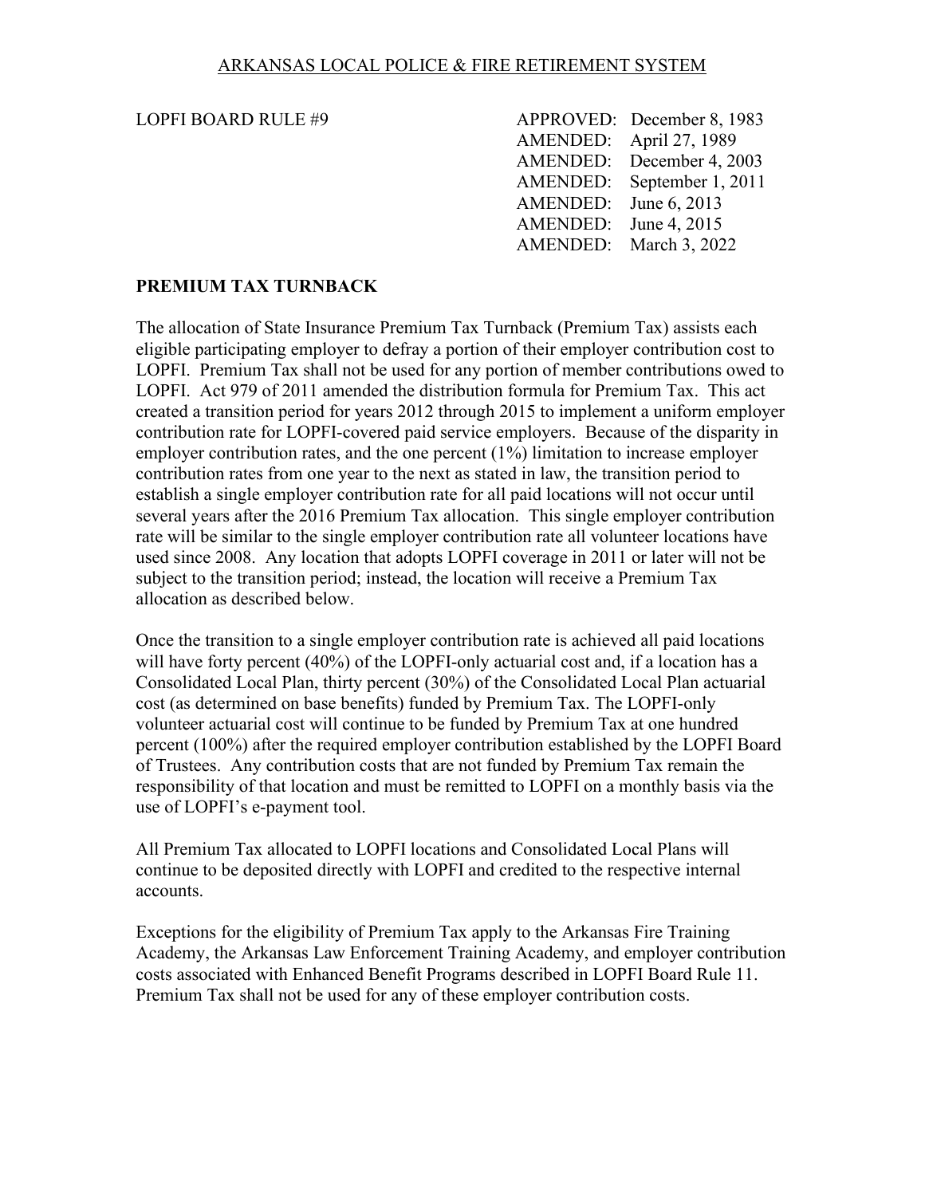ARKANSAS LOCAL POLICE & FIRE RETIREMENT SYSTEM

LOPFI BOARD RULE #9

| | |
|---|---|
| APPROVED: | December 8, 1983 |
| AMENDED: | April 27, 1989 |
| AMENDED: | December 4, 2003 |
| AMENDED: | September 1, 2011 |
| AMENDED: | June 6, 2013 |
| AMENDED: | June 4, 2015 |
| AMENDED: | March 3, 2022 |

## PREMIUM TAX TURNBACK

The allocation of State Insurance Premium Tax Turnback (Premium Tax) assists each eligible participating employer to defray a portion of their employer contribution cost to LOPFI. Premium Tax shall not be used for any portion of member contributions owed to LOPFI. Act 979 of 2011 amended the distribution formula for Premium Tax. This act created a transition period for years 2012 through 2015 to implement a uniform employer contribution rate for LOPFI-covered paid service employers. Because of the disparity in employer contribution rates, and the one percent (1%) limitation to increase employer contribution rates from one year to the next as stated in law, the transition period to establish a single employer contribution rate for all paid locations will not occur until several years after the 2016 Premium Tax allocation. This single employer contribution rate will be similar to the single employer contribution rate all volunteer locations have used since 2008. Any location that adopts LOPFI coverage in 2011 or later will not be subject to the transition period; instead, the location will receive a Premium Tax allocation as described below.

Once the transition to a single employer contribution rate is achieved all paid locations will have forty percent (40%) of the LOPFI-only actuarial cost and, if a location has a Consolidated Local Plan, thirty percent (30%) of the Consolidated Local Plan actuarial cost (as determined on base benefits) funded by Premium Tax. The LOPFI-only volunteer actuarial cost will continue to be funded by Premium Tax at one hundred percent (100%) after the required employer contribution established by the LOPFI Board of Trustees. Any contribution costs that are not funded by Premium Tax remain the responsibility of that location and must be remitted to LOPFI on a monthly basis via the use of LOPFI's e-payment tool.

All Premium Tax allocated to LOPFI locations and Consolidated Local Plans will continue to be deposited directly with LOPFI and credited to the respective internal accounts.

Exceptions for the eligibility of Premium Tax apply to the Arkansas Fire Training Academy, the Arkansas Law Enforcement Training Academy, and employer contribution costs associated with Enhanced Benefit Programs described in LOPFI Board Rule 11. Premium Tax shall not be used for any of these employer contribution costs.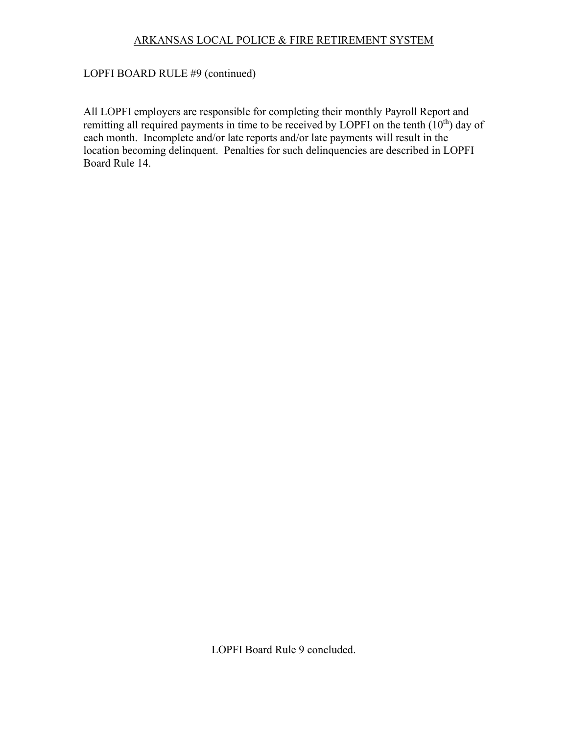LOPFI BOARD RULE #9 (continued)

All LOPFI employers are responsible for completing their monthly Payroll Report and remitting all required payments in time to be received by LOPFI on the tenth (10th) day of each month. Incomplete and/or late reports and/or late payments will result in the location becoming delinquent. Penalties for such delinquencies are described in LOPFI Board Rule 14.

LOPFI Board Rule 9 concluded.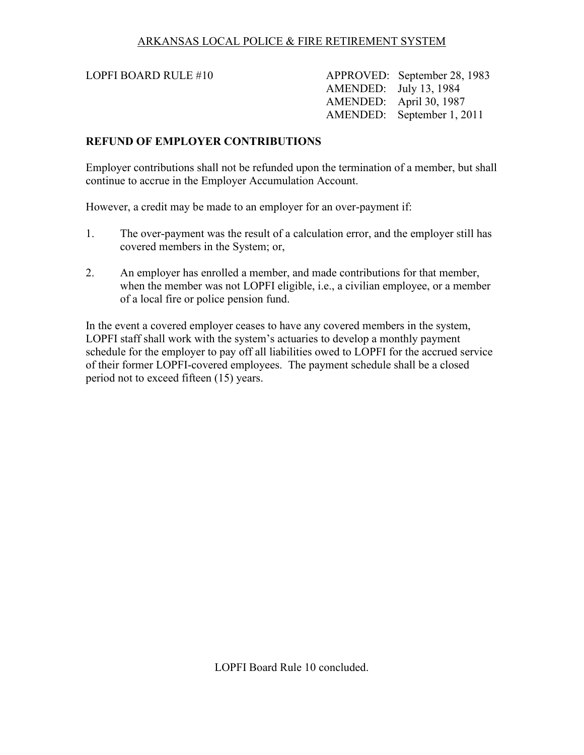ARKANSAS LOCAL POLICE & FIRE RETIREMENT SYSTEM

LOPFI BOARD RULE #10

APPROVED: September 28, 1983
AMENDED: July 13, 1984
AMENDED: April 30, 1987
AMENDED: September 1, 2011

**REFUND OF EMPLOYER CONTRIBUTIONS**

Employer contributions shall not be refunded upon the termination of a member, but shall continue to accrue in the Employer Accumulation Account.

However, a credit may be made to an employer for an over-payment if:

1. The over-payment was the result of a calculation error, and the employer still has covered members in the System; or,

2. An employer has enrolled a member, and made contributions for that member, when the member was not LOPFI eligible, i.e., a civilian employee, or a member of a local fire or police pension fund.

In the event a covered employer ceases to have any covered members in the system, LOPFI staff shall work with the system's actuaries to develop a monthly payment schedule for the employer to pay off all liabilities owed to LOPFI for the accrued service of their former LOPFI-covered employees. The payment schedule shall be a closed period not to exceed fifteen (15) years.

LOPFI Board Rule 10 concluded.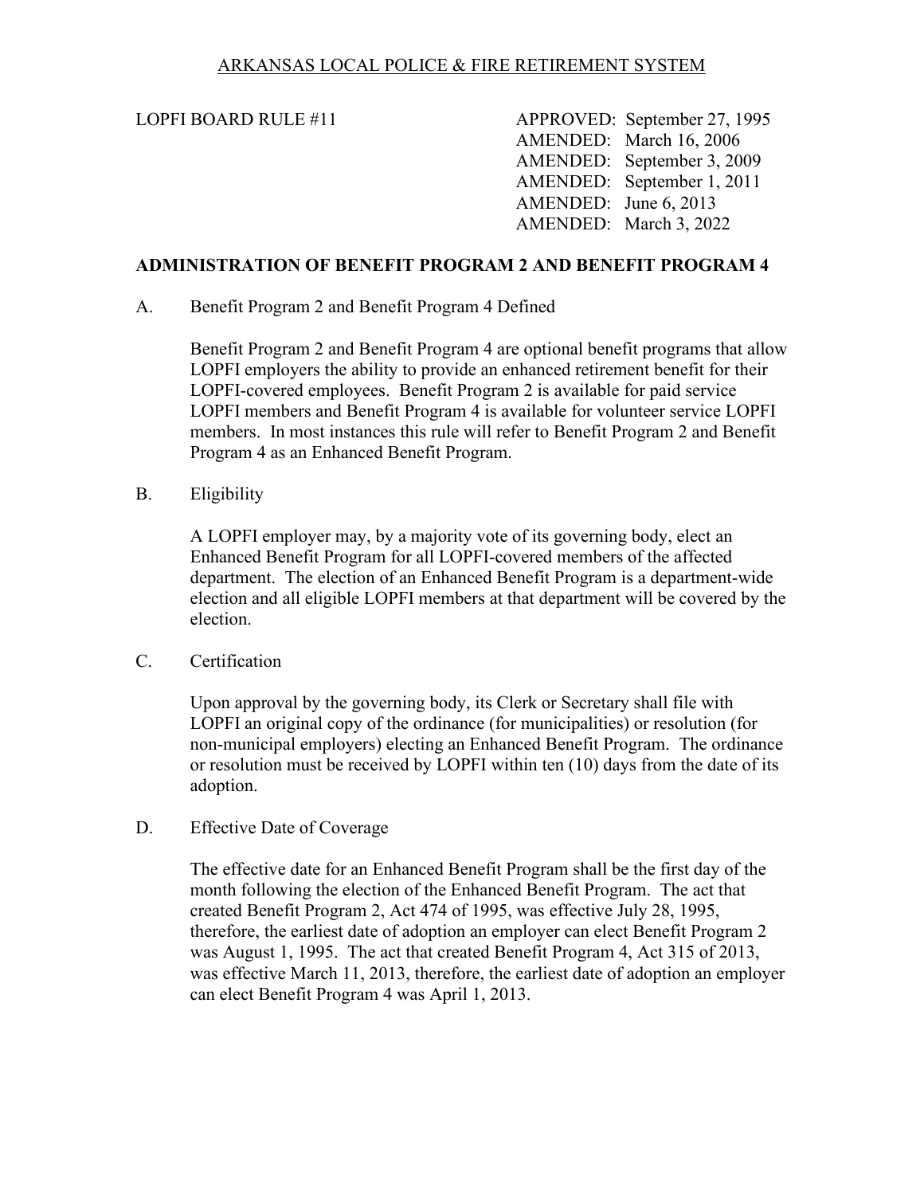ARKANSAS LOCAL POLICE & FIRE RETIREMENT SYSTEM

LOPFI BOARD RULE #11

APPROVED: September 27, 1995
AMENDED: March 16, 2006
AMENDED: September 3, 2009
AMENDED: September 1, 2011
AMENDED: June 6, 2013
AMENDED: March 3, 2022

## ADMINISTRATION OF BENEFIT PROGRAM 2 AND BENEFIT PROGRAM 4

A. Benefit Program 2 and Benefit Program 4 Defined

Benefit Program 2 and Benefit Program 4 are optional benefit programs that allow LOPFI employers the ability to provide an enhanced retirement benefit for their LOPFI-covered employees. Benefit Program 2 is available for paid service LOPFI members and Benefit Program 4 is available for volunteer service LOPFI members. In most instances this rule will refer to Benefit Program 2 and Benefit Program 4 as an Enhanced Benefit Program.

B. Eligibility

A LOPFI employer may, by a majority vote of its governing body, elect an Enhanced Benefit Program for all LOPFI-covered members of the affected department. The election of an Enhanced Benefit Program is a department-wide election and all eligible LOPFI members at that department will be covered by the election.

C. Certification

Upon approval by the governing body, its Clerk or Secretary shall file with LOPFI an original copy of the ordinance (for municipalities) or resolution (for non-municipal employers) electing an Enhanced Benefit Program. The ordinance or resolution must be received by LOPFI within ten (10) days from the date of its adoption.

D. Effective Date of Coverage

The effective date for an Enhanced Benefit Program shall be the first day of the month following the election of the Enhanced Benefit Program. The act that created Benefit Program 2, Act 474 of 1995, was effective July 28, 1995, therefore, the earliest date of adoption an employer can elect Benefit Program 2 was August 1, 1995. The act that created Benefit Program 4, Act 315 of 2013, was effective March 11, 2013, therefore, the earliest date of adoption an employer can elect Benefit Program 4 was April 1, 2013.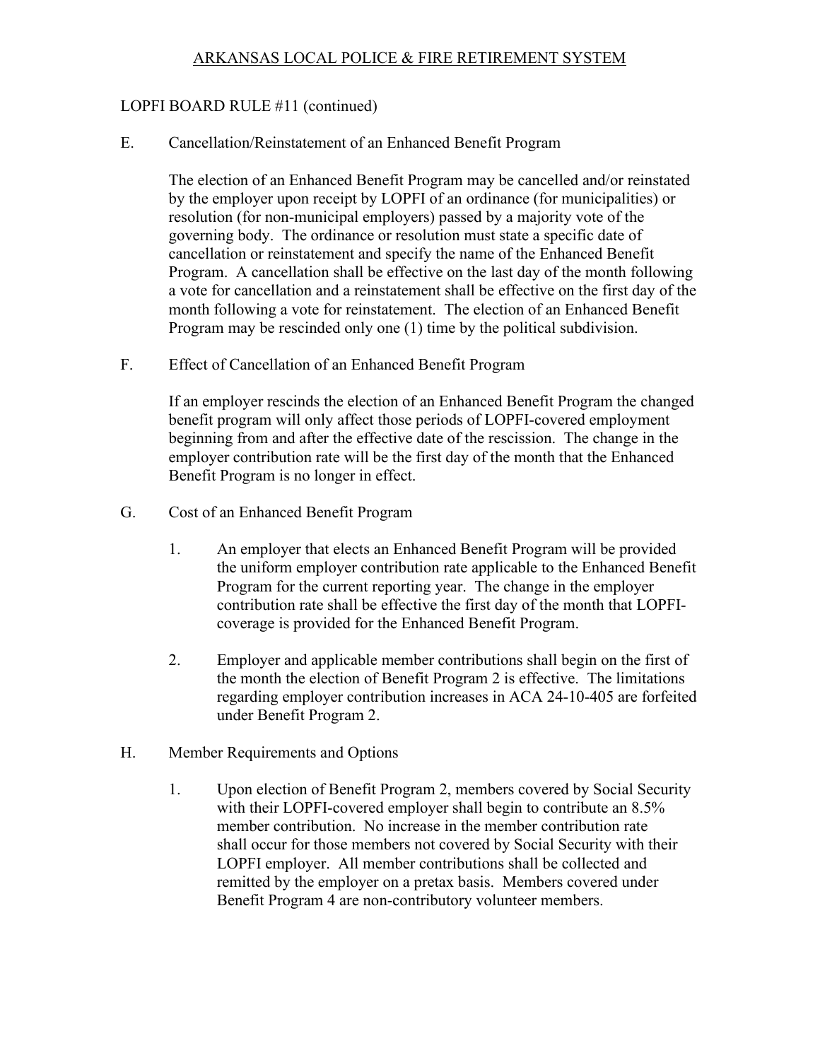ARKANSAS LOCAL POLICE & FIRE RETIREMENT SYSTEM

LOPFI BOARD RULE #11 (continued)

E. Cancellation/Reinstatement of an Enhanced Benefit Program

The election of an Enhanced Benefit Program may be cancelled and/or reinstated by the employer upon receipt by LOPFI of an ordinance (for municipalities) or resolution (for non-municipal employers) passed by a majority vote of the governing body. The ordinance or resolution must state a specific date of cancellation or reinstatement and specify the name of the Enhanced Benefit Program. A cancellation shall be effective on the last day of the month following a vote for cancellation and a reinstatement shall be effective on the first day of the month following a vote for reinstatement. The election of an Enhanced Benefit Program may be rescinded only one (1) time by the political subdivision.

F. Effect of Cancellation of an Enhanced Benefit Program

If an employer rescinds the election of an Enhanced Benefit Program the changed benefit program will only affect those periods of LOPFI-covered employment beginning from and after the effective date of the rescission. The change in the employer contribution rate will be the first day of the month that the Enhanced Benefit Program is no longer in effect.

G. Cost of an Enhanced Benefit Program

1. An employer that elects an Enhanced Benefit Program will be provided the uniform employer contribution rate applicable to the Enhanced Benefit Program for the current reporting year. The change in the employer contribution rate shall be effective the first day of the month that LOPFI-coverage is provided for the Enhanced Benefit Program.

2. Employer and applicable member contributions shall begin on the first of the month the election of Benefit Program 2 is effective. The limitations regarding employer contribution increases in ACA 24-10-405 are forfeited under Benefit Program 2.

H. Member Requirements and Options

1. Upon election of Benefit Program 2, members covered by Social Security with their LOPFI-covered employer shall begin to contribute an 8.5% member contribution. No increase in the member contribution rate shall occur for those members not covered by Social Security with their LOPFI employer. All member contributions shall be collected and remitted by the employer on a pretax basis. Members covered under Benefit Program 4 are non-contributory volunteer members.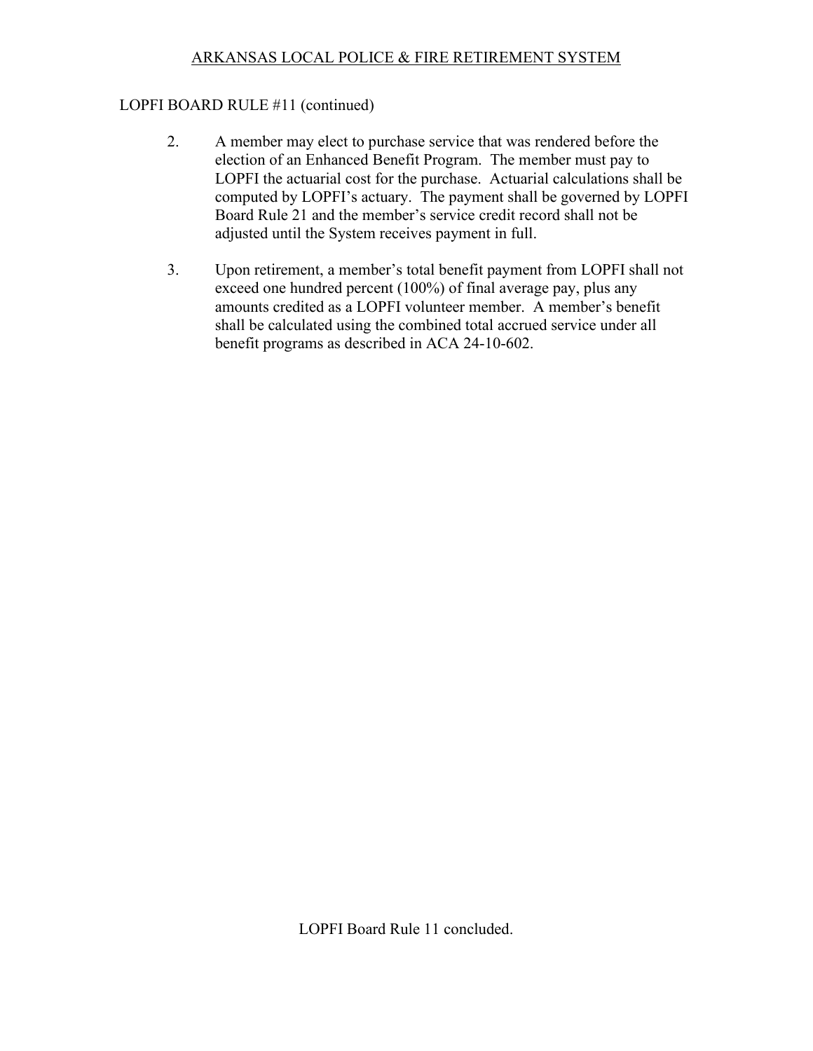LOPFI BOARD RULE #11 (continued)

2. A member may elect to purchase service that was rendered before the election of an Enhanced Benefit Program. The member must pay to LOPFI the actuarial cost for the purchase. Actuarial calculations shall be computed by LOPFI's actuary. The payment shall be governed by LOPFI Board Rule 21 and the member's service credit record shall not be adjusted until the System receives payment in full.

3. Upon retirement, a member's total benefit payment from LOPFI shall not exceed one hundred percent (100%) of final average pay, plus any amounts credited as a LOPFI volunteer member. A member's benefit shall be calculated using the combined total accrued service under all benefit programs as described in ACA 24-10-602.

LOPFI Board Rule 11 concluded.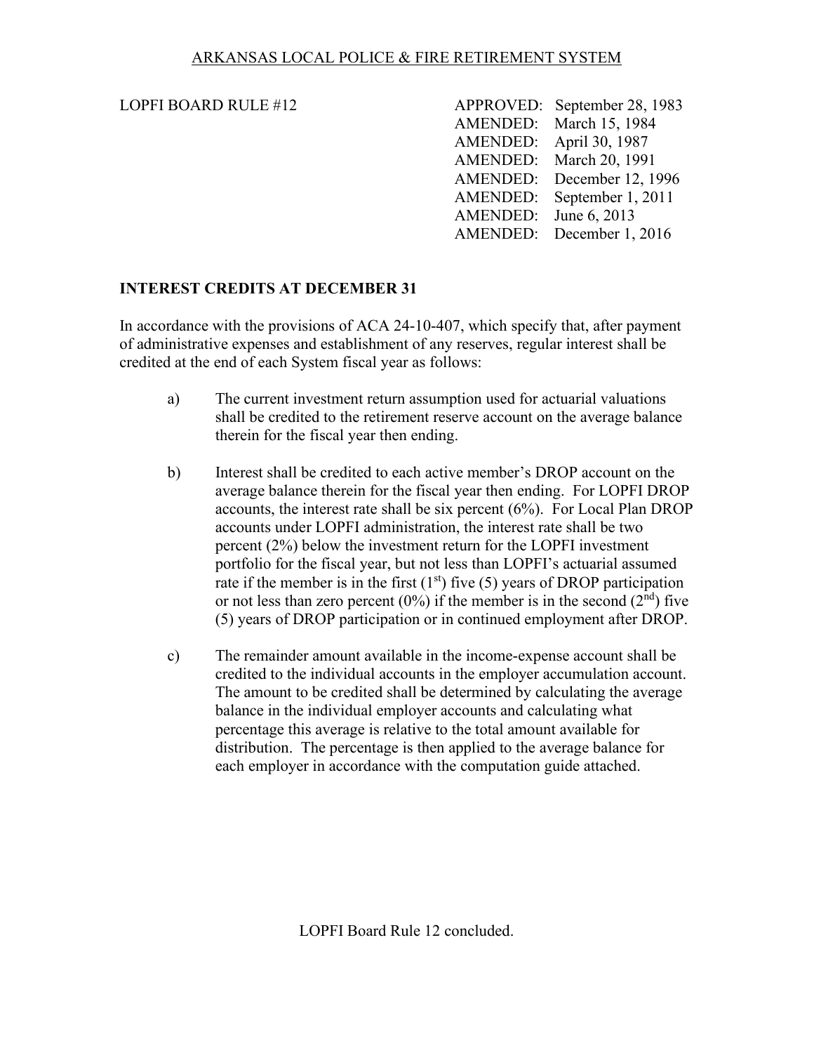ARKANSAS LOCAL POLICE & FIRE RETIREMENT SYSTEM

LOPFI BOARD RULE #12

| | |
|---|---|
| APPROVED: | September 28, 1983 |
| AMENDED: | March 15, 1984 |
| AMENDED: | April 30, 1987 |
| AMENDED: | March 20, 1991 |
| AMENDED: | December 12, 1996 |
| AMENDED: | September 1, 2011 |
| AMENDED: | June 6, 2013 |
| AMENDED: | December 1, 2016 |

## INTEREST CREDITS AT DECEMBER 31

In accordance with the provisions of ACA 24-10-407, which specify that, after payment of administrative expenses and establishment of any reserves, regular interest shall be credited at the end of each System fiscal year as follows:

a) The current investment return assumption used for actuarial valuations shall be credited to the retirement reserve account on the average balance therein for the fiscal year then ending.

b) Interest shall be credited to each active member's DROP account on the average balance therein for the fiscal year then ending. For LOPFI DROP accounts, the interest rate shall be six percent (6%). For Local Plan DROP accounts under LOPFI administration, the interest rate shall be two percent (2%) below the investment return for the LOPFI investment portfolio for the fiscal year, but not less than LOPFI's actuarial assumed rate if the member is in the first (1st) five (5) years of DROP participation or not less than zero percent (0%) if the member is in the second (2nd) five (5) years of DROP participation or in continued employment after DROP.

c) The remainder amount available in the income-expense account shall be credited to the individual accounts in the employer accumulation account. The amount to be credited shall be determined by calculating the average balance in the individual employer accounts and calculating what percentage this average is relative to the total amount available for distribution. The percentage is then applied to the average balance for each employer in accordance with the computation guide attached.

LOPFI Board Rule 12 concluded.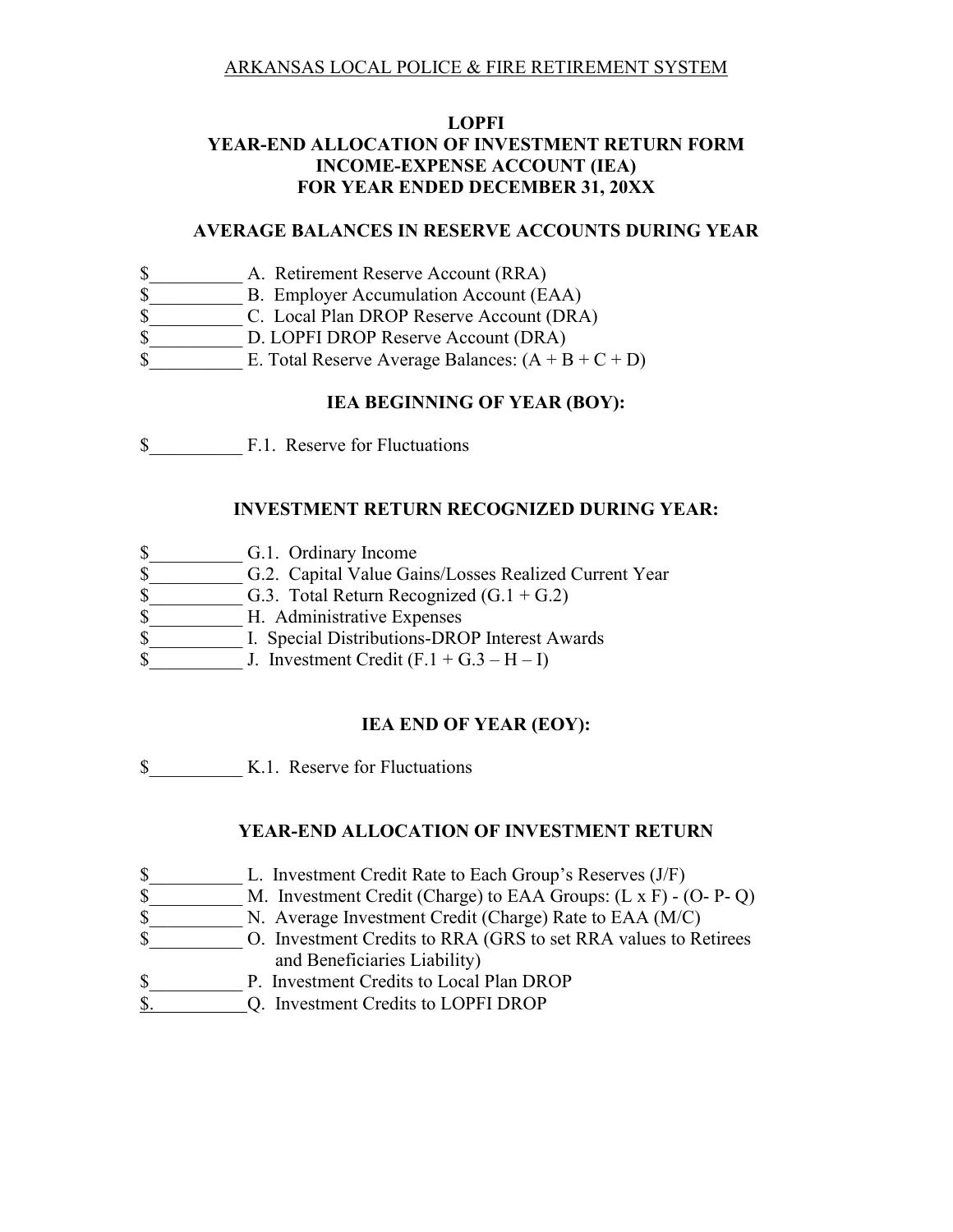ARKANSAS LOCAL POLICE & FIRE RETIREMENT SYSTEM

**LOPFI**
**YEAR-END ALLOCATION OF INVESTMENT RETURN FORM**
**INCOME-EXPENSE ACCOUNT (IEA)**
**FOR YEAR ENDED DECEMBER 31, 20XX**

**AVERAGE BALANCES IN RESERVE ACCOUNTS DURING YEAR**

$__________ A. Retirement Reserve Account (RRA)
$__________ B. Employer Accumulation Account (EAA)
$__________ C. Local Plan DROP Reserve Account (DRA)
$__________ D. LOPFI DROP Reserve Account (DRA)
$__________ E. Total Reserve Average Balances: (A + B + C + D)

**IEA BEGINNING OF YEAR (BOY):**

$__________ F.1. Reserve for Fluctuations

**INVESTMENT RETURN RECOGNIZED DURING YEAR:**

$__________ G.1. Ordinary Income
$__________ G.2. Capital Value Gains/Losses Realized Current Year
$__________ G.3. Total Return Recognized (G.1 + G.2)
$__________ H. Administrative Expenses
$__________ I. Special Distributions-DROP Interest Awards
$__________ J. Investment Credit (F.1 + G.3 – H – I)

**IEA END OF YEAR (EOY):**

$__________ K.1. Reserve for Fluctuations

**YEAR-END ALLOCATION OF INVESTMENT RETURN**

$__________ L. Investment Credit Rate to Each Group's Reserves (J/F)
$__________ M. Investment Credit (Charge) to EAA Groups: (L x F) - (O- P- Q)
$__________ N. Average Investment Credit (Charge) Rate to EAA (M/C)
$__________ O. Investment Credits to RRA (GRS to set RRA values to Retirees and Beneficiaries Liability)
$__________ P. Investment Credits to Local Plan DROP
$.__________ Q. Investment Credits to LOPFI DROP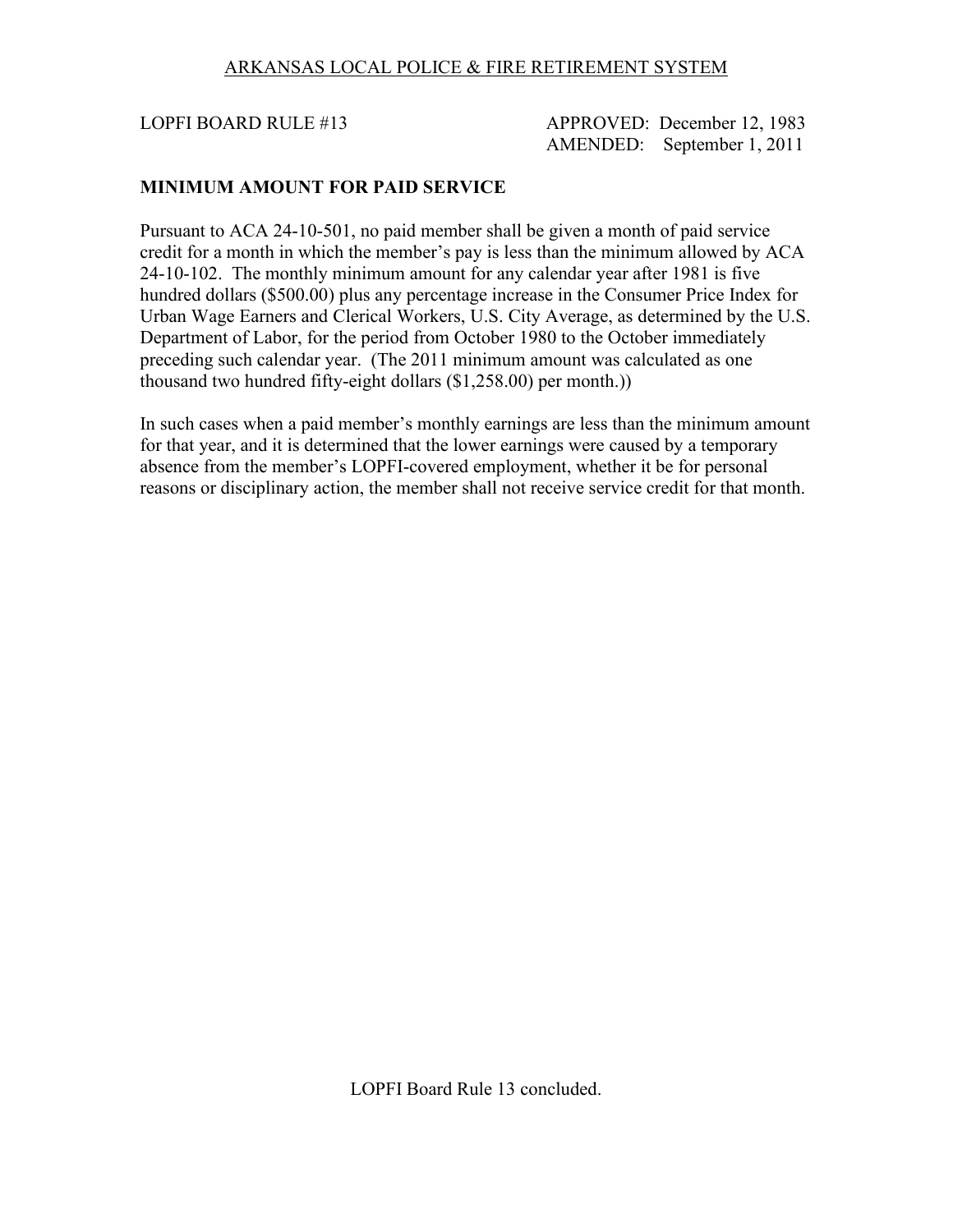ARKANSAS LOCAL POLICE & FIRE RETIREMENT SYSTEM

LOPFI BOARD RULE #13

APPROVED: December 12, 1983
AMENDED: September 1, 2011

**MINIMUM AMOUNT FOR PAID SERVICE**

Pursuant to ACA 24-10-501, no paid member shall be given a month of paid service credit for a month in which the member's pay is less than the minimum allowed by ACA 24-10-102. The monthly minimum amount for any calendar year after 1981 is five hundred dollars ($500.00) plus any percentage increase in the Consumer Price Index for Urban Wage Earners and Clerical Workers, U.S. City Average, as determined by the U.S. Department of Labor, for the period from October 1980 to the October immediately preceding such calendar year. (The 2011 minimum amount was calculated as one thousand two hundred fifty-eight dollars ($1,258.00) per month.))

In such cases when a paid member's monthly earnings are less than the minimum amount for that year, and it is determined that the lower earnings were caused by a temporary absence from the member's LOPFI-covered employment, whether it be for personal reasons or disciplinary action, the member shall not receive service credit for that month.

LOPFI Board Rule 13 concluded.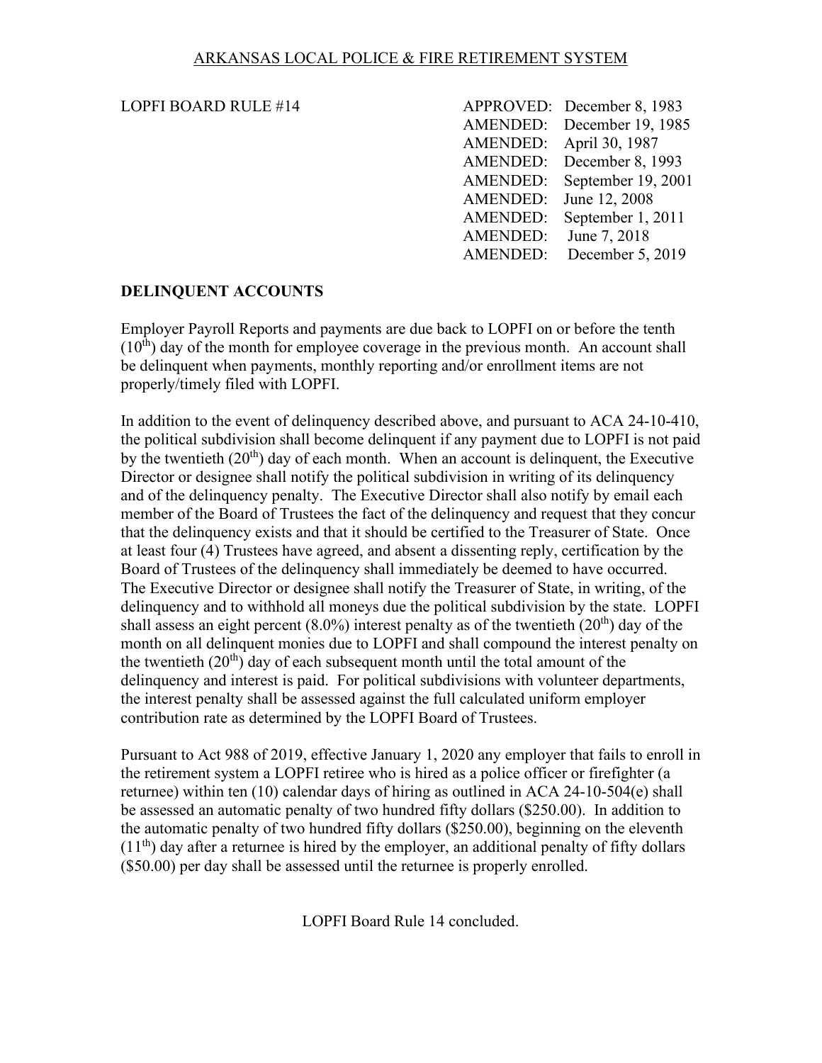ARKANSAS LOCAL POLICE & FIRE RETIREMENT SYSTEM

LOPFI BOARD RULE #14

| | |
|---|---|
| APPROVED: | December 8, 1983 |
| AMENDED: | December 19, 1985 |
| AMENDED: | April 30, 1987 |
| AMENDED: | December 8, 1993 |
| AMENDED: | September 19, 2001 |
| AMENDED: | June 12, 2008 |
| AMENDED: | September 1, 2011 |
| AMENDED: | June 7, 2018 |
| AMENDED: | December 5, 2019 |

## DELINQUENT ACCOUNTS

Employer Payroll Reports and payments are due back to LOPFI on or before the tenth (10th) day of the month for employee coverage in the previous month. An account shall be delinquent when payments, monthly reporting and/or enrollment items are not properly/timely filed with LOPFI.

In addition to the event of delinquency described above, and pursuant to ACA 24-10-410, the political subdivision shall become delinquent if any payment due to LOPFI is not paid by the twentieth (20th) day of each month. When an account is delinquent, the Executive Director or designee shall notify the political subdivision in writing of its delinquency and of the delinquency penalty. The Executive Director shall also notify by email each member of the Board of Trustees the fact of the delinquency and request that they concur that the delinquency exists and that it should be certified to the Treasurer of State. Once at least four (4) Trustees have agreed, and absent a dissenting reply, certification by the Board of Trustees of the delinquency shall immediately be deemed to have occurred. The Executive Director or designee shall notify the Treasurer of State, in writing, of the delinquency and to withhold all moneys due the political subdivision by the state. LOPFI shall assess an eight percent (8.0%) interest penalty as of the twentieth (20th) day of the month on all delinquent monies due to LOPFI and shall compound the interest penalty on the twentieth (20th) day of each subsequent month until the total amount of the delinquency and interest is paid. For political subdivisions with volunteer departments, the interest penalty shall be assessed against the full calculated uniform employer contribution rate as determined by the LOPFI Board of Trustees.

Pursuant to Act 988 of 2019, effective January 1, 2020 any employer that fails to enroll in the retirement system a LOPFI retiree who is hired as a police officer or firefighter (a returnee) within ten (10) calendar days of hiring as outlined in ACA 24-10-504(e) shall be assessed an automatic penalty of two hundred fifty dollars ($250.00). In addition to the automatic penalty of two hundred fifty dollars ($250.00), beginning on the eleventh (11th) day after a returnee is hired by the employer, an additional penalty of fifty dollars ($50.00) per day shall be assessed until the returnee is properly enrolled.

LOPFI Board Rule 14 concluded.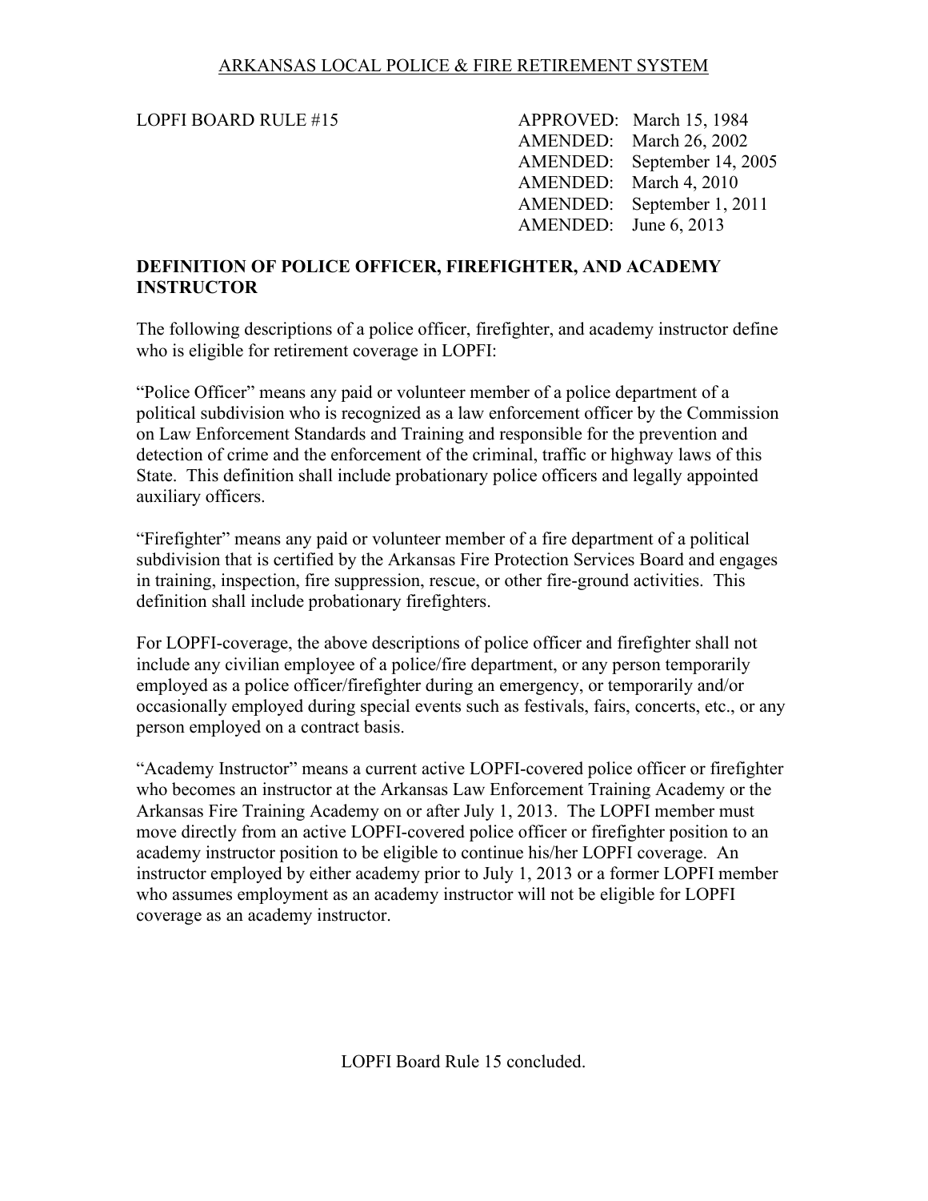ARKANSAS LOCAL POLICE & FIRE RETIREMENT SYSTEM

LOPFI BOARD RULE #15

APPROVED: March 15, 1984
AMENDED: March 26, 2002
AMENDED: September 14, 2005
AMENDED: March 4, 2010
AMENDED: September 1, 2011
AMENDED: June 6, 2013

## DEFINITION OF POLICE OFFICER, FIREFIGHTER, AND ACADEMY INSTRUCTOR

The following descriptions of a police officer, firefighter, and academy instructor define who is eligible for retirement coverage in LOPFI:

"Police Officer" means any paid or volunteer member of a police department of a political subdivision who is recognized as a law enforcement officer by the Commission on Law Enforcement Standards and Training and responsible for the prevention and detection of crime and the enforcement of the criminal, traffic or highway laws of this State. This definition shall include probationary police officers and legally appointed auxiliary officers.

"Firefighter" means any paid or volunteer member of a fire department of a political subdivision that is certified by the Arkansas Fire Protection Services Board and engages in training, inspection, fire suppression, rescue, or other fire-ground activities. This definition shall include probationary firefighters.

For LOPFI-coverage, the above descriptions of police officer and firefighter shall not include any civilian employee of a police/fire department, or any person temporarily employed as a police officer/firefighter during an emergency, or temporarily and/or occasionally employed during special events such as festivals, fairs, concerts, etc., or any person employed on a contract basis.

"Academy Instructor" means a current active LOPFI-covered police officer or firefighter who becomes an instructor at the Arkansas Law Enforcement Training Academy or the Arkansas Fire Training Academy on or after July 1, 2013. The LOPFI member must move directly from an active LOPFI-covered police officer or firefighter position to an academy instructor position to be eligible to continue his/her LOPFI coverage. An instructor employed by either academy prior to July 1, 2013 or a former LOPFI member who assumes employment as an academy instructor will not be eligible for LOPFI coverage as an academy instructor.

LOPFI Board Rule 15 concluded.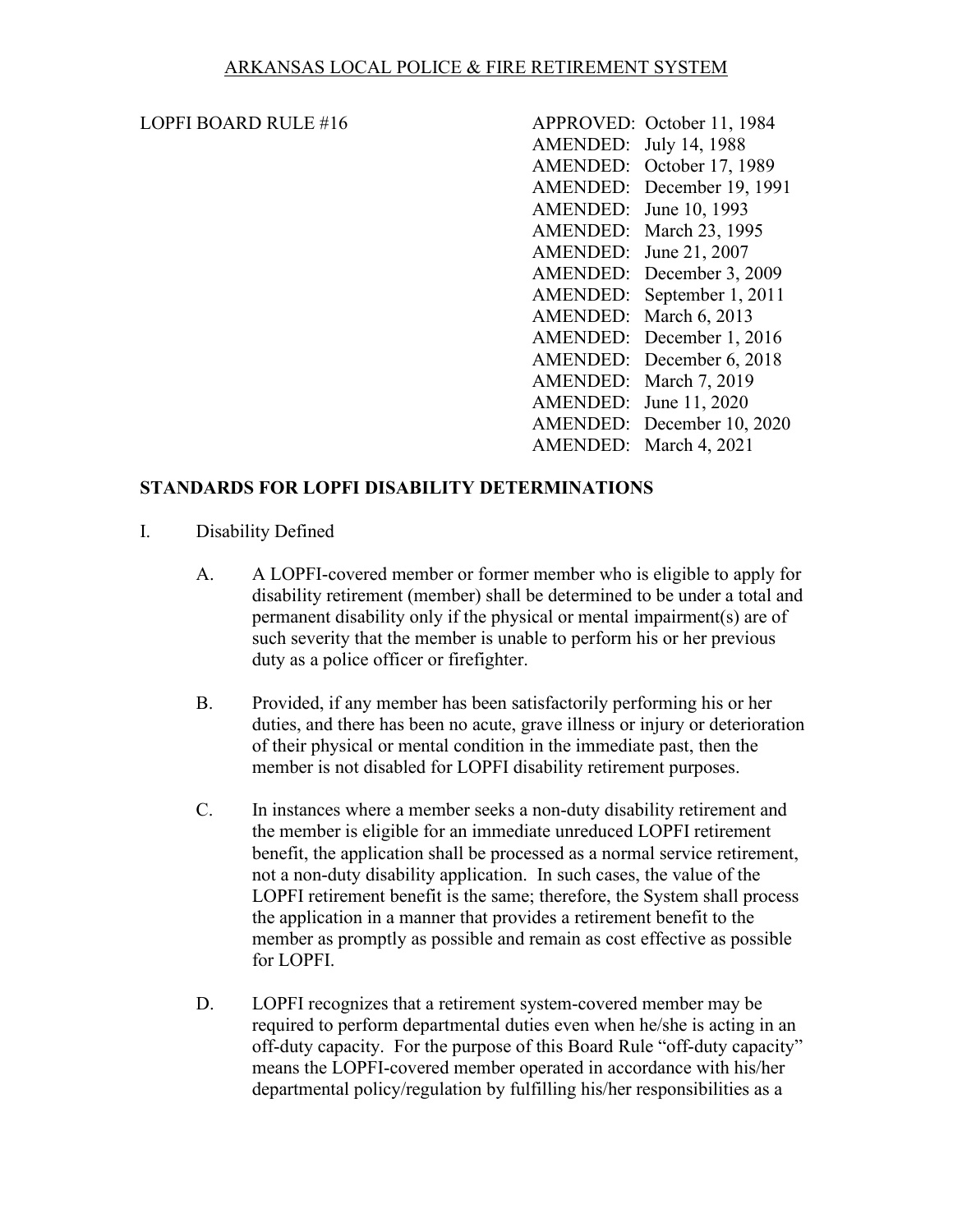ARKANSAS LOCAL POLICE & FIRE RETIREMENT SYSTEM

LOPFI BOARD RULE #16

APPROVED: October 11, 1984
AMENDED: July 14, 1988
AMENDED: October 17, 1989
AMENDED: December 19, 1991
AMENDED: June 10, 1993
AMENDED: March 23, 1995
AMENDED: June 21, 2007
AMENDED: December 3, 2009
AMENDED: September 1, 2011
AMENDED: March 6, 2013
AMENDED: December 1, 2016
AMENDED: December 6, 2018
AMENDED: March 7, 2019
AMENDED: June 11, 2020
AMENDED: December 10, 2020
AMENDED: March 4, 2021

**STANDARDS FOR LOPFI DISABILITY DETERMINATIONS**

I. Disability Defined

A. A LOPFI-covered member or former member who is eligible to apply for disability retirement (member) shall be determined to be under a total and permanent disability only if the physical or mental impairment(s) are of such severity that the member is unable to perform his or her previous duty as a police officer or firefighter.

B. Provided, if any member has been satisfactorily performing his or her duties, and there has been no acute, grave illness or injury or deterioration of their physical or mental condition in the immediate past, then the member is not disabled for LOPFI disability retirement purposes.

C. In instances where a member seeks a non-duty disability retirement and the member is eligible for an immediate unreduced LOPFI retirement benefit, the application shall be processed as a normal service retirement, not a non-duty disability application. In such cases, the value of the LOPFI retirement benefit is the same; therefore, the System shall process the application in a manner that provides a retirement benefit to the member as promptly as possible and remain as cost effective as possible for LOPFI.

D. LOPFI recognizes that a retirement system-covered member may be required to perform departmental duties even when he/she is acting in an off-duty capacity. For the purpose of this Board Rule "off-duty capacity" means the LOPFI-covered member operated in accordance with his/her departmental policy/regulation by fulfilling his/her responsibilities as a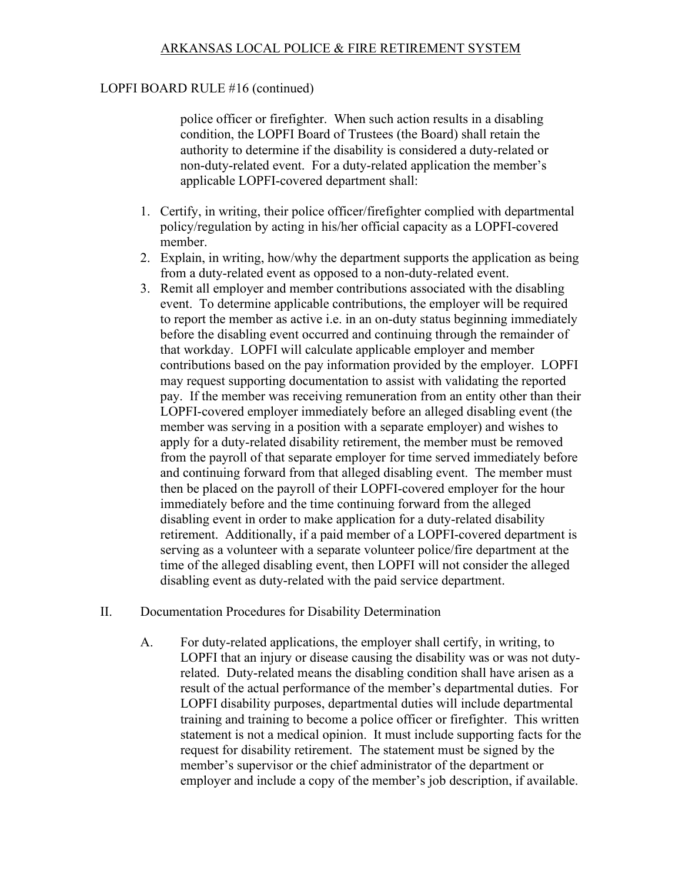LOPFI BOARD RULE #16 (continued)

police officer or firefighter. When such action results in a disabling condition, the LOPFI Board of Trustees (the Board) shall retain the authority to determine if the disability is considered a duty-related or non-duty-related event. For a duty-related application the member's applicable LOPFI-covered department shall:

1. Certify, in writing, their police officer/firefighter complied with departmental policy/regulation by acting in his/her official capacity as a LOPFI-covered member.
2. Explain, in writing, how/why the department supports the application as being from a duty-related event as opposed to a non-duty-related event.
3. Remit all employer and member contributions associated with the disabling event. To determine applicable contributions, the employer will be required to report the member as active i.e. in an on-duty status beginning immediately before the disabling event occurred and continuing through the remainder of that workday. LOPFI will calculate applicable employer and member contributions based on the pay information provided by the employer. LOPFI may request supporting documentation to assist with validating the reported pay. If the member was receiving remuneration from an entity other than their LOPFI-covered employer immediately before an alleged disabling event (the member was serving in a position with a separate employer) and wishes to apply for a duty-related disability retirement, the member must be removed from the payroll of that separate employer for time served immediately before and continuing forward from that alleged disabling event. The member must then be placed on the payroll of their LOPFI-covered employer for the hour immediately before and the time continuing forward from the alleged disabling event in order to make application for a duty-related disability retirement. Additionally, if a paid member of a LOPFI-covered department is serving as a volunteer with a separate volunteer police/fire department at the time of the alleged disabling event, then LOPFI will not consider the alleged disabling event as duty-related with the paid service department.

II. Documentation Procedures for Disability Determination

A. For duty-related applications, the employer shall certify, in writing, to LOPFI that an injury or disease causing the disability was or was not duty-related. Duty-related means the disabling condition shall have arisen as a result of the actual performance of the member's departmental duties. For LOPFI disability purposes, departmental duties will include departmental training and training to become a police officer or firefighter. This written statement is not a medical opinion. It must include supporting facts for the request for disability retirement. The statement must be signed by the member's supervisor or the chief administrator of the department or employer and include a copy of the member's job description, if available.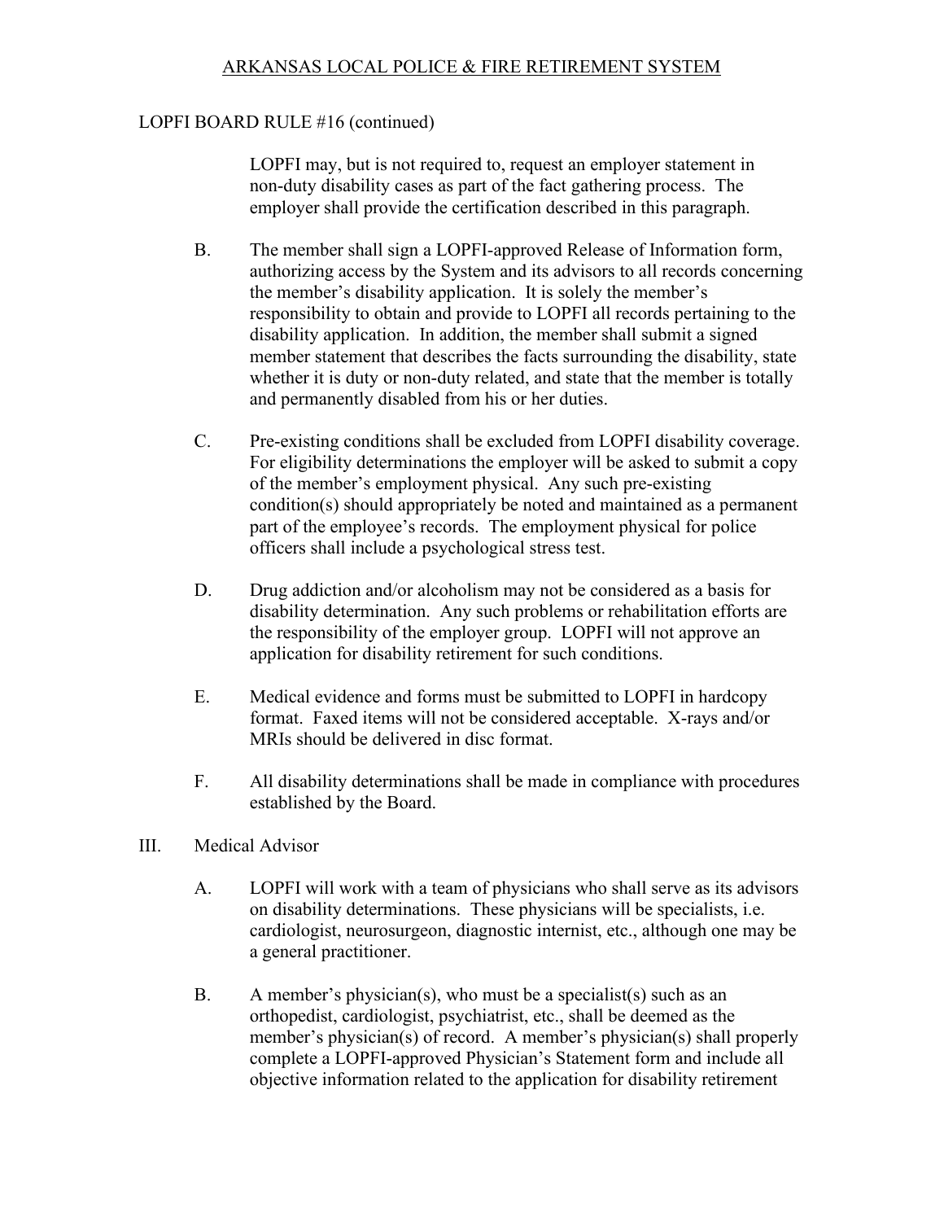LOPFI BOARD RULE #16 (continued)

LOPFI may, but is not required to, request an employer statement in non-duty disability cases as part of the fact gathering process. The employer shall provide the certification described in this paragraph.

B. The member shall sign a LOPFI-approved Release of Information form, authorizing access by the System and its advisors to all records concerning the member's disability application. It is solely the member's responsibility to obtain and provide to LOPFI all records pertaining to the disability application. In addition, the member shall submit a signed member statement that describes the facts surrounding the disability, state whether it is duty or non-duty related, and state that the member is totally and permanently disabled from his or her duties.

C. Pre-existing conditions shall be excluded from LOPFI disability coverage. For eligibility determinations the employer will be asked to submit a copy of the member's employment physical. Any such pre-existing condition(s) should appropriately be noted and maintained as a permanent part of the employee's records. The employment physical for police officers shall include a psychological stress test.

D. Drug addiction and/or alcoholism may not be considered as a basis for disability determination. Any such problems or rehabilitation efforts are the responsibility of the employer group. LOPFI will not approve an application for disability retirement for such conditions.

E. Medical evidence and forms must be submitted to LOPFI in hardcopy format. Faxed items will not be considered acceptable. X-rays and/or MRIs should be delivered in disc format.

F. All disability determinations shall be made in compliance with procedures established by the Board.

III. Medical Advisor

A. LOPFI will work with a team of physicians who shall serve as its advisors on disability determinations. These physicians will be specialists, i.e. cardiologist, neurosurgeon, diagnostic internist, etc., although one may be a general practitioner.

B. A member's physician(s), who must be a specialist(s) such as an orthopedist, cardiologist, psychiatrist, etc., shall be deemed as the member's physician(s) of record. A member's physician(s) shall properly complete a LOPFI-approved Physician's Statement form and include all objective information related to the application for disability retirement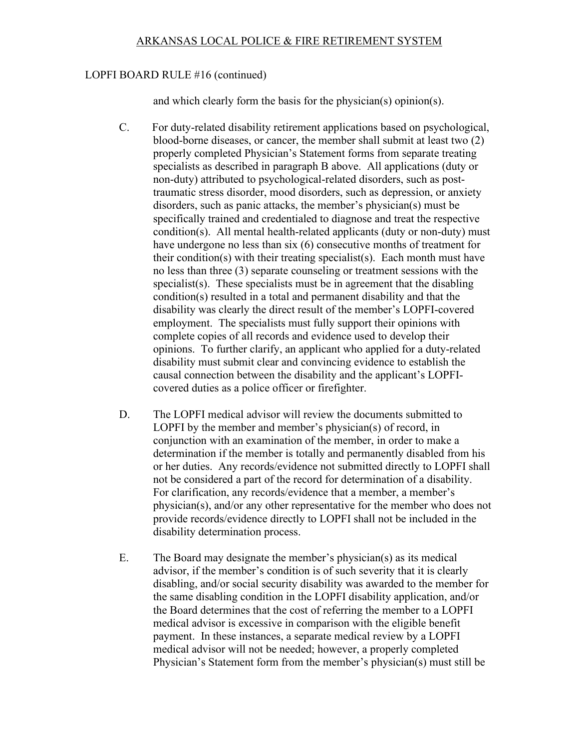LOPFI BOARD RULE #16 (continued)

and which clearly form the basis for the physician(s) opinion(s).

C. For duty-related disability retirement applications based on psychological, blood-borne diseases, or cancer, the member shall submit at least two (2) properly completed Physician's Statement forms from separate treating specialists as described in paragraph B above. All applications (duty or non-duty) attributed to psychological-related disorders, such as post-traumatic stress disorder, mood disorders, such as depression, or anxiety disorders, such as panic attacks, the member's physician(s) must be specifically trained and credentialed to diagnose and treat the respective condition(s). All mental health-related applicants (duty or non-duty) must have undergone no less than six (6) consecutive months of treatment for their condition(s) with their treating specialist(s). Each month must have no less than three (3) separate counseling or treatment sessions with the specialist(s). These specialists must be in agreement that the disabling condition(s) resulted in a total and permanent disability and that the disability was clearly the direct result of the member's LOPFI-covered employment. The specialists must fully support their opinions with complete copies of all records and evidence used to develop their opinions. To further clarify, an applicant who applied for a duty-related disability must submit clear and convincing evidence to establish the causal connection between the disability and the applicant's LOPFI-covered duties as a police officer or firefighter.

D. The LOPFI medical advisor will review the documents submitted to LOPFI by the member and member's physician(s) of record, in conjunction with an examination of the member, in order to make a determination if the member is totally and permanently disabled from his or her duties. Any records/evidence not submitted directly to LOPFI shall not be considered a part of the record for determination of a disability. For clarification, any records/evidence that a member, a member's physician(s), and/or any other representative for the member who does not provide records/evidence directly to LOPFI shall not be included in the disability determination process.

E. The Board may designate the member's physician(s) as its medical advisor, if the member's condition is of such severity that it is clearly disabling, and/or social security disability was awarded to the member for the same disabling condition in the LOPFI disability application, and/or the Board determines that the cost of referring the member to a LOPFI medical advisor is excessive in comparison with the eligible benefit payment. In these instances, a separate medical review by a LOPFI medical advisor will not be needed; however, a properly completed Physician's Statement form from the member's physician(s) must still be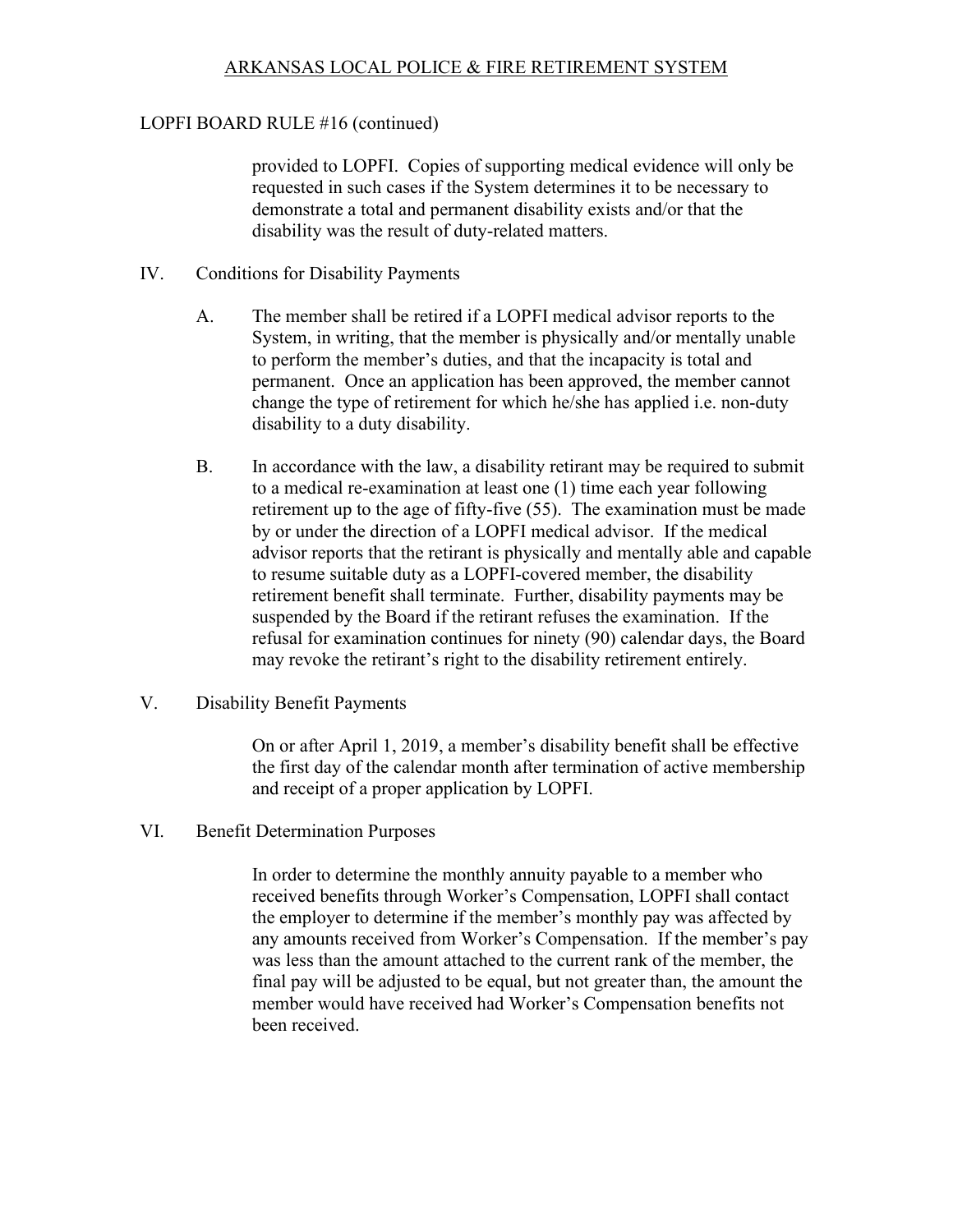## LOPFI BOARD RULE #16 (continued)

provided to LOPFI. Copies of supporting medical evidence will only be requested in such cases if the System determines it to be necessary to demonstrate a total and permanent disability exists and/or that the disability was the result of duty-related matters.

IV. Conditions for Disability Payments

A. The member shall be retired if a LOPFI medical advisor reports to the System, in writing, that the member is physically and/or mentally unable to perform the member's duties, and that the incapacity is total and permanent. Once an application has been approved, the member cannot change the type of retirement for which he/she has applied i.e. non-duty disability to a duty disability.

B. In accordance with the law, a disability retirant may be required to submit to a medical re-examination at least one (1) time each year following retirement up to the age of fifty-five (55). The examination must be made by or under the direction of a LOPFI medical advisor. If the medical advisor reports that the retirant is physically and mentally able and capable to resume suitable duty as a LOPFI-covered member, the disability retirement benefit shall terminate. Further, disability payments may be suspended by the Board if the retirant refuses the examination. If the refusal for examination continues for ninety (90) calendar days, the Board may revoke the retirant's right to the disability retirement entirely.

V. Disability Benefit Payments

On or after April 1, 2019, a member's disability benefit shall be effective the first day of the calendar month after termination of active membership and receipt of a proper application by LOPFI.

VI. Benefit Determination Purposes

In order to determine the monthly annuity payable to a member who received benefits through Worker's Compensation, LOPFI shall contact the employer to determine if the member's monthly pay was affected by any amounts received from Worker's Compensation. If the member's pay was less than the amount attached to the current rank of the member, the final pay will be adjusted to be equal, but not greater than, the amount the member would have received had Worker's Compensation benefits not been received.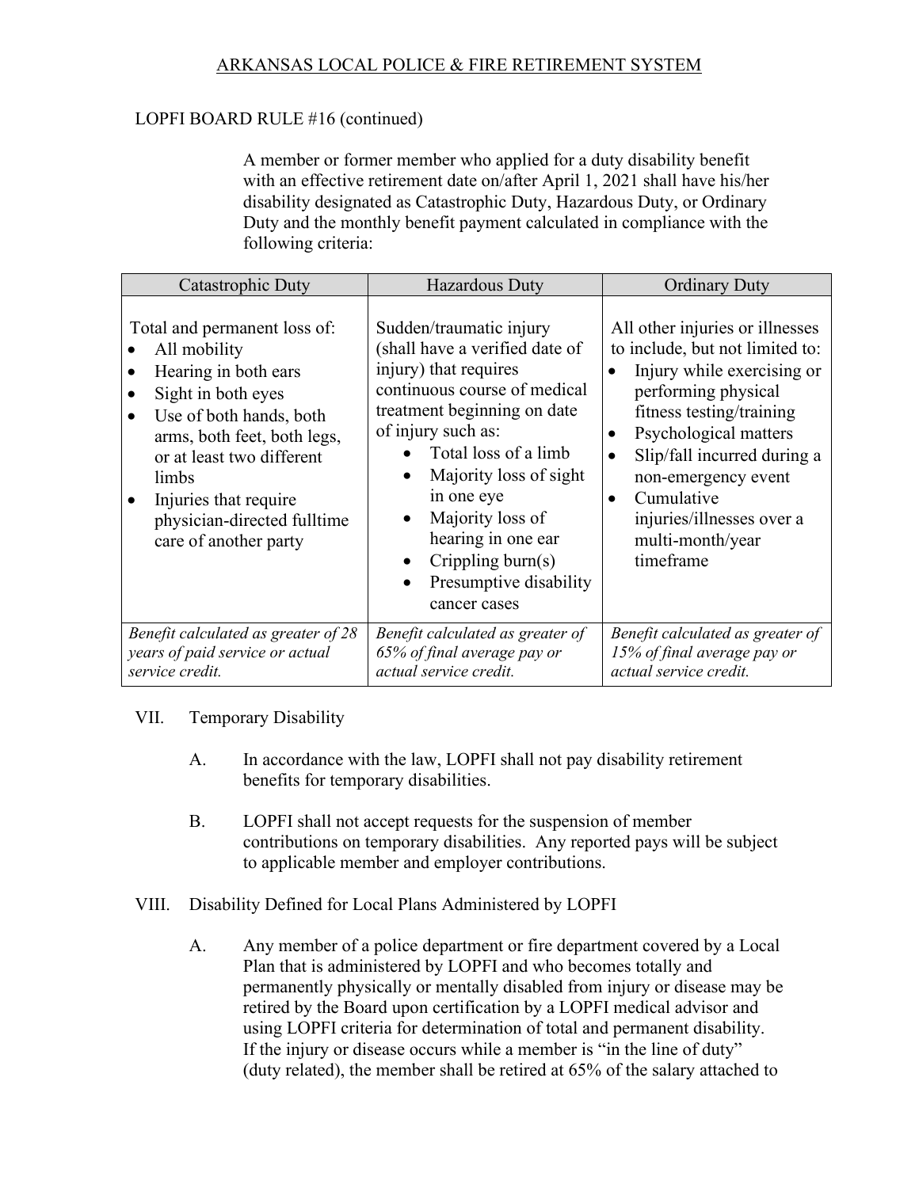LOPFI BOARD RULE #16 (continued)

A member or former member who applied for a duty disability benefit with an effective retirement date on/after April 1, 2021 shall have his/her disability designated as Catastrophic Duty, Hazardous Duty, or Ordinary Duty and the monthly benefit payment calculated in compliance with the following criteria:

| Catastrophic Duty | Hazardous Duty | Ordinary Duty |
|---|---|---|
| Total and permanent loss of:<br>• All mobility<br>• Hearing in both ears<br>• Sight in both eyes<br>• Use of both hands, both arms, both feet, both legs, or at least two different limbs<br>• Injuries that require physician-directed fulltime care of another party | Sudden/traumatic injury (shall have a verified date of injury) that requires continuous course of medical treatment beginning on date of injury such as:<br>• Total loss of a limb<br>• Majority loss of sight in one eye<br>• Majority loss of hearing in one ear<br>• Crippling burn(s)<br>• Presumptive disability cancer cases | All other injuries or illnesses to include, but not limited to:<br>• Injury while exercising or performing physical fitness testing/training<br>• Psychological matters<br>• Slip/fall incurred during a non-emergency event<br>• Cumulative injuries/illnesses over a multi-month/year timeframe |
| *Benefit calculated as greater of 28 years of paid service or actual service credit.* | *Benefit calculated as greater of 65% of final average pay or actual service credit.* | *Benefit calculated as greater of 15% of final average pay or actual service credit.* |

VII. Temporary Disability

A. In accordance with the law, LOPFI shall not pay disability retirement benefits for temporary disabilities.

B. LOPFI shall not accept requests for the suspension of member contributions on temporary disabilities. Any reported pays will be subject to applicable member and employer contributions.

VIII. Disability Defined for Local Plans Administered by LOPFI

A. Any member of a police department or fire department covered by a Local Plan that is administered by LOPFI and who becomes totally and permanently physically or mentally disabled from injury or disease may be retired by the Board upon certification by a LOPFI medical advisor and using LOPFI criteria for determination of total and permanent disability. If the injury or disease occurs while a member is "in the line of duty" (duty related), the member shall be retired at 65% of the salary attached to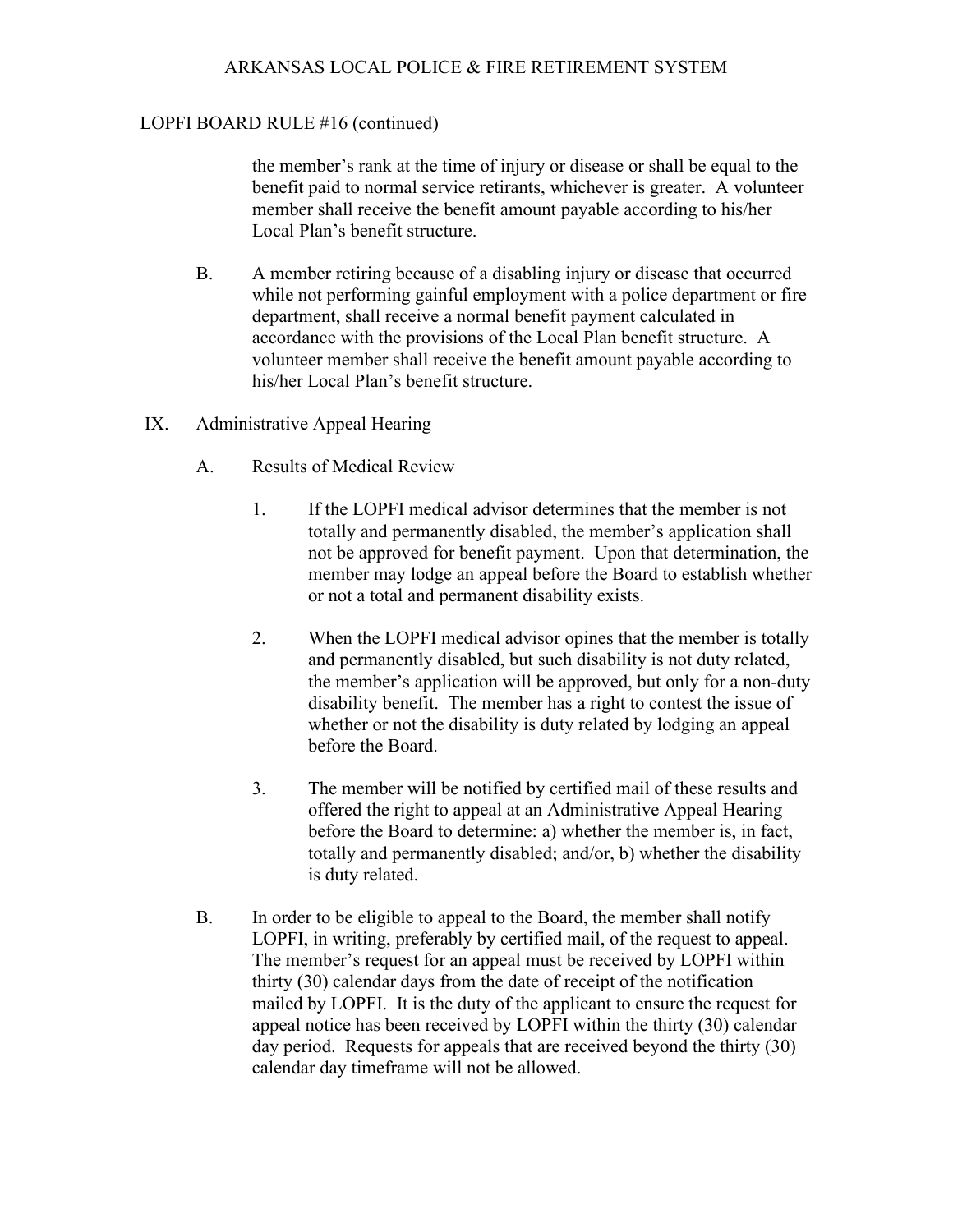the member's rank at the time of injury or disease or shall be equal to the benefit paid to normal service retirants, whichever is greater. A volunteer member shall receive the benefit amount payable according to his/her Local Plan's benefit structure.

B. A member retiring because of a disabling injury or disease that occurred while not performing gainful employment with a police department or fire department, shall receive a normal benefit payment calculated in accordance with the provisions of the Local Plan benefit structure. A volunteer member shall receive the benefit amount payable according to his/her Local Plan's benefit structure.

IX. Administrative Appeal Hearing

A. Results of Medical Review

1. If the LOPFI medical advisor determines that the member is not totally and permanently disabled, the member's application shall not be approved for benefit payment. Upon that determination, the member may lodge an appeal before the Board to establish whether or not a total and permanent disability exists.

2. When the LOPFI medical advisor opines that the member is totally and permanently disabled, but such disability is not duty related, the member's application will be approved, but only for a non-duty disability benefit. The member has a right to contest the issue of whether or not the disability is duty related by lodging an appeal before the Board.

3. The member will be notified by certified mail of these results and offered the right to appeal at an Administrative Appeal Hearing before the Board to determine: a) whether the member is, in fact, totally and permanently disabled; and/or, b) whether the disability is duty related.

B. In order to be eligible to appeal to the Board, the member shall notify LOPFI, in writing, preferably by certified mail, of the request to appeal. The member's request for an appeal must be received by LOPFI within thirty (30) calendar days from the date of receipt of the notification mailed by LOPFI. It is the duty of the applicant to ensure the request for appeal notice has been received by LOPFI within the thirty (30) calendar day period. Requests for appeals that are received beyond the thirty (30) calendar day timeframe will not be allowed.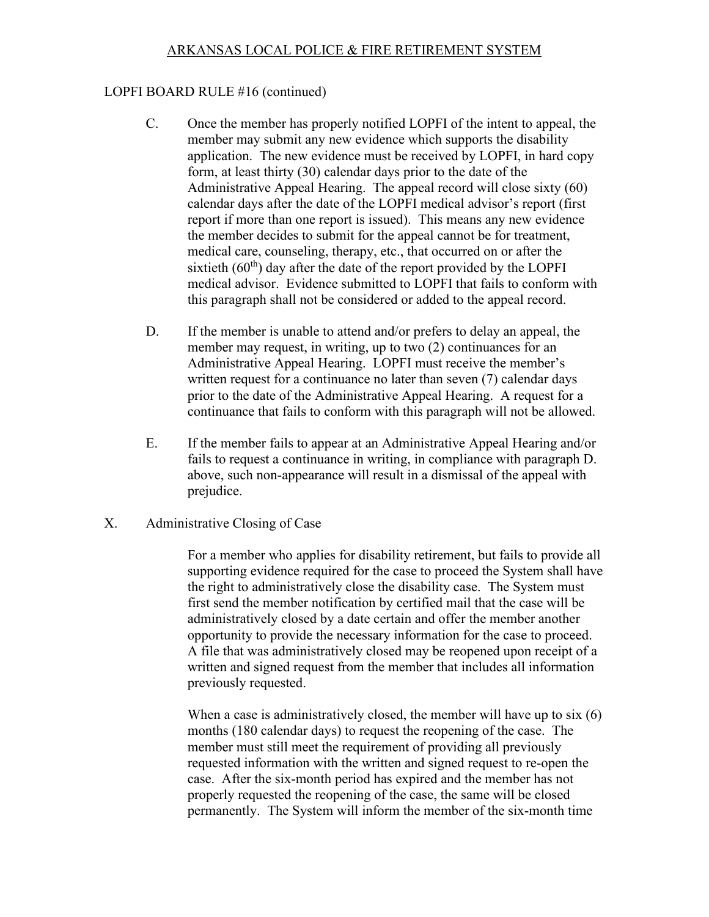LOPFI BOARD RULE #16 (continued)

C. Once the member has properly notified LOPFI of the intent to appeal, the member may submit any new evidence which supports the disability application. The new evidence must be received by LOPFI, in hard copy form, at least thirty (30) calendar days prior to the date of the Administrative Appeal Hearing. The appeal record will close sixty (60) calendar days after the date of the LOPFI medical advisor's report (first report if more than one report is issued). This means any new evidence the member decides to submit for the appeal cannot be for treatment, medical care, counseling, therapy, etc., that occurred on or after the sixtieth (60th) day after the date of the report provided by the LOPFI medical advisor. Evidence submitted to LOPFI that fails to conform with this paragraph shall not be considered or added to the appeal record.

D. If the member is unable to attend and/or prefers to delay an appeal, the member may request, in writing, up to two (2) continuances for an Administrative Appeal Hearing. LOPFI must receive the member's written request for a continuance no later than seven (7) calendar days prior to the date of the Administrative Appeal Hearing. A request for a continuance that fails to conform with this paragraph will not be allowed.

E. If the member fails to appear at an Administrative Appeal Hearing and/or fails to request a continuance in writing, in compliance with paragraph D. above, such non-appearance will result in a dismissal of the appeal with prejudice.

X. Administrative Closing of Case

For a member who applies for disability retirement, but fails to provide all supporting evidence required for the case to proceed the System shall have the right to administratively close the disability case. The System must first send the member notification by certified mail that the case will be administratively closed by a date certain and offer the member another opportunity to provide the necessary information for the case to proceed. A file that was administratively closed may be reopened upon receipt of a written and signed request from the member that includes all information previously requested.

When a case is administratively closed, the member will have up to six (6) months (180 calendar days) to request the reopening of the case. The member must still meet the requirement of providing all previously requested information with the written and signed request to re-open the case. After the six-month period has expired and the member has not properly requested the reopening of the case, the same will be closed permanently. The System will inform the member of the six-month time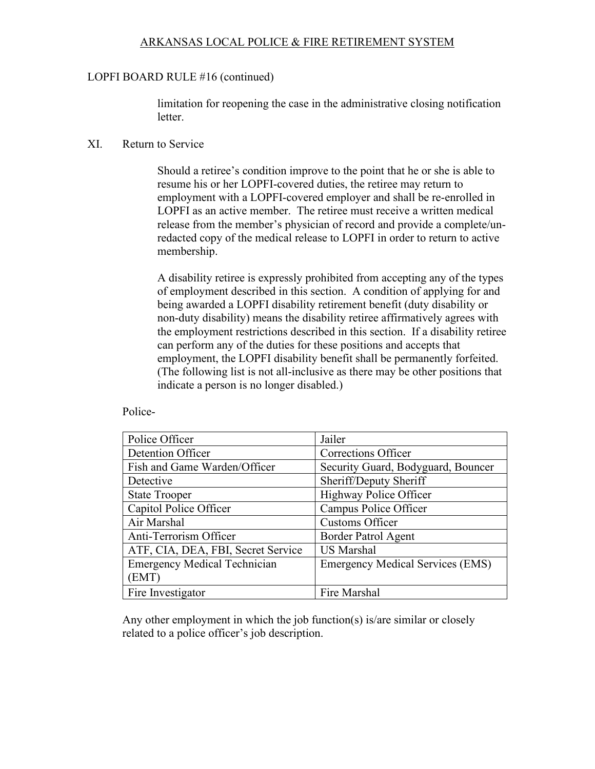LOPFI BOARD RULE #16 (continued)

limitation for reopening the case in the administrative closing notification letter.

XI. Return to Service

Should a retiree's condition improve to the point that he or she is able to resume his or her LOPFI-covered duties, the retiree may return to employment with a LOPFI-covered employer and shall be re-enrolled in LOPFI as an active member. The retiree must receive a written medical release from the member's physician of record and provide a complete/un-redacted copy of the medical release to LOPFI in order to return to active membership.

A disability retiree is expressly prohibited from accepting any of the types of employment described in this section. A condition of applying for and being awarded a LOPFI disability retirement benefit (duty disability or non-duty disability) means the disability retiree affirmatively agrees with the employment restrictions described in this section. If a disability retiree can perform any of the duties for these positions and accepts that employment, the LOPFI disability benefit shall be permanently forfeited. (The following list is not all-inclusive as there may be other positions that indicate a person is no longer disabled.)

Police-

| | |
|---|---|
| Police Officer | Jailer |
| Detention Officer | Corrections Officer |
| Fish and Game Warden/Officer | Security Guard, Bodyguard, Bouncer |
| Detective | Sheriff/Deputy Sheriff |
| State Trooper | Highway Police Officer |
| Capitol Police Officer | Campus Police Officer |
| Air Marshal | Customs Officer |
| Anti-Terrorism Officer | Border Patrol Agent |
| ATF, CIA, DEA, FBI, Secret Service | US Marshal |
| Emergency Medical Technician (EMT) | Emergency Medical Services (EMS) |
| Fire Investigator | Fire Marshal |

Any other employment in which the job function(s) is/are similar or closely related to a police officer's job description.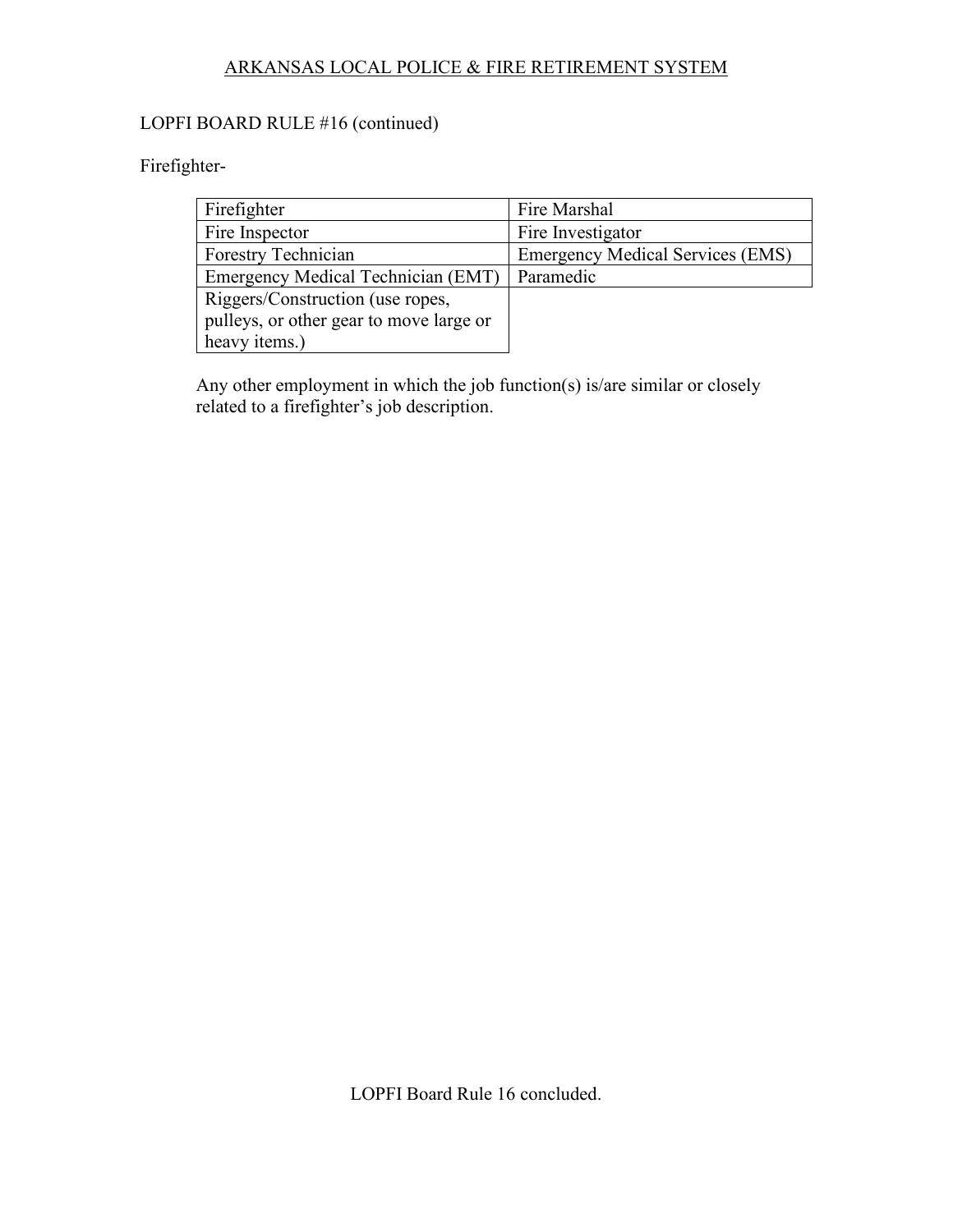LOPFI BOARD RULE #16 (continued)

Firefighter-

| | |
|---|---|
| Firefighter | Fire Marshal |
| Fire Inspector | Fire Investigator |
| Forestry Technician | Emergency Medical Services (EMS) |
| Emergency Medical Technician (EMT) | Paramedic |
| Riggers/Construction (use ropes, pulleys, or other gear to move large or heavy items.) | |

Any other employment in which the job function(s) is/are similar or closely related to a firefighter's job description.

LOPFI Board Rule 16 concluded.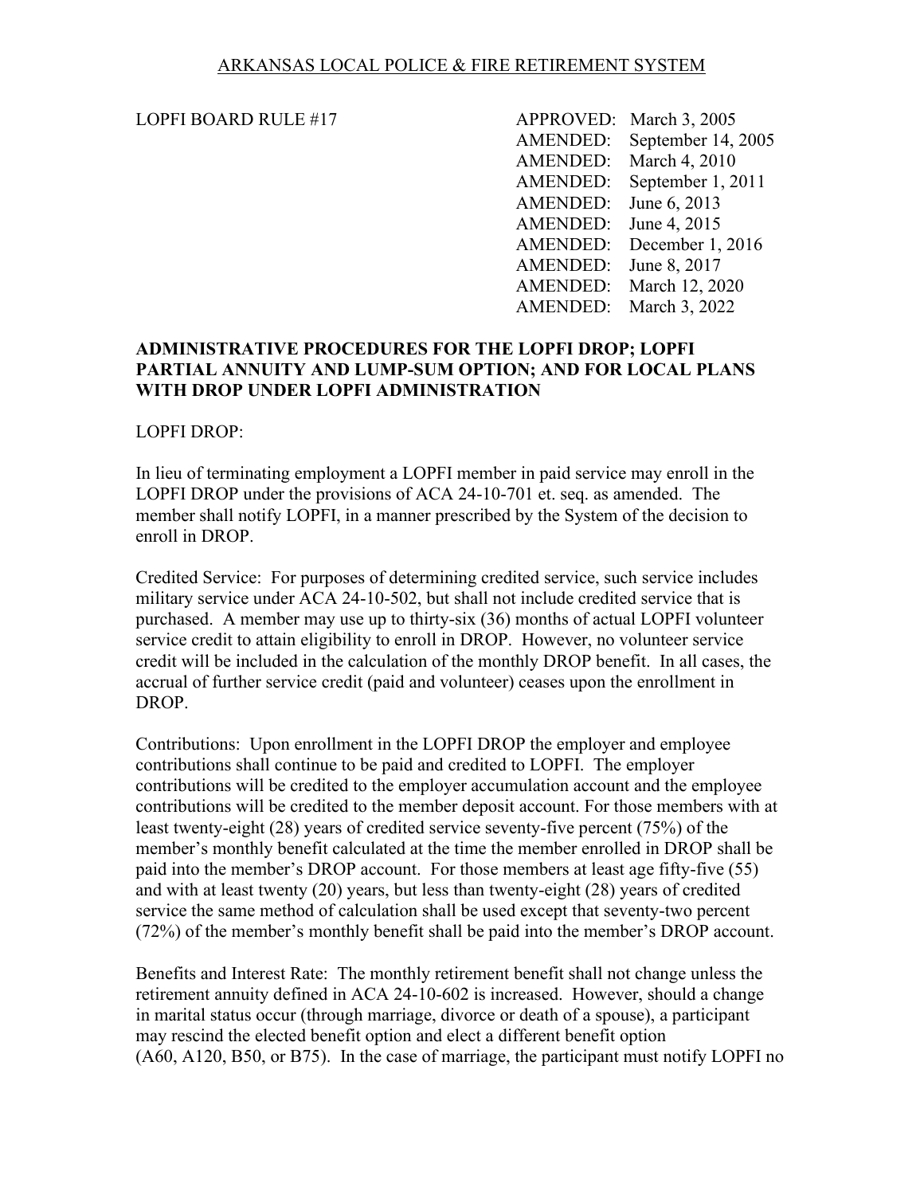ARKANSAS LOCAL POLICE & FIRE RETIREMENT SYSTEM

LOPFI BOARD RULE #17

| | |
|---|---|
| APPROVED: | March 3, 2005 |
| AMENDED: | September 14, 2005 |
| AMENDED: | March 4, 2010 |
| AMENDED: | September 1, 2011 |
| AMENDED: | June 6, 2013 |
| AMENDED: | June 4, 2015 |
| AMENDED: | December 1, 2016 |
| AMENDED: | June 8, 2017 |
| AMENDED: | March 12, 2020 |
| AMENDED: | March 3, 2022 |

**ADMINISTRATIVE PROCEDURES FOR THE LOPFI DROP; LOPFI PARTIAL ANNUITY AND LUMP-SUM OPTION; AND FOR LOCAL PLANS WITH DROP UNDER LOPFI ADMINISTRATION**

LOPFI DROP:

In lieu of terminating employment a LOPFI member in paid service may enroll in the LOPFI DROP under the provisions of ACA 24-10-701 et. seq. as amended. The member shall notify LOPFI, in a manner prescribed by the System of the decision to enroll in DROP.

Credited Service: For purposes of determining credited service, such service includes military service under ACA 24-10-502, but shall not include credited service that is purchased. A member may use up to thirty-six (36) months of actual LOPFI volunteer service credit to attain eligibility to enroll in DROP. However, no volunteer service credit will be included in the calculation of the monthly DROP benefit. In all cases, the accrual of further service credit (paid and volunteer) ceases upon the enrollment in DROP.

Contributions: Upon enrollment in the LOPFI DROP the employer and employee contributions shall continue to be paid and credited to LOPFI. The employer contributions will be credited to the employer accumulation account and the employee contributions will be credited to the member deposit account. For those members with at least twenty-eight (28) years of credited service seventy-five percent (75%) of the member's monthly benefit calculated at the time the member enrolled in DROP shall be paid into the member's DROP account. For those members at least age fifty-five (55) and with at least twenty (20) years, but less than twenty-eight (28) years of credited service the same method of calculation shall be used except that seventy-two percent (72%) of the member's monthly benefit shall be paid into the member's DROP account.

Benefits and Interest Rate: The monthly retirement benefit shall not change unless the retirement annuity defined in ACA 24-10-602 is increased. However, should a change in marital status occur (through marriage, divorce or death of a spouse), a participant may rescind the elected benefit option and elect a different benefit option (A60, A120, B50, or B75). In the case of marriage, the participant must notify LOPFI no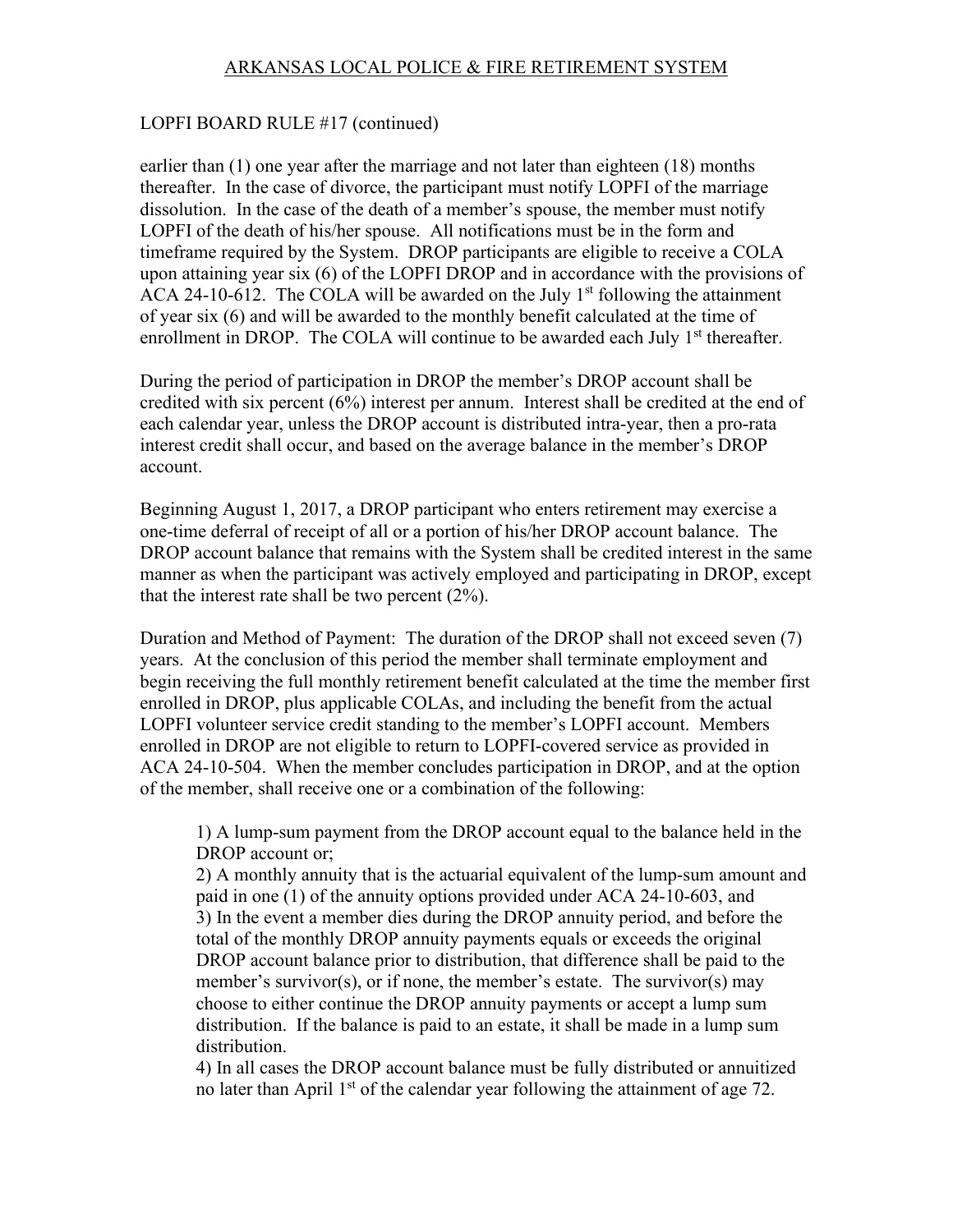LOPFI BOARD RULE #17 (continued)

earlier than (1) one year after the marriage and not later than eighteen (18) months thereafter. In the case of divorce, the participant must notify LOPFI of the marriage dissolution. In the case of the death of a member's spouse, the member must notify LOPFI of the death of his/her spouse. All notifications must be in the form and timeframe required by the System. DROP participants are eligible to receive a COLA upon attaining year six (6) of the LOPFI DROP and in accordance with the provisions of ACA 24-10-612. The COLA will be awarded on the July 1st following the attainment of year six (6) and will be awarded to the monthly benefit calculated at the time of enrollment in DROP. The COLA will continue to be awarded each July 1st thereafter.

During the period of participation in DROP the member's DROP account shall be credited with six percent (6%) interest per annum. Interest shall be credited at the end of each calendar year, unless the DROP account is distributed intra-year, then a pro-rata interest credit shall occur, and based on the average balance in the member's DROP account.

Beginning August 1, 2017, a DROP participant who enters retirement may exercise a one-time deferral of receipt of all or a portion of his/her DROP account balance. The DROP account balance that remains with the System shall be credited interest in the same manner as when the participant was actively employed and participating in DROP, except that the interest rate shall be two percent (2%).

Duration and Method of Payment: The duration of the DROP shall not exceed seven (7) years. At the conclusion of this period the member shall terminate employment and begin receiving the full monthly retirement benefit calculated at the time the member first enrolled in DROP, plus applicable COLAs, and including the benefit from the actual LOPFI volunteer service credit standing to the member's LOPFI account. Members enrolled in DROP are not eligible to return to LOPFI-covered service as provided in ACA 24-10-504. When the member concludes participation in DROP, and at the option of the member, shall receive one or a combination of the following:

> 1) A lump-sum payment from the DROP account equal to the balance held in the DROP account or;
> 2) A monthly annuity that is the actuarial equivalent of the lump-sum amount and paid in one (1) of the annuity options provided under ACA 24-10-603, and
> 3) In the event a member dies during the DROP annuity period, and before the total of the monthly DROP annuity payments equals or exceeds the original DROP account balance prior to distribution, that difference shall be paid to the member's survivor(s), or if none, the member's estate. The survivor(s) may choose to either continue the DROP annuity payments or accept a lump sum distribution. If the balance is paid to an estate, it shall be made in a lump sum distribution.
> 4) In all cases the DROP account balance must be fully distributed or annuitized no later than April 1st of the calendar year following the attainment of age 72.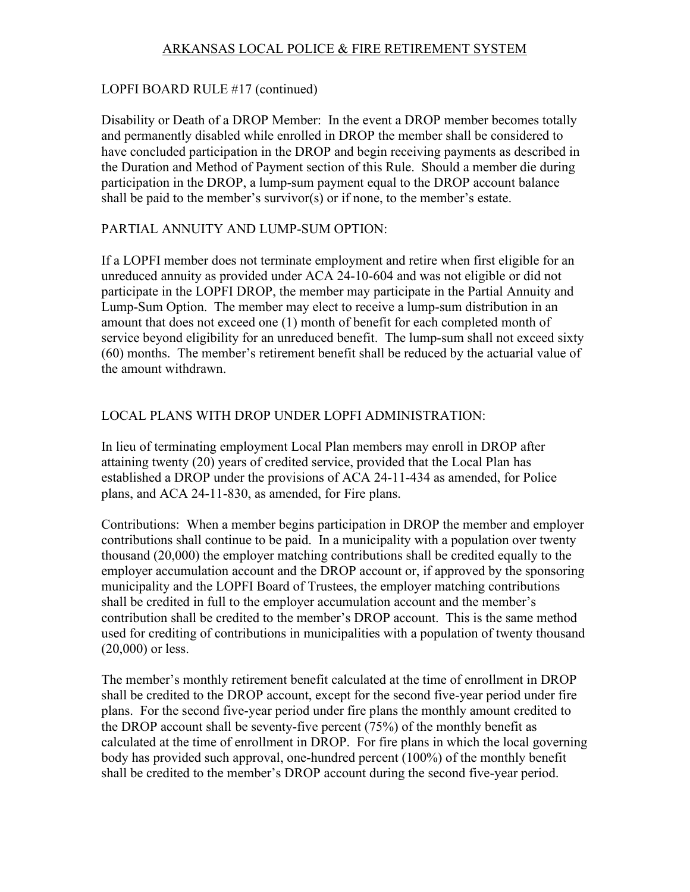ARKANSAS LOCAL POLICE & FIRE RETIREMENT SYSTEM

LOPFI BOARD RULE #17 (continued)

Disability or Death of a DROP Member: In the event a DROP member becomes totally and permanently disabled while enrolled in DROP the member shall be considered to have concluded participation in the DROP and begin receiving payments as described in the Duration and Method of Payment section of this Rule. Should a member die during participation in the DROP, a lump-sum payment equal to the DROP account balance shall be paid to the member's survivor(s) or if none, to the member's estate.

PARTIAL ANNUITY AND LUMP-SUM OPTION:

If a LOPFI member does not terminate employment and retire when first eligible for an unreduced annuity as provided under ACA 24-10-604 and was not eligible or did not participate in the LOPFI DROP, the member may participate in the Partial Annuity and Lump-Sum Option. The member may elect to receive a lump-sum distribution in an amount that does not exceed one (1) month of benefit for each completed month of service beyond eligibility for an unreduced benefit. The lump-sum shall not exceed sixty (60) months. The member's retirement benefit shall be reduced by the actuarial value of the amount withdrawn.

LOCAL PLANS WITH DROP UNDER LOPFI ADMINISTRATION:

In lieu of terminating employment Local Plan members may enroll in DROP after attaining twenty (20) years of credited service, provided that the Local Plan has established a DROP under the provisions of ACA 24-11-434 as amended, for Police plans, and ACA 24-11-830, as amended, for Fire plans.

Contributions: When a member begins participation in DROP the member and employer contributions shall continue to be paid. In a municipality with a population over twenty thousand (20,000) the employer matching contributions shall be credited equally to the employer accumulation account and the DROP account or, if approved by the sponsoring municipality and the LOPFI Board of Trustees, the employer matching contributions shall be credited in full to the employer accumulation account and the member's contribution shall be credited to the member's DROP account. This is the same method used for crediting of contributions in municipalities with a population of twenty thousand (20,000) or less.

The member's monthly retirement benefit calculated at the time of enrollment in DROP shall be credited to the DROP account, except for the second five-year period under fire plans. For the second five-year period under fire plans the monthly amount credited to the DROP account shall be seventy-five percent (75%) of the monthly benefit as calculated at the time of enrollment in DROP. For fire plans in which the local governing body has provided such approval, one-hundred percent (100%) of the monthly benefit shall be credited to the member's DROP account during the second five-year period.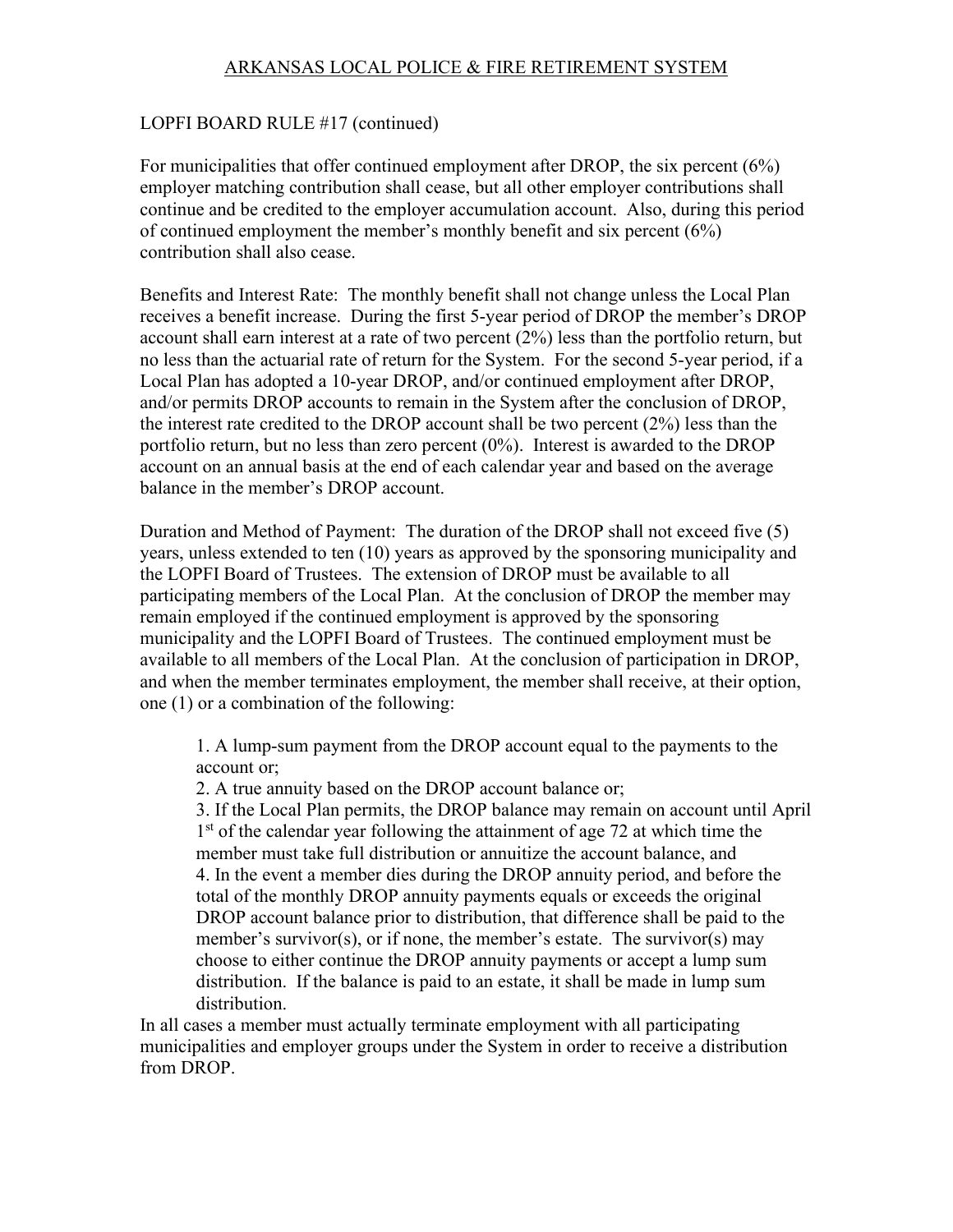ARKANSAS LOCAL POLICE & FIRE RETIREMENT SYSTEM

LOPFI BOARD RULE #17 (continued)

For municipalities that offer continued employment after DROP, the six percent (6%) employer matching contribution shall cease, but all other employer contributions shall continue and be credited to the employer accumulation account. Also, during this period of continued employment the member's monthly benefit and six percent (6%) contribution shall also cease.

Benefits and Interest Rate: The monthly benefit shall not change unless the Local Plan receives a benefit increase. During the first 5-year period of DROP the member's DROP account shall earn interest at a rate of two percent (2%) less than the portfolio return, but no less than the actuarial rate of return for the System. For the second 5-year period, if a Local Plan has adopted a 10-year DROP, and/or continued employment after DROP, and/or permits DROP accounts to remain in the System after the conclusion of DROP, the interest rate credited to the DROP account shall be two percent (2%) less than the portfolio return, but no less than zero percent (0%). Interest is awarded to the DROP account on an annual basis at the end of each calendar year and based on the average balance in the member's DROP account.

Duration and Method of Payment: The duration of the DROP shall not exceed five (5) years, unless extended to ten (10) years as approved by the sponsoring municipality and the LOPFI Board of Trustees. The extension of DROP must be available to all participating members of the Local Plan. At the conclusion of DROP the member may remain employed if the continued employment is approved by the sponsoring municipality and the LOPFI Board of Trustees. The continued employment must be available to all members of the Local Plan. At the conclusion of participation in DROP, and when the member terminates employment, the member shall receive, at their option, one (1) or a combination of the following:

1. A lump-sum payment from the DROP account equal to the payments to the account or;
2. A true annuity based on the DROP account balance or;
3. If the Local Plan permits, the DROP balance may remain on account until April 1st of the calendar year following the attainment of age 72 at which time the member must take full distribution or annuitize the account balance, and
4. In the event a member dies during the DROP annuity period, and before the total of the monthly DROP annuity payments equals or exceeds the original DROP account balance prior to distribution, that difference shall be paid to the member's survivor(s), or if none, the member's estate. The survivor(s) may choose to either continue the DROP annuity payments or accept a lump sum distribution. If the balance is paid to an estate, it shall be made in lump sum distribution.

In all cases a member must actually terminate employment with all participating municipalities and employer groups under the System in order to receive a distribution from DROP.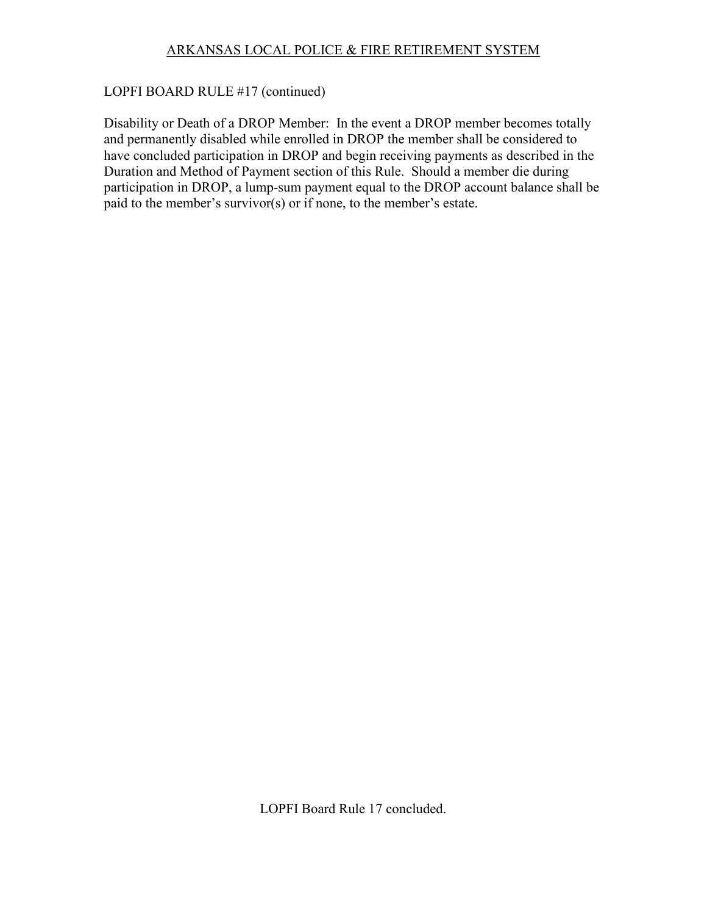LOPFI BOARD RULE #17 (continued)

Disability or Death of a DROP Member: In the event a DROP member becomes totally and permanently disabled while enrolled in DROP the member shall be considered to have concluded participation in DROP and begin receiving payments as described in the Duration and Method of Payment section of this Rule. Should a member die during participation in DROP, a lump-sum payment equal to the DROP account balance shall be paid to the member's survivor(s) or if none, to the member's estate.

LOPFI Board Rule 17 concluded.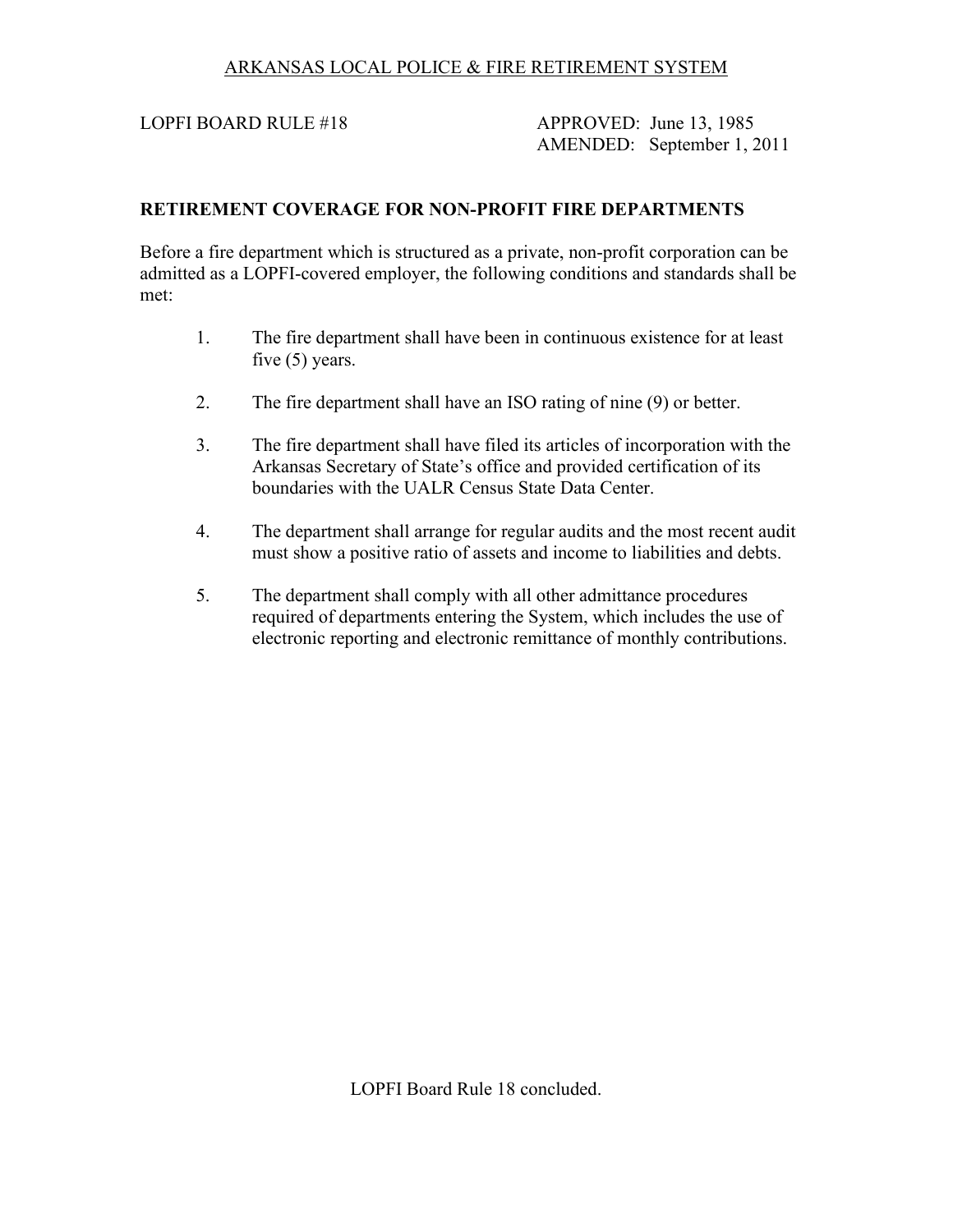ARKANSAS LOCAL POLICE & FIRE RETIREMENT SYSTEM

LOPFI BOARD RULE #18

APPROVED: June 13, 1985
AMENDED: September 1, 2011

## RETIREMENT COVERAGE FOR NON-PROFIT FIRE DEPARTMENTS

Before a fire department which is structured as a private, non-profit corporation can be admitted as a LOPFI-covered employer, the following conditions and standards shall be met:

1. The fire department shall have been in continuous existence for at least five (5) years.

2. The fire department shall have an ISO rating of nine (9) or better.

3. The fire department shall have filed its articles of incorporation with the Arkansas Secretary of State's office and provided certification of its boundaries with the UALR Census State Data Center.

4. The department shall arrange for regular audits and the most recent audit must show a positive ratio of assets and income to liabilities and debts.

5. The department shall comply with all other admittance procedures required of departments entering the System, which includes the use of electronic reporting and electronic remittance of monthly contributions.

LOPFI Board Rule 18 concluded.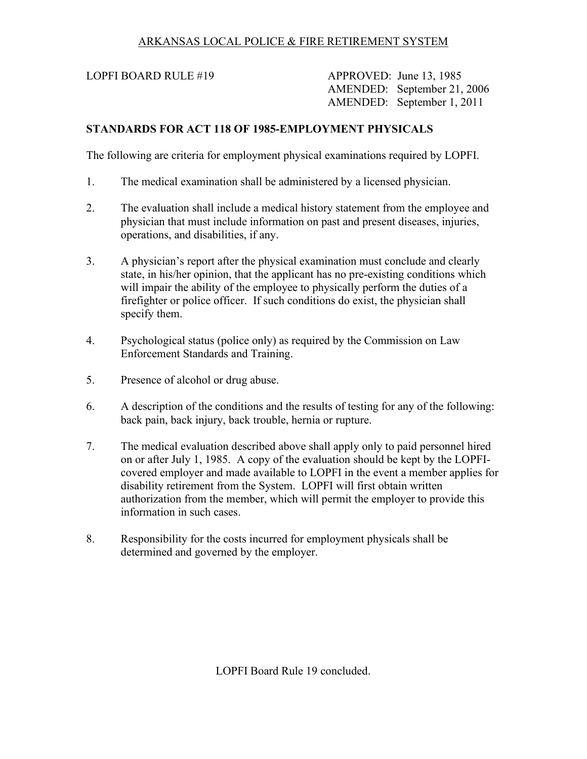ARKANSAS LOCAL POLICE & FIRE RETIREMENT SYSTEM

LOPFI BOARD RULE #19

APPROVED: June 13, 1985
AMENDED: September 21, 2006
AMENDED: September 1, 2011

**STANDARDS FOR ACT 118 OF 1985-EMPLOYMENT PHYSICALS**

The following are criteria for employment physical examinations required by LOPFI.

1. The medical examination shall be administered by a licensed physician.

2. The evaluation shall include a medical history statement from the employee and physician that must include information on past and present diseases, injuries, operations, and disabilities, if any.

3. A physician's report after the physical examination must conclude and clearly state, in his/her opinion, that the applicant has no pre-existing conditions which will impair the ability of the employee to physically perform the duties of a firefighter or police officer. If such conditions do exist, the physician shall specify them.

4. Psychological status (police only) as required by the Commission on Law Enforcement Standards and Training.

5. Presence of alcohol or drug abuse.

6. A description of the conditions and the results of testing for any of the following: back pain, back injury, back trouble, hernia or rupture.

7. The medical evaluation described above shall apply only to paid personnel hired on or after July 1, 1985. A copy of the evaluation should be kept by the LOPFI-covered employer and made available to LOPFI in the event a member applies for disability retirement from the System. LOPFI will first obtain written authorization from the member, which will permit the employer to provide this information in such cases.

8. Responsibility for the costs incurred for employment physicals shall be determined and governed by the employer.

LOPFI Board Rule 19 concluded.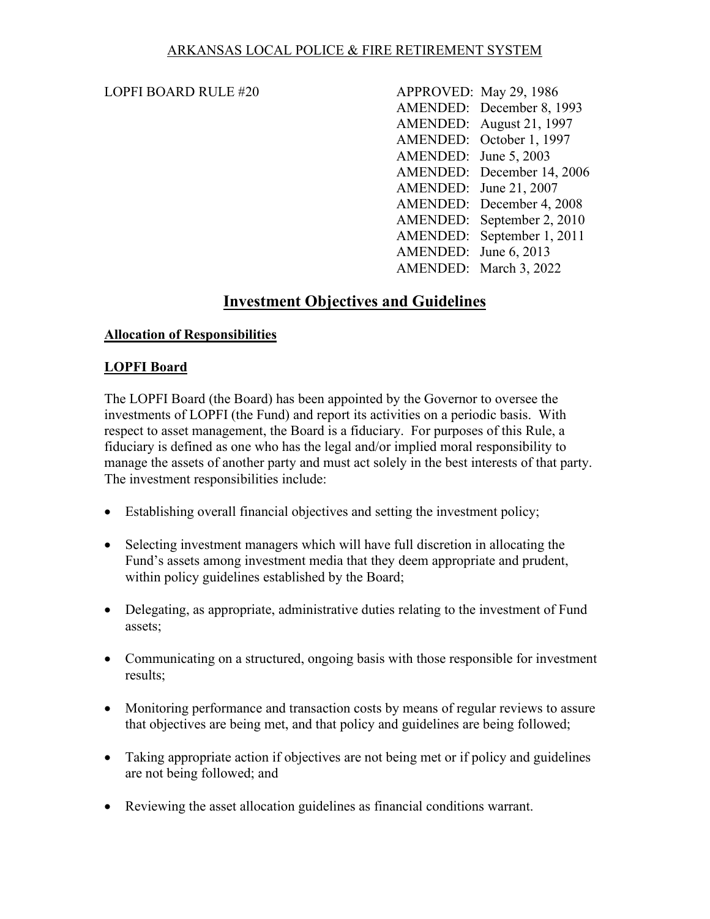ARKANSAS LOCAL POLICE & FIRE RETIREMENT SYSTEM

LOPFI BOARD RULE #20

APPROVED: May 29, 1986
AMENDED: December 8, 1993
AMENDED: August 21, 1997
AMENDED: October 1, 1997
AMENDED: June 5, 2003
AMENDED: December 14, 2006
AMENDED: June 21, 2007
AMENDED: December 4, 2008
AMENDED: September 2, 2010
AMENDED: September 1, 2011
AMENDED: June 6, 2013
AMENDED: March 3, 2022

# Investment Objectives and Guidelines

## Allocation of Responsibilities

### LOPFI Board

The LOPFI Board (the Board) has been appointed by the Governor to oversee the investments of LOPFI (the Fund) and report its activities on a periodic basis. With respect to asset management, the Board is a fiduciary. For purposes of this Rule, a fiduciary is defined as one who has the legal and/or implied moral responsibility to manage the assets of another party and must act solely in the best interests of that party. The investment responsibilities include:

- Establishing overall financial objectives and setting the investment policy;
- Selecting investment managers which will have full discretion in allocating the Fund's assets among investment media that they deem appropriate and prudent, within policy guidelines established by the Board;
- Delegating, as appropriate, administrative duties relating to the investment of Fund assets;
- Communicating on a structured, ongoing basis with those responsible for investment results;
- Monitoring performance and transaction costs by means of regular reviews to assure that objectives are being met, and that policy and guidelines are being followed;
- Taking appropriate action if objectives are not being met or if policy and guidelines are not being followed; and
- Reviewing the asset allocation guidelines as financial conditions warrant.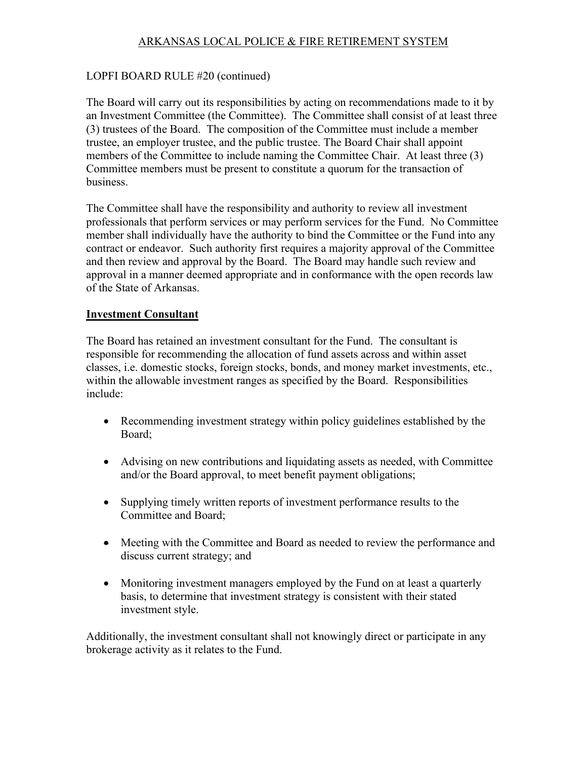LOPFI BOARD RULE #20 (continued)

The Board will carry out its responsibilities by acting on recommendations made to it by an Investment Committee (the Committee). The Committee shall consist of at least three (3) trustees of the Board. The composition of the Committee must include a member trustee, an employer trustee, and the public trustee. The Board Chair shall appoint members of the Committee to include naming the Committee Chair. At least three (3) Committee members must be present to constitute a quorum for the transaction of business.

The Committee shall have the responsibility and authority to review all investment professionals that perform services or may perform services for the Fund. No Committee member shall individually have the authority to bind the Committee or the Fund into any contract or endeavor. Such authority first requires a majority approval of the Committee and then review and approval by the Board. The Board may handle such review and approval in a manner deemed appropriate and in conformance with the open records law of the State of Arkansas.

**Investment Consultant**

The Board has retained an investment consultant for the Fund. The consultant is responsible for recommending the allocation of fund assets across and within asset classes, i.e. domestic stocks, foreign stocks, bonds, and money market investments, etc., within the allowable investment ranges as specified by the Board. Responsibilities include:

- Recommending investment strategy within policy guidelines established by the Board;
- Advising on new contributions and liquidating assets as needed, with Committee and/or the Board approval, to meet benefit payment obligations;
- Supplying timely written reports of investment performance results to the Committee and Board;
- Meeting with the Committee and Board as needed to review the performance and discuss current strategy; and
- Monitoring investment managers employed by the Fund on at least a quarterly basis, to determine that investment strategy is consistent with their stated investment style.

Additionally, the investment consultant shall not knowingly direct or participate in any brokerage activity as it relates to the Fund.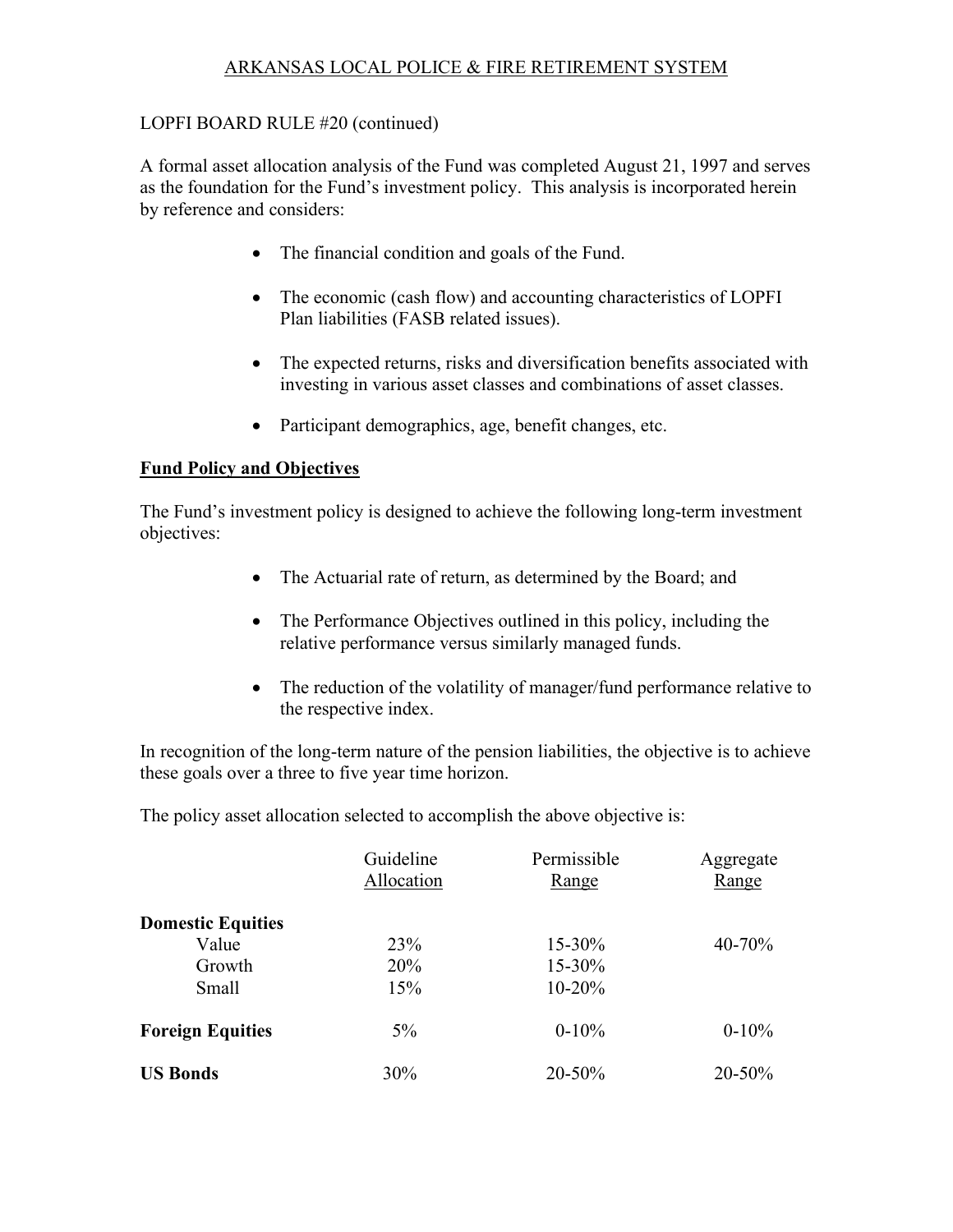ARKANSAS LOCAL POLICE & FIRE RETIREMENT SYSTEM

LOPFI BOARD RULE #20 (continued)

A formal asset allocation analysis of the Fund was completed August 21, 1997 and serves as the foundation for the Fund's investment policy. This analysis is incorporated herein by reference and considers:

- The financial condition and goals of the Fund.
- The economic (cash flow) and accounting characteristics of LOPFI Plan liabilities (FASB related issues).
- The expected returns, risks and diversification benefits associated with investing in various asset classes and combinations of asset classes.
- Participant demographics, age, benefit changes, etc.

**Fund Policy and Objectives**

The Fund's investment policy is designed to achieve the following long-term investment objectives:

- The Actuarial rate of return, as determined by the Board; and
- The Performance Objectives outlined in this policy, including the relative performance versus similarly managed funds.
- The reduction of the volatility of manager/fund performance relative to the respective index.

In recognition of the long-term nature of the pension liabilities, the objective is to achieve these goals over a three to five year time horizon.

The policy asset allocation selected to accomplish the above objective is:

| | Guideline Allocation | Permissible Range | Aggregate Range |
|---|---|---|---|
| **Domestic Equities** | | | |
| Value | 23% | 15-30% | 40-70% |
| Growth | 20% | 15-30% | |
| Small | 15% | 10-20% | |
| **Foreign Equities** | 5% | 0-10% | 0-10% |
| **US Bonds** | 30% | 20-50% | 20-50% |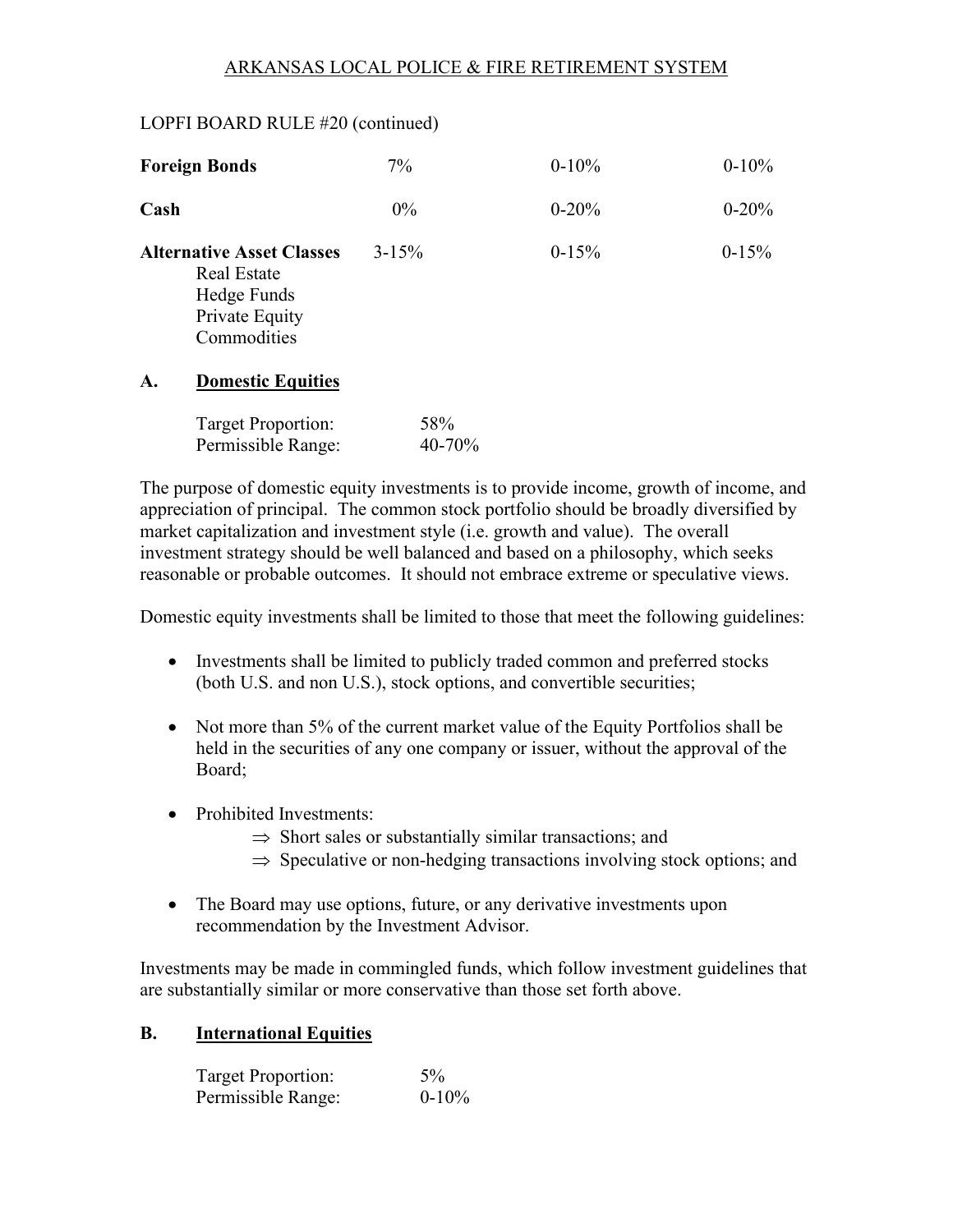ARKANSAS LOCAL POLICE & FIRE RETIREMENT SYSTEM

LOPFI BOARD RULE #20 (continued)

| | | | |
|---|---|---|---|
| **Foreign Bonds** | 7% | 0-10% | 0-10% |
| **Cash** | 0% | 0-20% | 0-20% |
| **Alternative Asset Classes**<br>Real Estate<br>Hedge Funds<br>Private Equity<br>Commodities | 3-15% | 0-15% | 0-15% |

## A. Domestic Equities

Target Proportion: 58%
Permissible Range: 40-70%

The purpose of domestic equity investments is to provide income, growth of income, and appreciation of principal. The common stock portfolio should be broadly diversified by market capitalization and investment style (i.e. growth and value). The overall investment strategy should be well balanced and based on a philosophy, which seeks reasonable or probable outcomes. It should not embrace extreme or speculative views.

Domestic equity investments shall be limited to those that meet the following guidelines:

- Investments shall be limited to publicly traded common and preferred stocks (both U.S. and non U.S.), stock options, and convertible securities;
- Not more than 5% of the current market value of the Equity Portfolios shall be held in the securities of any one company or issuer, without the approval of the Board;
- Prohibited Investments:
  - ⇒ Short sales or substantially similar transactions; and
  - ⇒ Speculative or non-hedging transactions involving stock options; and
- The Board may use options, future, or any derivative investments upon recommendation by the Investment Advisor.

Investments may be made in commingled funds, which follow investment guidelines that are substantially similar or more conservative than those set forth above.

## B. International Equities

Target Proportion: 5%
Permissible Range: 0-10%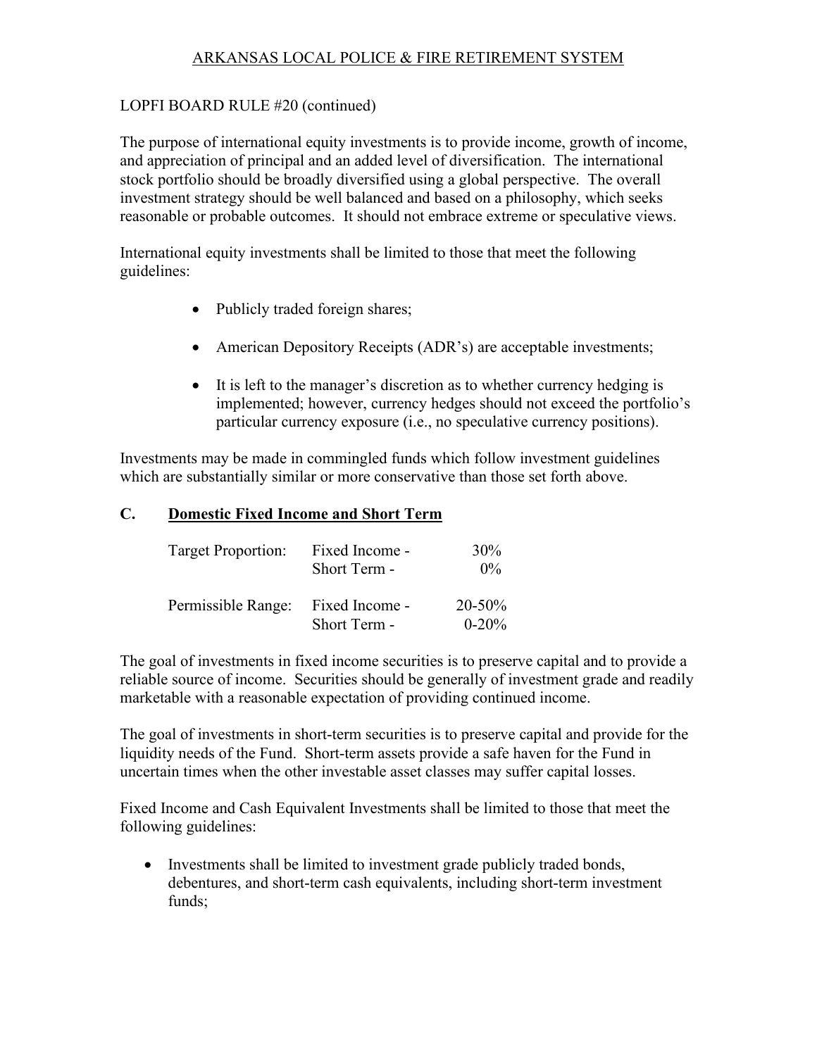ARKANSAS LOCAL POLICE & FIRE RETIREMENT SYSTEM

LOPFI BOARD RULE #20 (continued)

The purpose of international equity investments is to provide income, growth of income, and appreciation of principal and an added level of diversification. The international stock portfolio should be broadly diversified using a global perspective. The overall investment strategy should be well balanced and based on a philosophy, which seeks reasonable or probable outcomes. It should not embrace extreme or speculative views.

International equity investments shall be limited to those that meet the following guidelines:

- Publicly traded foreign shares;
- American Depository Receipts (ADR's) are acceptable investments;
- It is left to the manager's discretion as to whether currency hedging is implemented; however, currency hedges should not exceed the portfolio's particular currency exposure (i.e., no speculative currency positions).

Investments may be made in commingled funds which follow investment guidelines which are substantially similar or more conservative than those set forth above.

## C. Domestic Fixed Income and Short Term

| | | |
|---|---|---|
| Target Proportion: | Fixed Income - | 30% |
| | Short Term - | 0% |
| Permissible Range: | Fixed Income - | 20-50% |
| | Short Term - | 0-20% |

The goal of investments in fixed income securities is to preserve capital and to provide a reliable source of income. Securities should be generally of investment grade and readily marketable with a reasonable expectation of providing continued income.

The goal of investments in short-term securities is to preserve capital and provide for the liquidity needs of the Fund. Short-term assets provide a safe haven for the Fund in uncertain times when the other investable asset classes may suffer capital losses.

Fixed Income and Cash Equivalent Investments shall be limited to those that meet the following guidelines:

- Investments shall be limited to investment grade publicly traded bonds, debentures, and short-term cash equivalents, including short-term investment funds;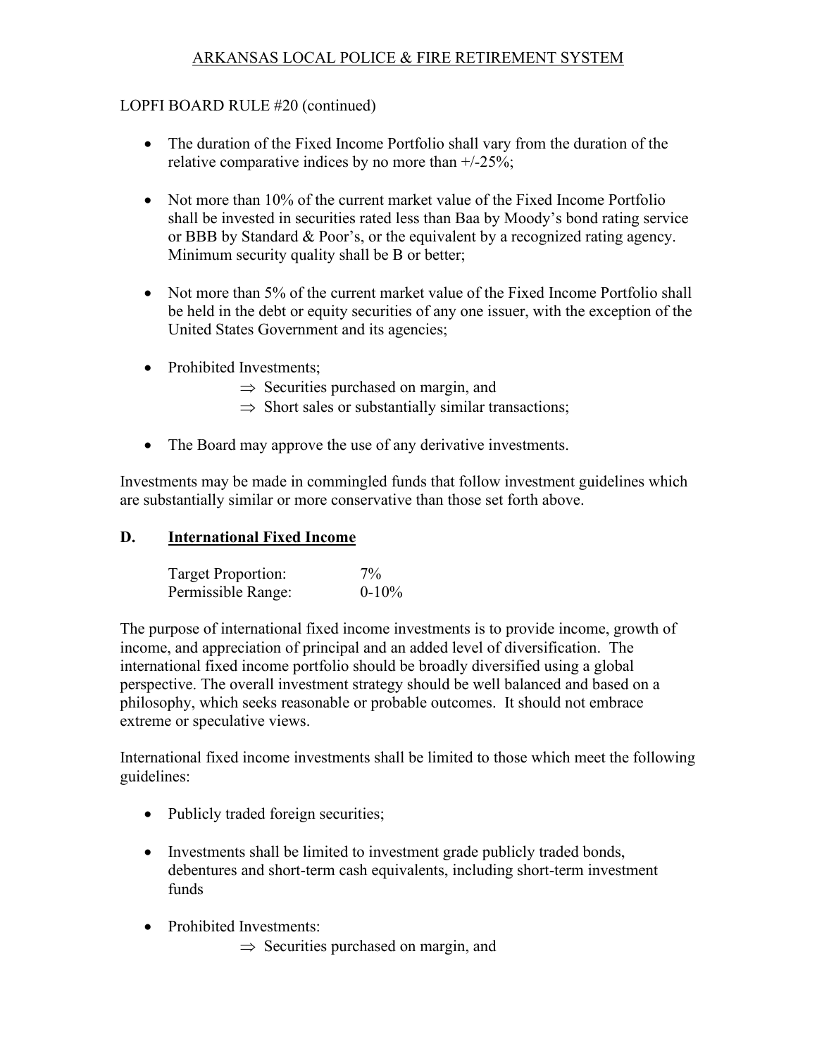LOPFI BOARD RULE #20 (continued)

- The duration of the Fixed Income Portfolio shall vary from the duration of the relative comparative indices by no more than +/-25%;

- Not more than 10% of the current market value of the Fixed Income Portfolio shall be invested in securities rated less than Baa by Moody's bond rating service or BBB by Standard & Poor's, or the equivalent by a recognized rating agency. Minimum security quality shall be B or better;

- Not more than 5% of the current market value of the Fixed Income Portfolio shall be held in the debt or equity securities of any one issuer, with the exception of the United States Government and its agencies;

- Prohibited Investments;
  - ⇒ Securities purchased on margin, and
  - ⇒ Short sales or substantially similar transactions;

- The Board may approve the use of any derivative investments.

Investments may be made in commingled funds that follow investment guidelines which are substantially similar or more conservative than those set forth above.

## D. International Fixed Income

| | |
|---|---|
| Target Proportion: | 7% |
| Permissible Range: | 0-10% |

The purpose of international fixed income investments is to provide income, growth of income, and appreciation of principal and an added level of diversification. The international fixed income portfolio should be broadly diversified using a global perspective. The overall investment strategy should be well balanced and based on a philosophy, which seeks reasonable or probable outcomes. It should not embrace extreme or speculative views.

International fixed income investments shall be limited to those which meet the following guidelines:

- Publicly traded foreign securities;

- Investments shall be limited to investment grade publicly traded bonds, debentures and short-term cash equivalents, including short-term investment funds

- Prohibited Investments:
  - ⇒ Securities purchased on margin, and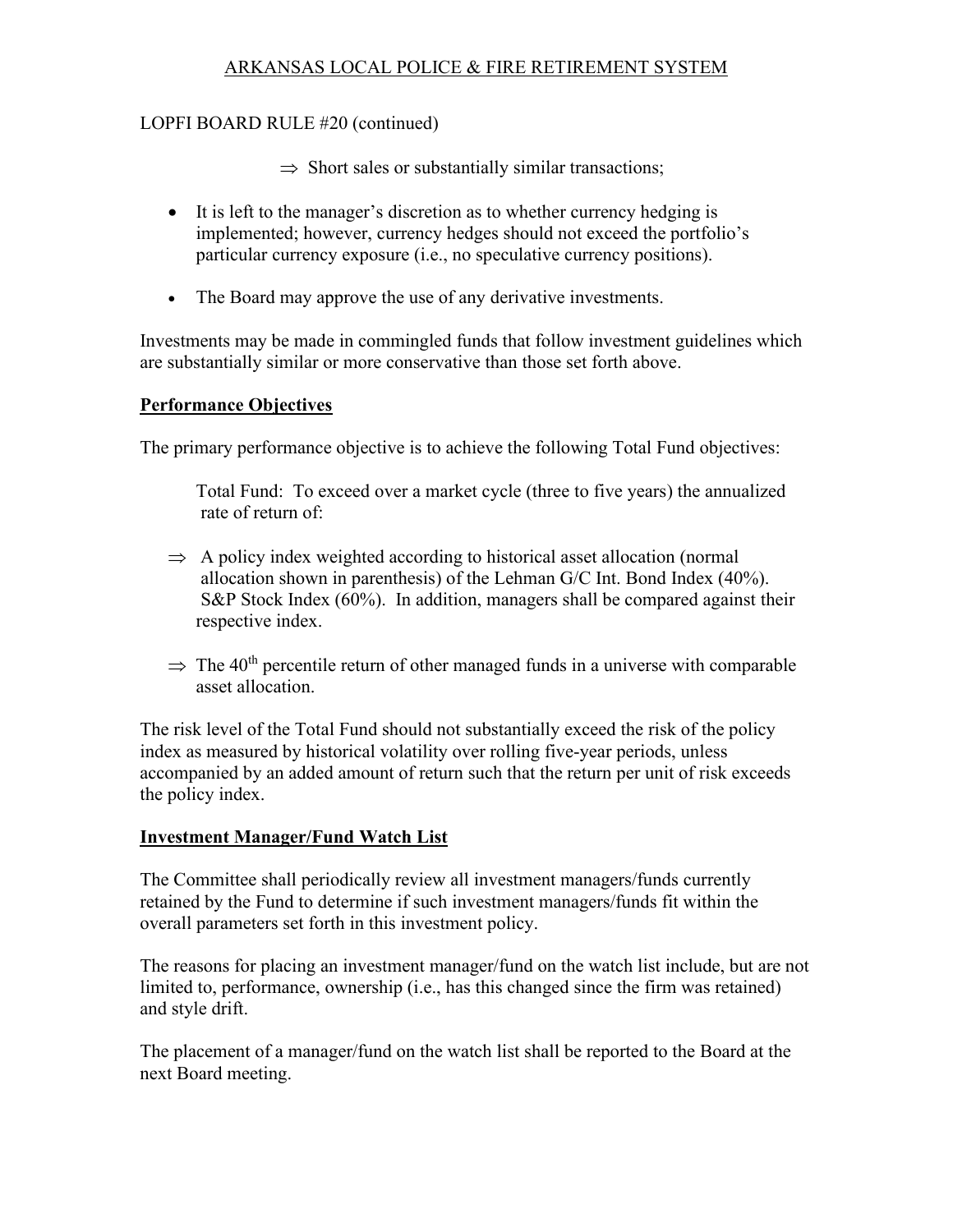LOPFI BOARD RULE #20 (continued)

⇒ Short sales or substantially similar transactions;

- It is left to the manager's discretion as to whether currency hedging is implemented; however, currency hedges should not exceed the portfolio's particular currency exposure (i.e., no speculative currency positions).

- The Board may approve the use of any derivative investments.

Investments may be made in commingled funds that follow investment guidelines which are substantially similar or more conservative than those set forth above.

**Performance Objectives**

The primary performance objective is to achieve the following Total Fund objectives:

Total Fund: To exceed over a market cycle (three to five years) the annualized rate of return of:

⇒ A policy index weighted according to historical asset allocation (normal allocation shown in parenthesis) of the Lehman G/C Int. Bond Index (40%). S&P Stock Index (60%). In addition, managers shall be compared against their respective index.

⇒ The 40th percentile return of other managed funds in a universe with comparable asset allocation.

The risk level of the Total Fund should not substantially exceed the risk of the policy index as measured by historical volatility over rolling five-year periods, unless accompanied by an added amount of return such that the return per unit of risk exceeds the policy index.

**Investment Manager/Fund Watch List**

The Committee shall periodically review all investment managers/funds currently retained by the Fund to determine if such investment managers/funds fit within the overall parameters set forth in this investment policy.

The reasons for placing an investment manager/fund on the watch list include, but are not limited to, performance, ownership (i.e., has this changed since the firm was retained) and style drift.

The placement of a manager/fund on the watch list shall be reported to the Board at the next Board meeting.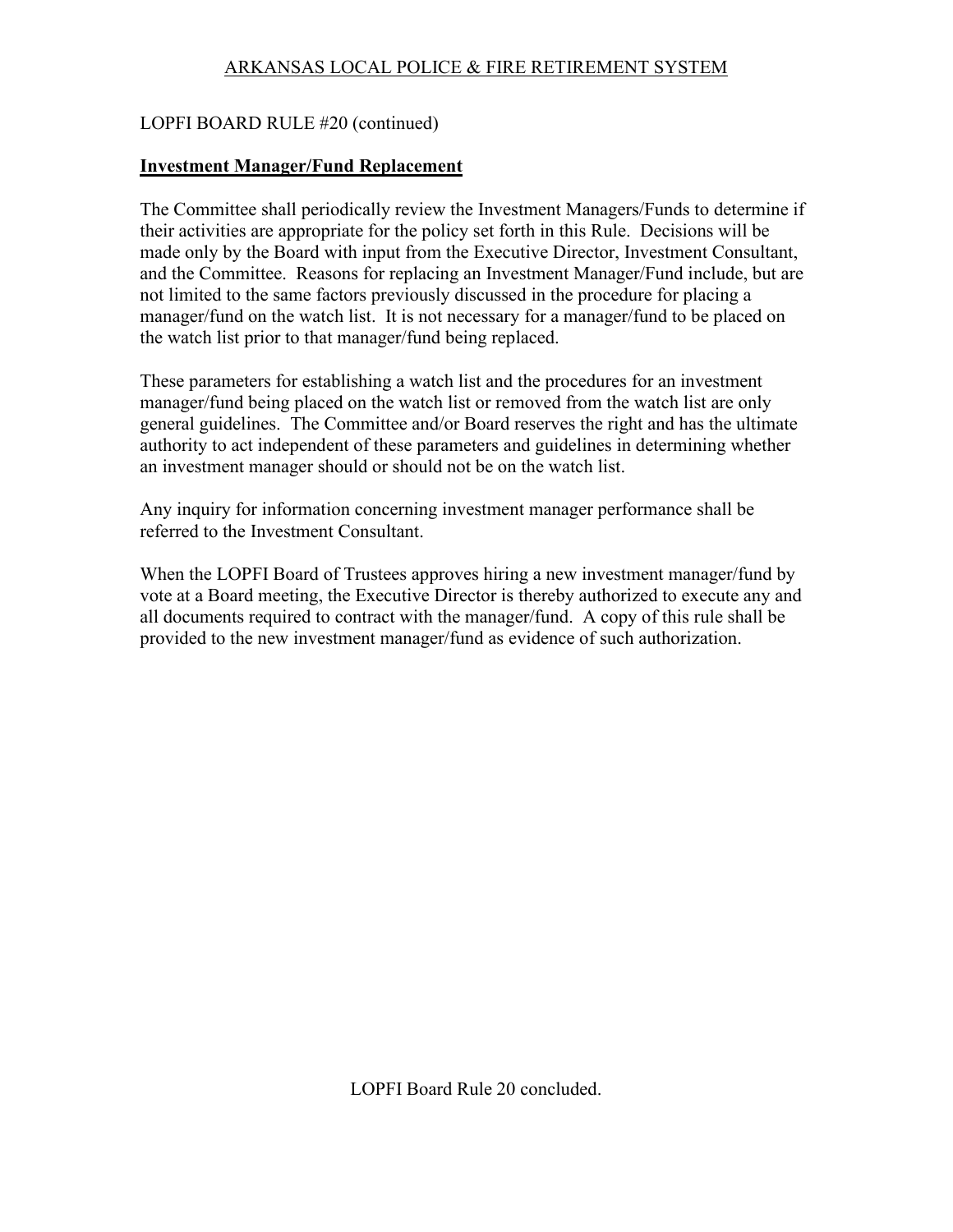LOPFI BOARD RULE #20 (continued)

**Investment Manager/Fund Replacement**

The Committee shall periodically review the Investment Managers/Funds to determine if their activities are appropriate for the policy set forth in this Rule. Decisions will be made only by the Board with input from the Executive Director, Investment Consultant, and the Committee. Reasons for replacing an Investment Manager/Fund include, but are not limited to the same factors previously discussed in the procedure for placing a manager/fund on the watch list. It is not necessary for a manager/fund to be placed on the watch list prior to that manager/fund being replaced.

These parameters for establishing a watch list and the procedures for an investment manager/fund being placed on the watch list or removed from the watch list are only general guidelines. The Committee and/or Board reserves the right and has the ultimate authority to act independent of these parameters and guidelines in determining whether an investment manager should or should not be on the watch list.

Any inquiry for information concerning investment manager performance shall be referred to the Investment Consultant.

When the LOPFI Board of Trustees approves hiring a new investment manager/fund by vote at a Board meeting, the Executive Director is thereby authorized to execute any and all documents required to contract with the manager/fund. A copy of this rule shall be provided to the new investment manager/fund as evidence of such authorization.

LOPFI Board Rule 20 concluded.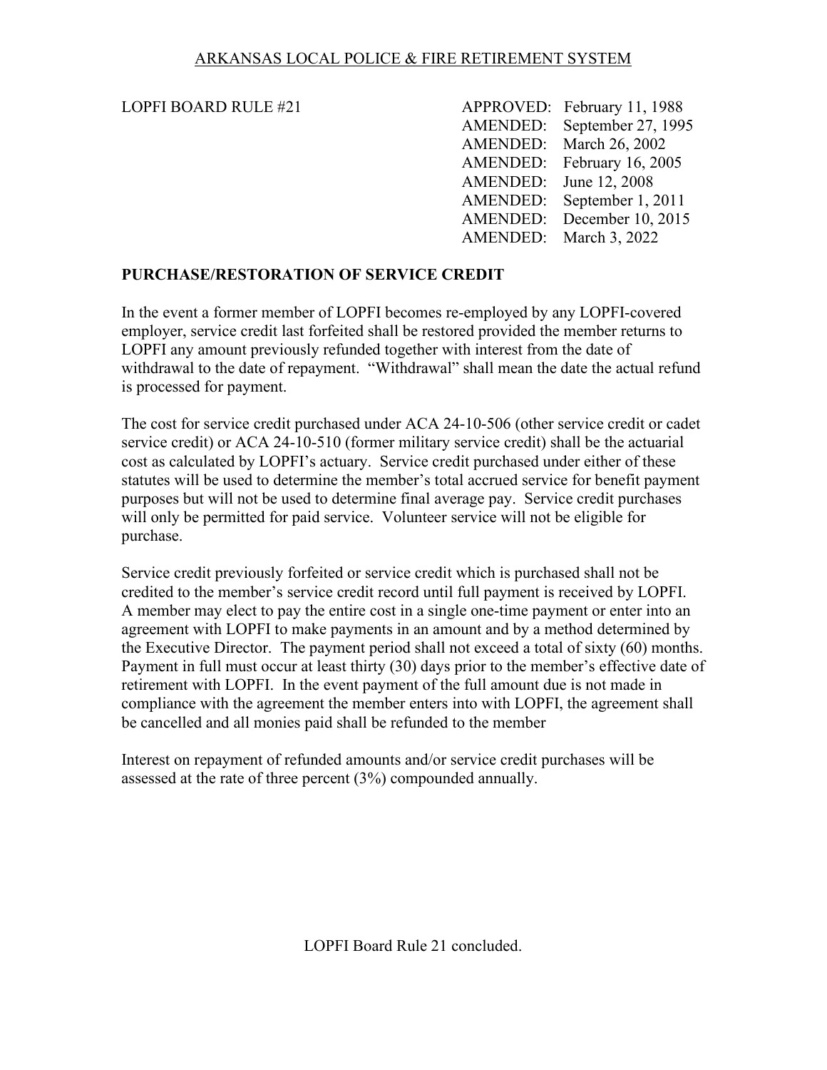ARKANSAS LOCAL POLICE & FIRE RETIREMENT SYSTEM

LOPFI BOARD RULE #21

| | |
|---|---|
| APPROVED: | February 11, 1988 |
| AMENDED: | September 27, 1995 |
| AMENDED: | March 26, 2002 |
| AMENDED: | February 16, 2005 |
| AMENDED: | June 12, 2008 |
| AMENDED: | September 1, 2011 |
| AMENDED: | December 10, 2015 |
| AMENDED: | March 3, 2022 |

**PURCHASE/RESTORATION OF SERVICE CREDIT**

In the event a former member of LOPFI becomes re-employed by any LOPFI-covered employer, service credit last forfeited shall be restored provided the member returns to LOPFI any amount previously refunded together with interest from the date of withdrawal to the date of repayment. "Withdrawal" shall mean the date the actual refund is processed for payment.

The cost for service credit purchased under ACA 24-10-506 (other service credit or cadet service credit) or ACA 24-10-510 (former military service credit) shall be the actuarial cost as calculated by LOPFI's actuary. Service credit purchased under either of these statutes will be used to determine the member's total accrued service for benefit payment purposes but will not be used to determine final average pay. Service credit purchases will only be permitted for paid service. Volunteer service will not be eligible for purchase.

Service credit previously forfeited or service credit which is purchased shall not be credited to the member's service credit record until full payment is received by LOPFI. A member may elect to pay the entire cost in a single one-time payment or enter into an agreement with LOPFI to make payments in an amount and by a method determined by the Executive Director. The payment period shall not exceed a total of sixty (60) months. Payment in full must occur at least thirty (30) days prior to the member's effective date of retirement with LOPFI. In the event payment of the full amount due is not made in compliance with the agreement the member enters into with LOPFI, the agreement shall be cancelled and all monies paid shall be refunded to the member

Interest on repayment of refunded amounts and/or service credit purchases will be assessed at the rate of three percent (3%) compounded annually.

LOPFI Board Rule 21 concluded.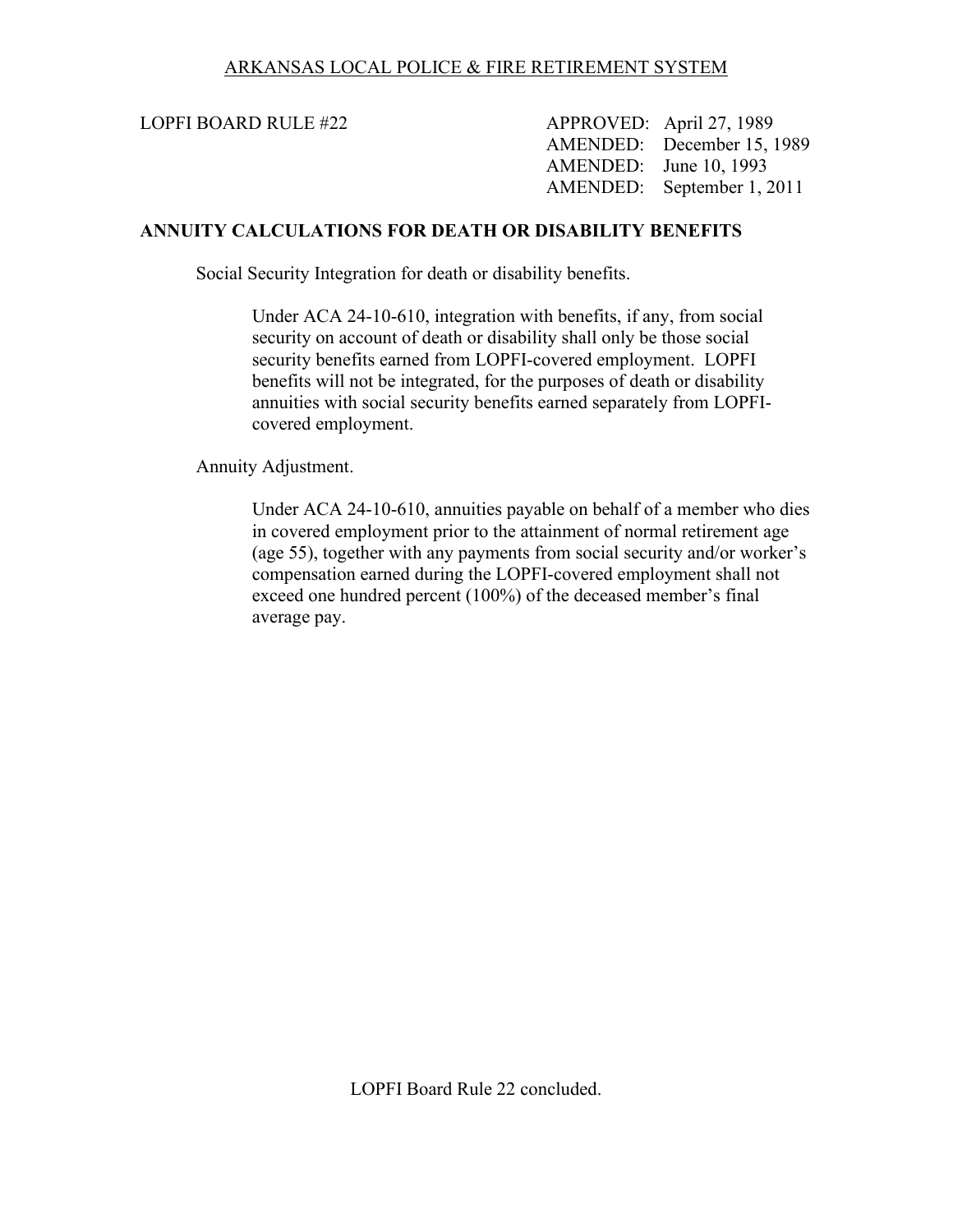ARKANSAS LOCAL POLICE & FIRE RETIREMENT SYSTEM

LOPFI BOARD RULE #22

APPROVED: April 27, 1989
AMENDED: December 15, 1989
AMENDED: June 10, 1993
AMENDED: September 1, 2011

## ANNUITY CALCULATIONS FOR DEATH OR DISABILITY BENEFITS

Social Security Integration for death or disability benefits.

> Under ACA 24-10-610, integration with benefits, if any, from social security on account of death or disability shall only be those social security benefits earned from LOPFI-covered employment. LOPFI benefits will not be integrated, for the purposes of death or disability annuities with social security benefits earned separately from LOPFI-covered employment.

Annuity Adjustment.

> Under ACA 24-10-610, annuities payable on behalf of a member who dies in covered employment prior to the attainment of normal retirement age (age 55), together with any payments from social security and/or worker's compensation earned during the LOPFI-covered employment shall not exceed one hundred percent (100%) of the deceased member's final average pay.

LOPFI Board Rule 22 concluded.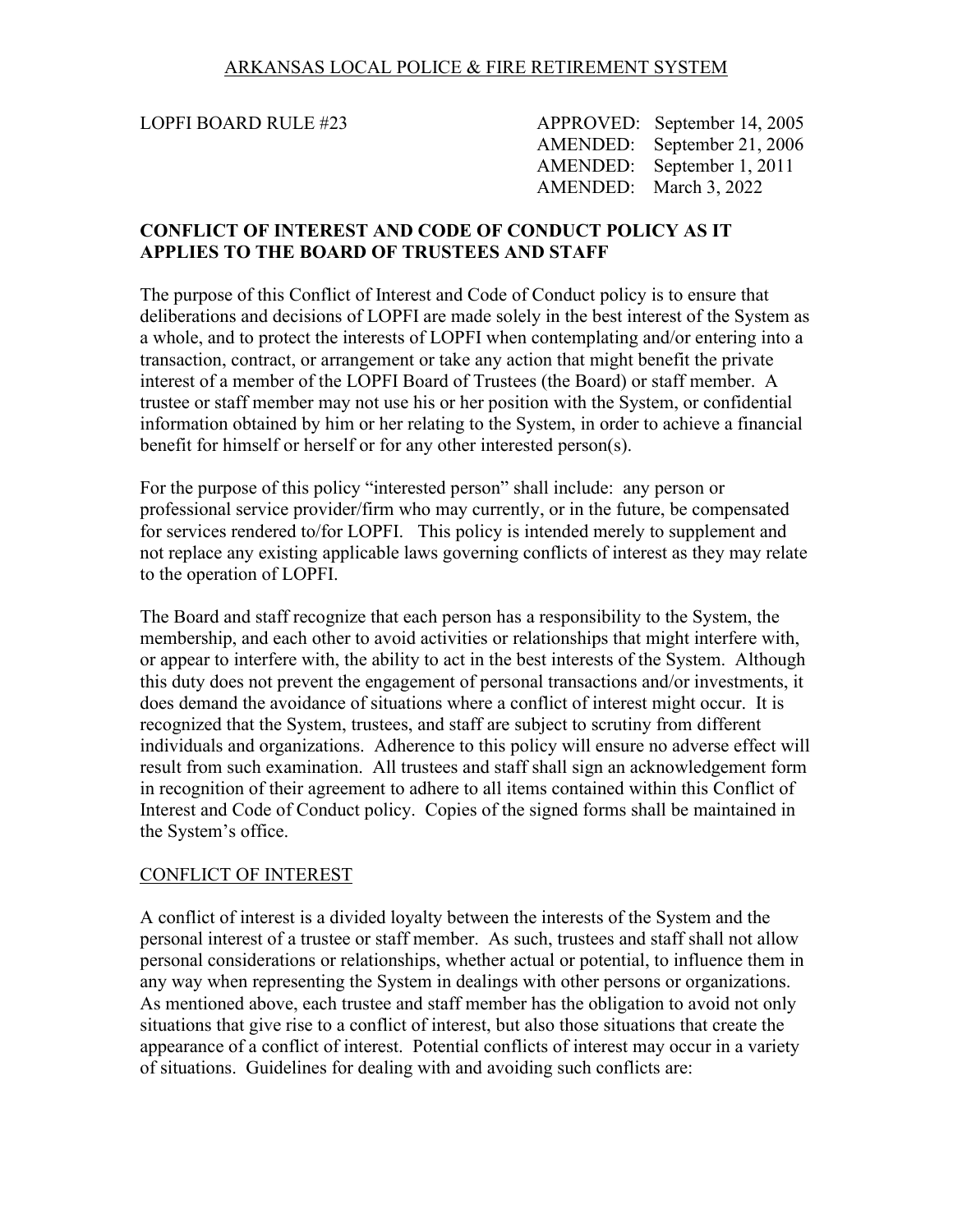ARKANSAS LOCAL POLICE & FIRE RETIREMENT SYSTEM

LOPFI BOARD RULE #23

APPROVED: September 14, 2005
AMENDED: September 21, 2006
AMENDED: September 1, 2011
AMENDED: March 3, 2022

**CONFLICT OF INTEREST AND CODE OF CONDUCT POLICY AS IT APPLIES TO THE BOARD OF TRUSTEES AND STAFF**

The purpose of this Conflict of Interest and Code of Conduct policy is to ensure that deliberations and decisions of LOPFI are made solely in the best interest of the System as a whole, and to protect the interests of LOPFI when contemplating and/or entering into a transaction, contract, or arrangement or take any action that might benefit the private interest of a member of the LOPFI Board of Trustees (the Board) or staff member. A trustee or staff member may not use his or her position with the System, or confidential information obtained by him or her relating to the System, in order to achieve a financial benefit for himself or herself or for any other interested person(s).

For the purpose of this policy "interested person" shall include: any person or professional service provider/firm who may currently, or in the future, be compensated for services rendered to/for LOPFI. This policy is intended merely to supplement and not replace any existing applicable laws governing conflicts of interest as they may relate to the operation of LOPFI.

The Board and staff recognize that each person has a responsibility to the System, the membership, and each other to avoid activities or relationships that might interfere with, or appear to interfere with, the ability to act in the best interests of the System. Although this duty does not prevent the engagement of personal transactions and/or investments, it does demand the avoidance of situations where a conflict of interest might occur. It is recognized that the System, trustees, and staff are subject to scrutiny from different individuals and organizations. Adherence to this policy will ensure no adverse effect will result from such examination. All trustees and staff shall sign an acknowledgement form in recognition of their agreement to adhere to all items contained within this Conflict of Interest and Code of Conduct policy. Copies of the signed forms shall be maintained in the System's office.

## CONFLICT OF INTEREST

A conflict of interest is a divided loyalty between the interests of the System and the personal interest of a trustee or staff member. As such, trustees and staff shall not allow personal considerations or relationships, whether actual or potential, to influence them in any way when representing the System in dealings with other persons or organizations. As mentioned above, each trustee and staff member has the obligation to avoid not only situations that give rise to a conflict of interest, but also those situations that create the appearance of a conflict of interest. Potential conflicts of interest may occur in a variety of situations. Guidelines for dealing with and avoiding such conflicts are: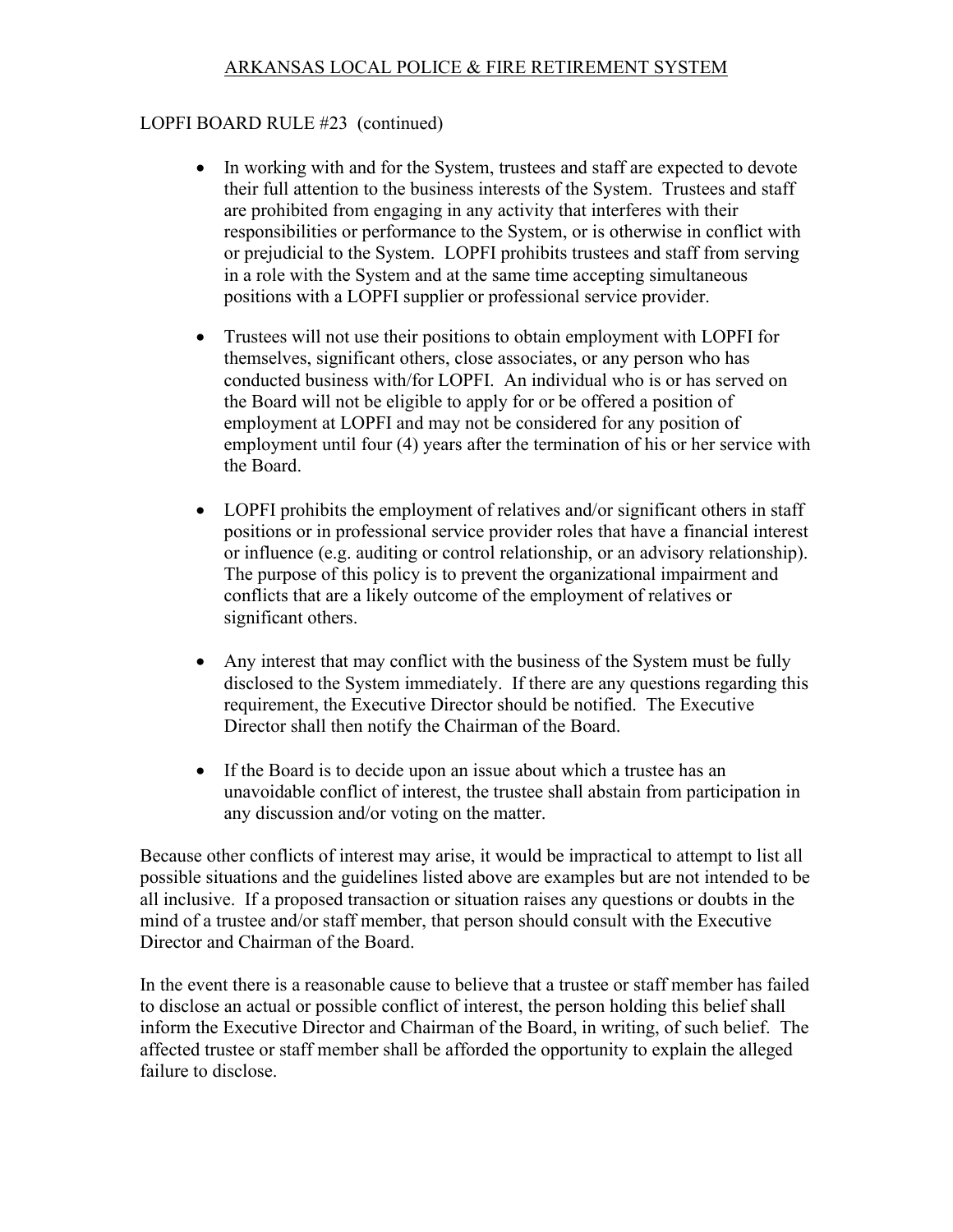ARKANSAS LOCAL POLICE & FIRE RETIREMENT SYSTEM

LOPFI BOARD RULE #23 (continued)

- In working with and for the System, trustees and staff are expected to devote their full attention to the business interests of the System. Trustees and staff are prohibited from engaging in any activity that interferes with their responsibilities or performance to the System, or is otherwise in conflict with or prejudicial to the System. LOPFI prohibits trustees and staff from serving in a role with the System and at the same time accepting simultaneous positions with a LOPFI supplier or professional service provider.

- Trustees will not use their positions to obtain employment with LOPFI for themselves, significant others, close associates, or any person who has conducted business with/for LOPFI. An individual who is or has served on the Board will not be eligible to apply for or be offered a position of employment at LOPFI and may not be considered for any position of employment until four (4) years after the termination of his or her service with the Board.

- LOPFI prohibits the employment of relatives and/or significant others in staff positions or in professional service provider roles that have a financial interest or influence (e.g. auditing or control relationship, or an advisory relationship). The purpose of this policy is to prevent the organizational impairment and conflicts that are a likely outcome of the employment of relatives or significant others.

- Any interest that may conflict with the business of the System must be fully disclosed to the System immediately. If there are any questions regarding this requirement, the Executive Director should be notified. The Executive Director shall then notify the Chairman of the Board.

- If the Board is to decide upon an issue about which a trustee has an unavoidable conflict of interest, the trustee shall abstain from participation in any discussion and/or voting on the matter.

Because other conflicts of interest may arise, it would be impractical to attempt to list all possible situations and the guidelines listed above are examples but are not intended to be all inclusive. If a proposed transaction or situation raises any questions or doubts in the mind of a trustee and/or staff member, that person should consult with the Executive Director and Chairman of the Board.

In the event there is a reasonable cause to believe that a trustee or staff member has failed to disclose an actual or possible conflict of interest, the person holding this belief shall inform the Executive Director and Chairman of the Board, in writing, of such belief. The affected trustee or staff member shall be afforded the opportunity to explain the alleged failure to disclose.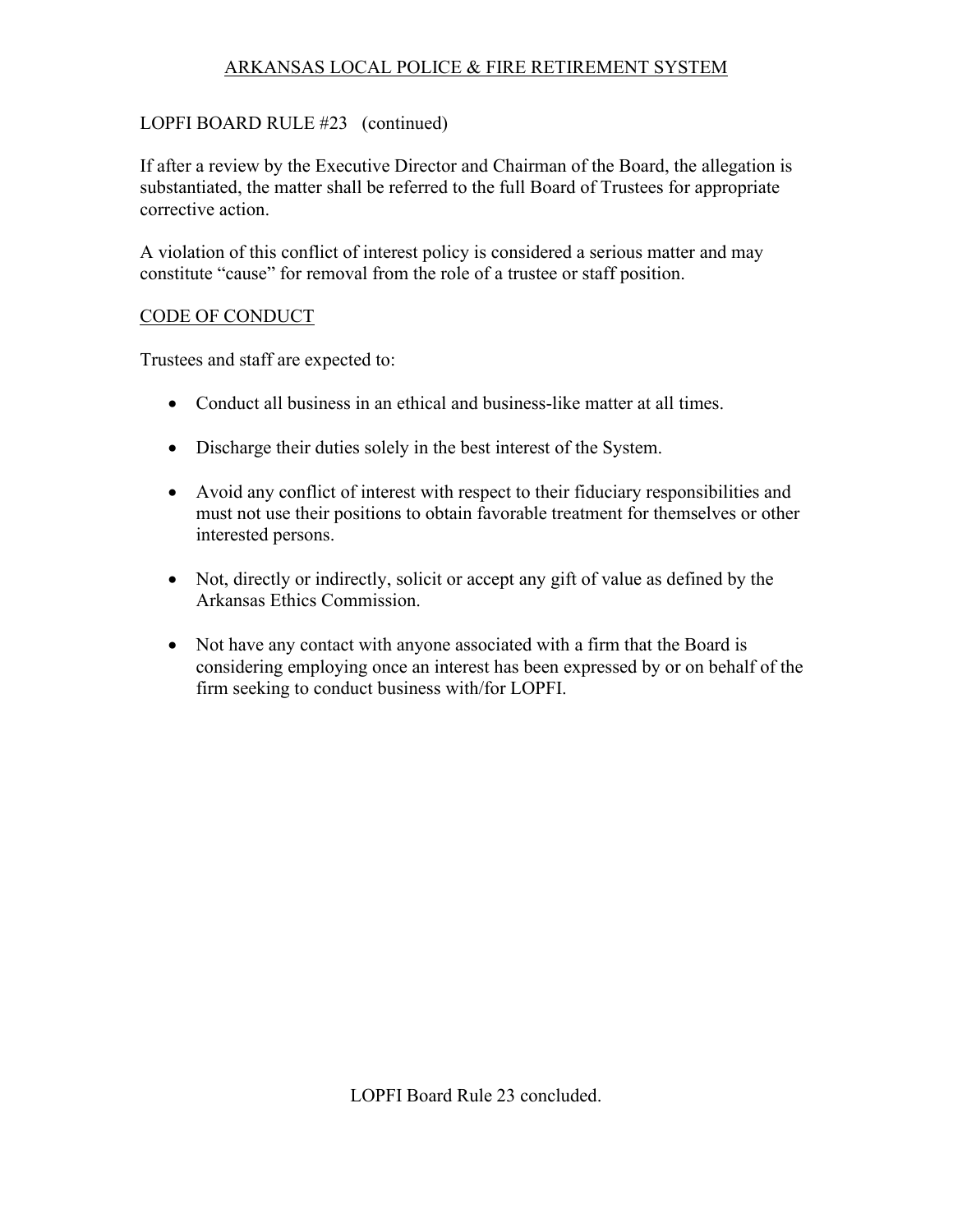LOPFI BOARD RULE #23 (continued)

If after a review by the Executive Director and Chairman of the Board, the allegation is substantiated, the matter shall be referred to the full Board of Trustees for appropriate corrective action.

A violation of this conflict of interest policy is considered a serious matter and may constitute "cause" for removal from the role of a trustee or staff position.

## CODE OF CONDUCT

Trustees and staff are expected to:

- Conduct all business in an ethical and business-like matter at all times.
- Discharge their duties solely in the best interest of the System.
- Avoid any conflict of interest with respect to their fiduciary responsibilities and must not use their positions to obtain favorable treatment for themselves or other interested persons.
- Not, directly or indirectly, solicit or accept any gift of value as defined by the Arkansas Ethics Commission.
- Not have any contact with anyone associated with a firm that the Board is considering employing once an interest has been expressed by or on behalf of the firm seeking to conduct business with/for LOPFI.

LOPFI Board Rule 23 concluded.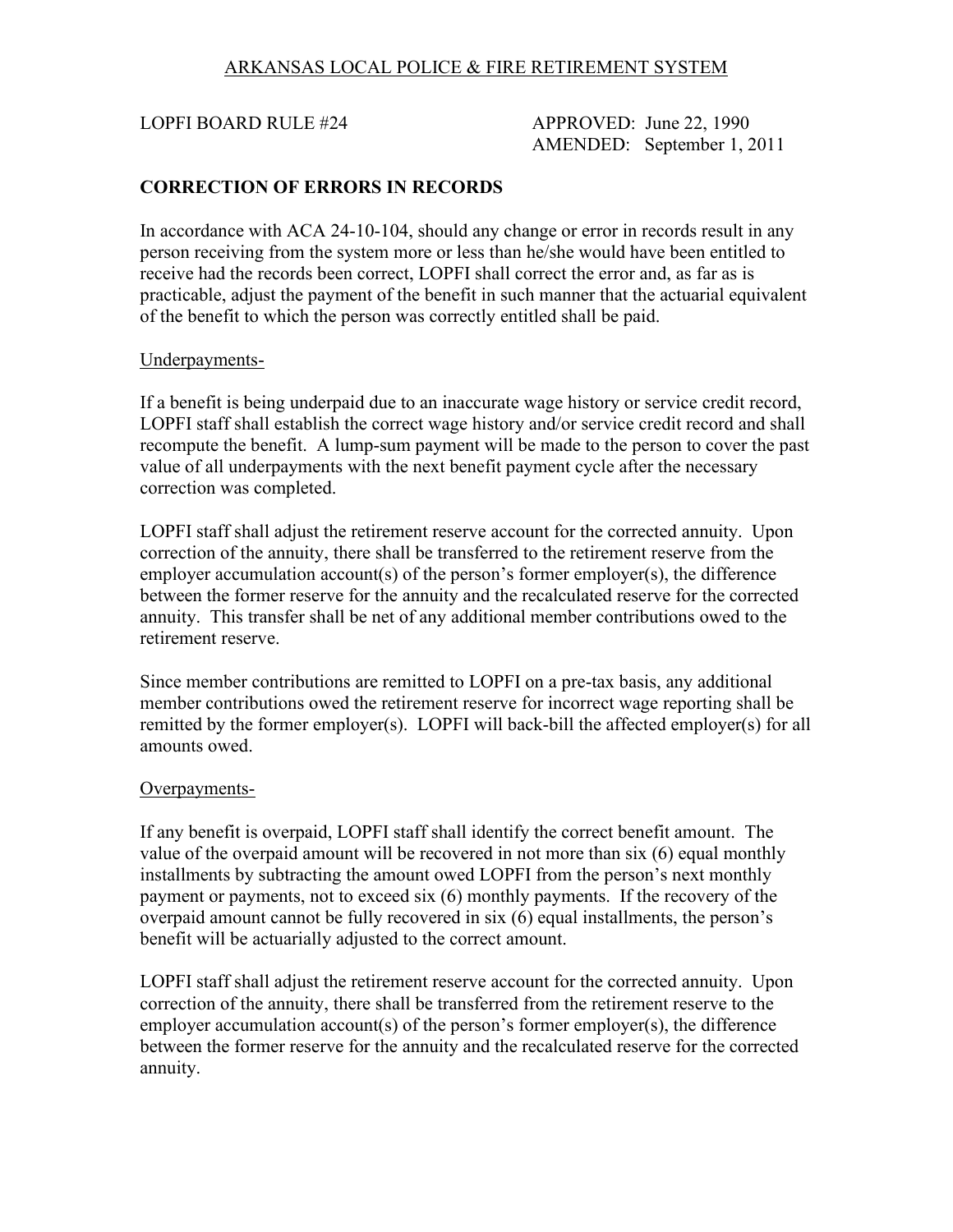ARKANSAS LOCAL POLICE & FIRE RETIREMENT SYSTEM

LOPFI BOARD RULE #24

APPROVED: June 22, 1990
AMENDED: September 1, 2011

## CORRECTION OF ERRORS IN RECORDS

In accordance with ACA 24-10-104, should any change or error in records result in any person receiving from the system more or less than he/she would have been entitled to receive had the records been correct, LOPFI shall correct the error and, as far as is practicable, adjust the payment of the benefit in such manner that the actuarial equivalent of the benefit to which the person was correctly entitled shall be paid.

Underpayments-

If a benefit is being underpaid due to an inaccurate wage history or service credit record, LOPFI staff shall establish the correct wage history and/or service credit record and shall recompute the benefit. A lump-sum payment will be made to the person to cover the past value of all underpayments with the next benefit payment cycle after the necessary correction was completed.

LOPFI staff shall adjust the retirement reserve account for the corrected annuity. Upon correction of the annuity, there shall be transferred to the retirement reserve from the employer accumulation account(s) of the person's former employer(s), the difference between the former reserve for the annuity and the recalculated reserve for the corrected annuity. This transfer shall be net of any additional member contributions owed to the retirement reserve.

Since member contributions are remitted to LOPFI on a pre-tax basis, any additional member contributions owed the retirement reserve for incorrect wage reporting shall be remitted by the former employer(s). LOPFI will back-bill the affected employer(s) for all amounts owed.

Overpayments-

If any benefit is overpaid, LOPFI staff shall identify the correct benefit amount. The value of the overpaid amount will be recovered in not more than six (6) equal monthly installments by subtracting the amount owed LOPFI from the person's next monthly payment or payments, not to exceed six (6) monthly payments. If the recovery of the overpaid amount cannot be fully recovered in six (6) equal installments, the person's benefit will be actuarially adjusted to the correct amount.

LOPFI staff shall adjust the retirement reserve account for the corrected annuity. Upon correction of the annuity, there shall be transferred from the retirement reserve to the employer accumulation account(s) of the person's former employer(s), the difference between the former reserve for the annuity and the recalculated reserve for the corrected annuity.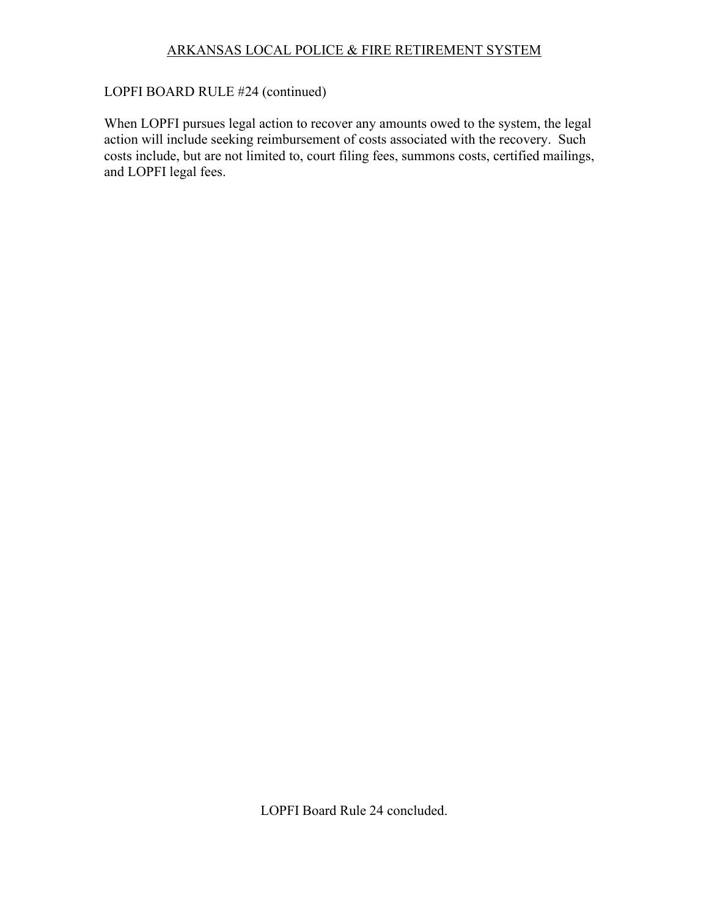LOPFI BOARD RULE #24 (continued)

When LOPFI pursues legal action to recover any amounts owed to the system, the legal action will include seeking reimbursement of costs associated with the recovery. Such costs include, but are not limited to, court filing fees, summons costs, certified mailings, and LOPFI legal fees.

LOPFI Board Rule 24 concluded.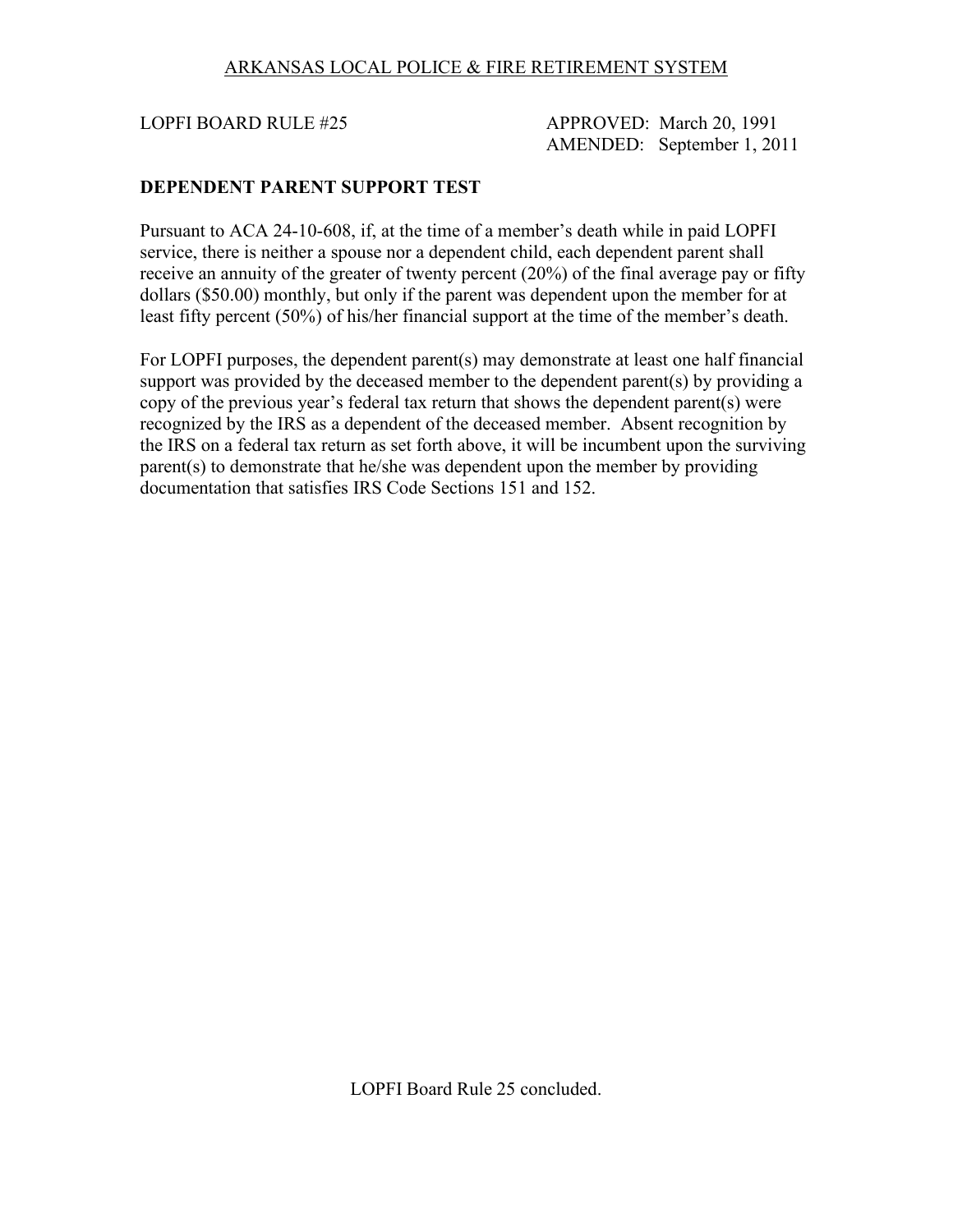ARKANSAS LOCAL POLICE & FIRE RETIREMENT SYSTEM

LOPFI BOARD RULE #25

APPROVED: March 20, 1991
AMENDED: September 1, 2011

## DEPENDENT PARENT SUPPORT TEST

Pursuant to ACA 24-10-608, if, at the time of a member's death while in paid LOPFI service, there is neither a spouse nor a dependent child, each dependent parent shall receive an annuity of the greater of twenty percent (20%) of the final average pay or fifty dollars ($50.00) monthly, but only if the parent was dependent upon the member for at least fifty percent (50%) of his/her financial support at the time of the member's death.

For LOPFI purposes, the dependent parent(s) may demonstrate at least one half financial support was provided by the deceased member to the dependent parent(s) by providing a copy of the previous year's federal tax return that shows the dependent parent(s) were recognized by the IRS as a dependent of the deceased member. Absent recognition by the IRS on a federal tax return as set forth above, it will be incumbent upon the surviving parent(s) to demonstrate that he/she was dependent upon the member by providing documentation that satisfies IRS Code Sections 151 and 152.

LOPFI Board Rule 25 concluded.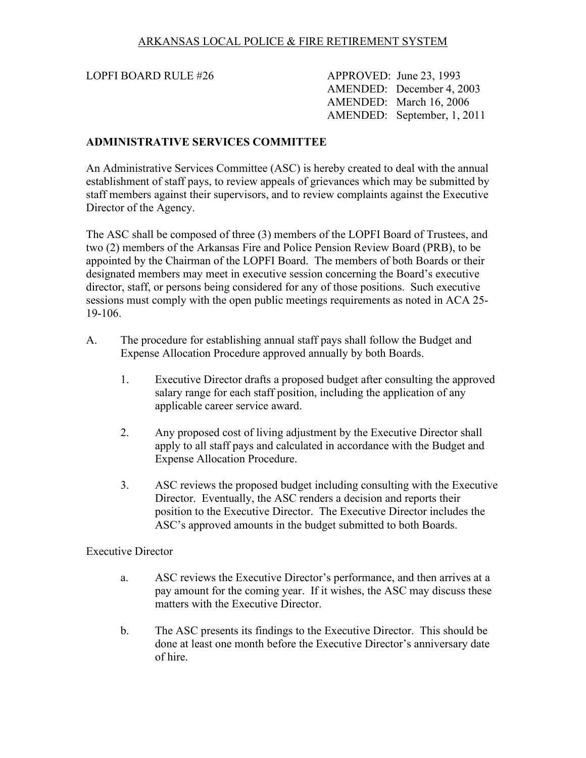ARKANSAS LOCAL POLICE & FIRE RETIREMENT SYSTEM

LOPFI BOARD RULE #26

APPROVED: June 23, 1993
AMENDED: December 4, 2003
AMENDED: March 16, 2006
AMENDED: September, 1, 2011

## ADMINISTRATIVE SERVICES COMMITTEE

An Administrative Services Committee (ASC) is hereby created to deal with the annual establishment of staff pays, to review appeals of grievances which may be submitted by staff members against their supervisors, and to review complaints against the Executive Director of the Agency.

The ASC shall be composed of three (3) members of the LOPFI Board of Trustees, and two (2) members of the Arkansas Fire and Police Pension Review Board (PRB), to be appointed by the Chairman of the LOPFI Board. The members of both Boards or their designated members may meet in executive session concerning the Board's executive director, staff, or persons being considered for any of those positions. Such executive sessions must comply with the open public meetings requirements as noted in ACA 25-19-106.

A. The procedure for establishing annual staff pays shall follow the Budget and Expense Allocation Procedure approved annually by both Boards.

   1. Executive Director drafts a proposed budget after consulting the approved salary range for each staff position, including the application of any applicable career service award.

   2. Any proposed cost of living adjustment by the Executive Director shall apply to all staff pays and calculated in accordance with the Budget and Expense Allocation Procedure.

   3. ASC reviews the proposed budget including consulting with the Executive Director. Eventually, the ASC renders a decision and reports their position to the Executive Director. The Executive Director includes the ASC's approved amounts in the budget submitted to both Boards.

Executive Director

   a. ASC reviews the Executive Director's performance, and then arrives at a pay amount for the coming year. If it wishes, the ASC may discuss these matters with the Executive Director.

   b. The ASC presents its findings to the Executive Director. This should be done at least one month before the Executive Director's anniversary date of hire.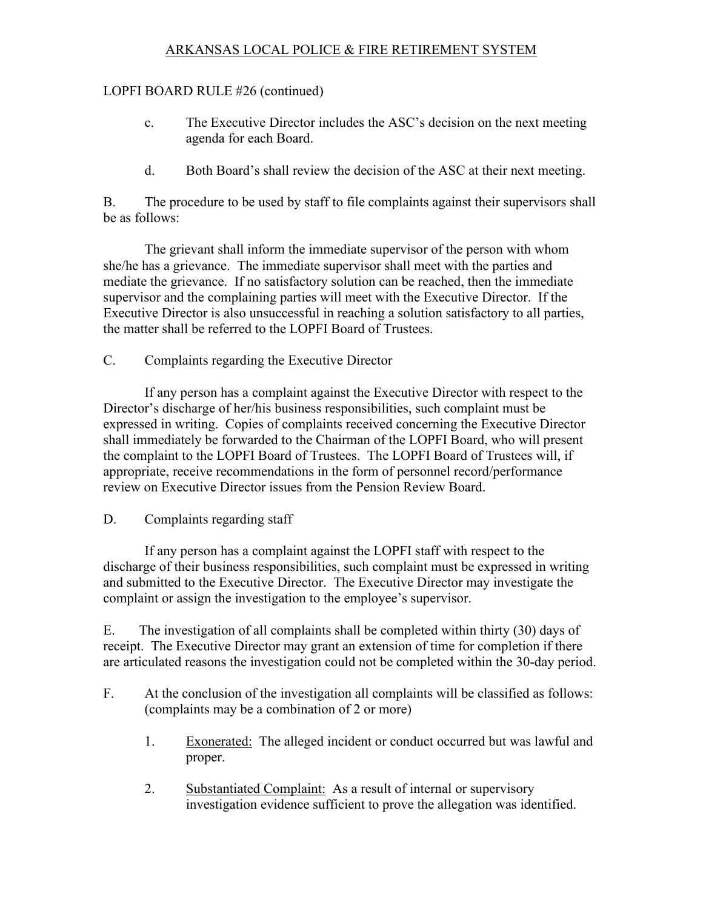LOPFI BOARD RULE #26 (continued)

c. The Executive Director includes the ASC's decision on the next meeting agenda for each Board.

d. Both Board's shall review the decision of the ASC at their next meeting.

B. The procedure to be used by staff to file complaints against their supervisors shall be as follows:

The grievant shall inform the immediate supervisor of the person with whom she/he has a grievance. The immediate supervisor shall meet with the parties and mediate the grievance. If no satisfactory solution can be reached, then the immediate supervisor and the complaining parties will meet with the Executive Director. If the Executive Director is also unsuccessful in reaching a solution satisfactory to all parties, the matter shall be referred to the LOPFI Board of Trustees.

C. Complaints regarding the Executive Director

If any person has a complaint against the Executive Director with respect to the Director's discharge of her/his business responsibilities, such complaint must be expressed in writing. Copies of complaints received concerning the Executive Director shall immediately be forwarded to the Chairman of the LOPFI Board, who will present the complaint to the LOPFI Board of Trustees. The LOPFI Board of Trustees will, if appropriate, receive recommendations in the form of personnel record/performance review on Executive Director issues from the Pension Review Board.

D. Complaints regarding staff

If any person has a complaint against the LOPFI staff with respect to the discharge of their business responsibilities, such complaint must be expressed in writing and submitted to the Executive Director. The Executive Director may investigate the complaint or assign the investigation to the employee's supervisor.

E. The investigation of all complaints shall be completed within thirty (30) days of receipt. The Executive Director may grant an extension of time for completion if there are articulated reasons the investigation could not be completed within the 30-day period.

F. At the conclusion of the investigation all complaints will be classified as follows: (complaints may be a combination of 2 or more)

1. Exonerated: The alleged incident or conduct occurred but was lawful and proper.

2. Substantiated Complaint: As a result of internal or supervisory investigation evidence sufficient to prove the allegation was identified.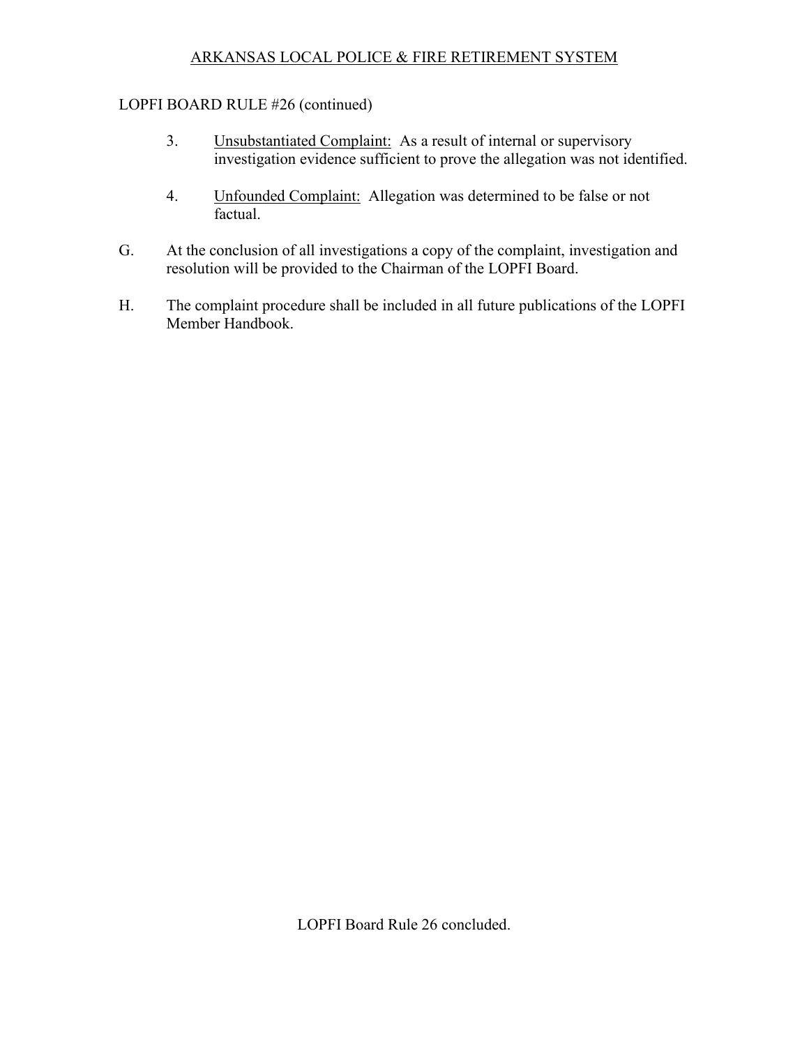LOPFI BOARD RULE #26 (continued)

3. Unsubstantiated Complaint: As a result of internal or supervisory investigation evidence sufficient to prove the allegation was not identified.

4. Unfounded Complaint: Allegation was determined to be false or not factual.

G. At the conclusion of all investigations a copy of the complaint, investigation and resolution will be provided to the Chairman of the LOPFI Board.

H. The complaint procedure shall be included in all future publications of the LOPFI Member Handbook.

LOPFI Board Rule 26 concluded.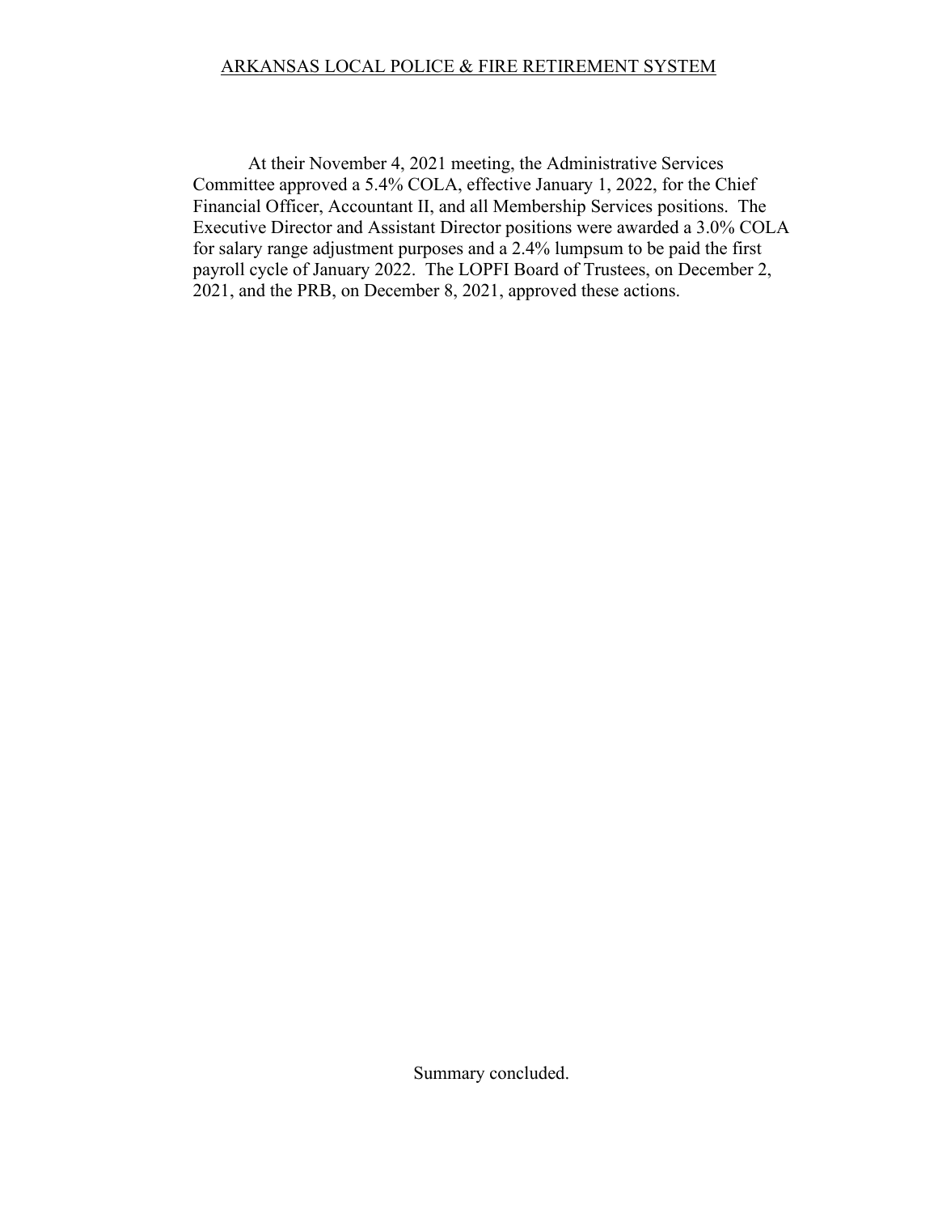ARKANSAS LOCAL POLICE & FIRE RETIREMENT SYSTEM

At their November 4, 2021 meeting, the Administrative Services Committee approved a 5.4% COLA, effective January 1, 2022, for the Chief Financial Officer, Accountant II, and all Membership Services positions. The Executive Director and Assistant Director positions were awarded a 3.0% COLA for salary range adjustment purposes and a 2.4% lumpsum to be paid the first payroll cycle of January 2022. The LOPFI Board of Trustees, on December 2, 2021, and the PRB, on December 8, 2021, approved these actions.

Summary concluded.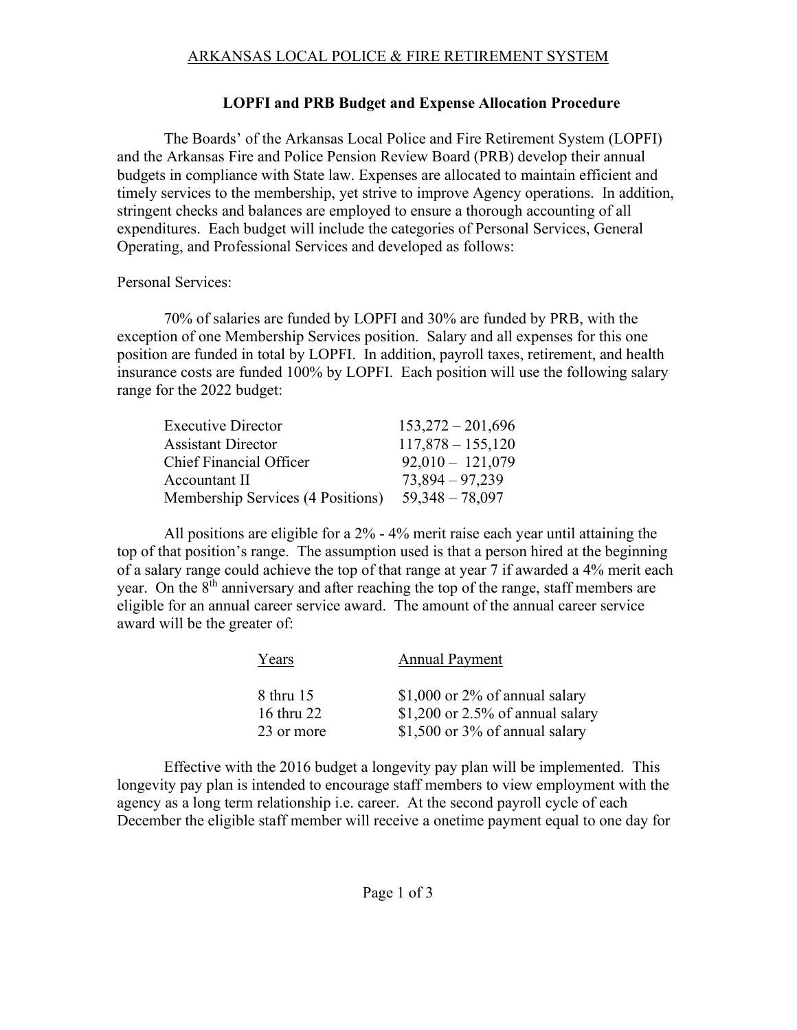ARKANSAS LOCAL POLICE & FIRE RETIREMENT SYSTEM

## LOPFI and PRB Budget and Expense Allocation Procedure

The Boards' of the Arkansas Local Police and Fire Retirement System (LOPFI) and the Arkansas Fire and Police Pension Review Board (PRB) develop their annual budgets in compliance with State law. Expenses are allocated to maintain efficient and timely services to the membership, yet strive to improve Agency operations. In addition, stringent checks and balances are employed to ensure a thorough accounting of all expenditures. Each budget will include the categories of Personal Services, General Operating, and Professional Services and developed as follows:

Personal Services:

70% of salaries are funded by LOPFI and 30% are funded by PRB, with the exception of one Membership Services position. Salary and all expenses for this one position are funded in total by LOPFI. In addition, payroll taxes, retirement, and health insurance costs are funded 100% by LOPFI. Each position will use the following salary range for the 2022 budget:

| Position | Salary Range |
|---|---|
| Executive Director | 153,272 – 201,696 |
| Assistant Director | 117,878 – 155,120 |
| Chief Financial Officer | 92,010 – 121,079 |
| Accountant II | 73,894 – 97,239 |
| Membership Services (4 Positions) | 59,348 – 78,097 |

All positions are eligible for a 2% - 4% merit raise each year until attaining the top of that position's range. The assumption used is that a person hired at the beginning of a salary range could achieve the top of that range at year 7 if awarded a 4% merit each year. On the 8th anniversary and after reaching the top of the range, staff members are eligible for an annual career service award. The amount of the annual career service award will be the greater of:

| Years | Annual Payment |
|---|---|
| 8 thru 15 | $1,000 or 2% of annual salary |
| 16 thru 22 | $1,200 or 2.5% of annual salary |
| 23 or more | $1,500 or 3% of annual salary |

Effective with the 2016 budget a longevity pay plan will be implemented. This longevity pay plan is intended to encourage staff members to view employment with the agency as a long term relationship i.e. career. At the second payroll cycle of each December the eligible staff member will receive a onetime payment equal to one day for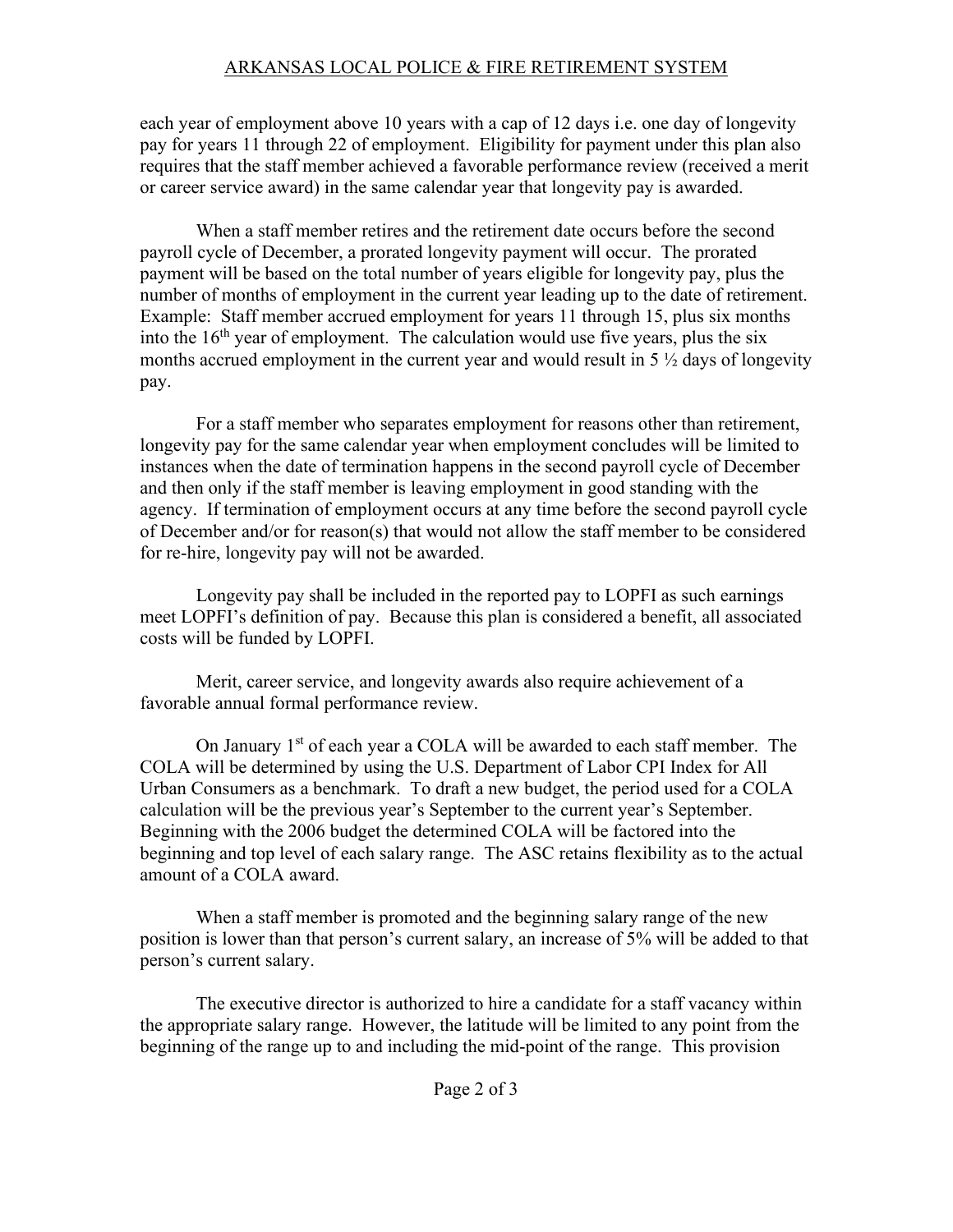each year of employment above 10 years with a cap of 12 days i.e. one day of longevity pay for years 11 through 22 of employment. Eligibility for payment under this plan also requires that the staff member achieved a favorable performance review (received a merit or career service award) in the same calendar year that longevity pay is awarded.

When a staff member retires and the retirement date occurs before the second payroll cycle of December, a prorated longevity payment will occur. The prorated payment will be based on the total number of years eligible for longevity pay, plus the number of months of employment in the current year leading up to the date of retirement. Example: Staff member accrued employment for years 11 through 15, plus six months into the 16th year of employment. The calculation would use five years, plus the six months accrued employment in the current year and would result in 5 ½ days of longevity pay.

For a staff member who separates employment for reasons other than retirement, longevity pay for the same calendar year when employment concludes will be limited to instances when the date of termination happens in the second payroll cycle of December and then only if the staff member is leaving employment in good standing with the agency. If termination of employment occurs at any time before the second payroll cycle of December and/or for reason(s) that would not allow the staff member to be considered for re-hire, longevity pay will not be awarded.

Longevity pay shall be included in the reported pay to LOPFI as such earnings meet LOPFI's definition of pay. Because this plan is considered a benefit, all associated costs will be funded by LOPFI.

Merit, career service, and longevity awards also require achievement of a favorable annual formal performance review.

On January 1st of each year a COLA will be awarded to each staff member. The COLA will be determined by using the U.S. Department of Labor CPI Index for All Urban Consumers as a benchmark. To draft a new budget, the period used for a COLA calculation will be the previous year's September to the current year's September. Beginning with the 2006 budget the determined COLA will be factored into the beginning and top level of each salary range. The ASC retains flexibility as to the actual amount of a COLA award.

When a staff member is promoted and the beginning salary range of the new position is lower than that person's current salary, an increase of 5% will be added to that person's current salary.

The executive director is authorized to hire a candidate for a staff vacancy within the appropriate salary range. However, the latitude will be limited to any point from the beginning of the range up to and including the mid-point of the range. This provision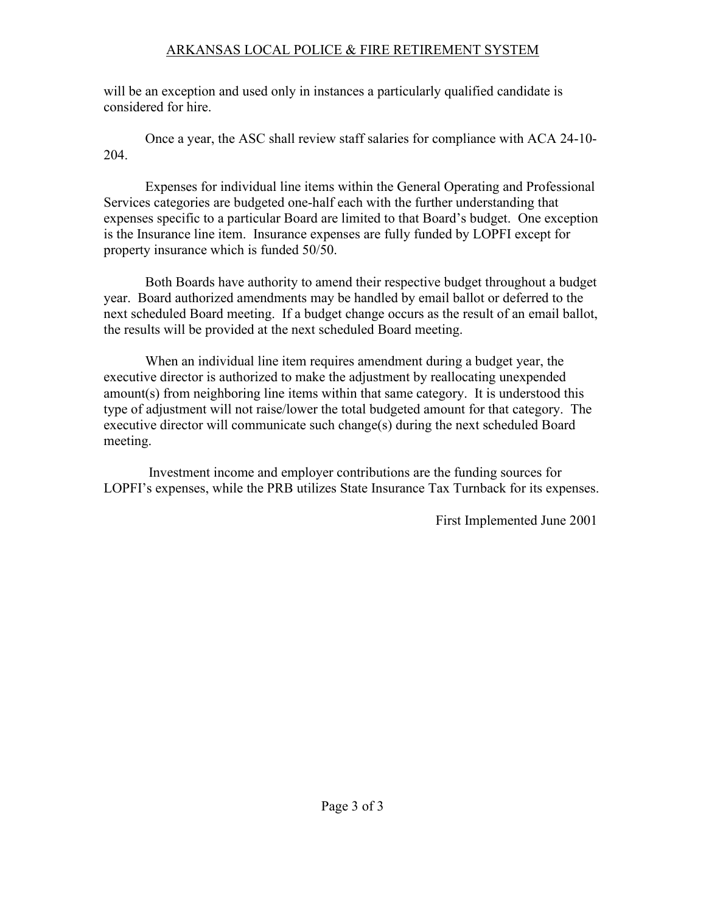will be an exception and used only in instances a particularly qualified candidate is considered for hire.

Once a year, the ASC shall review staff salaries for compliance with ACA 24-10-204.

Expenses for individual line items within the General Operating and Professional Services categories are budgeted one-half each with the further understanding that expenses specific to a particular Board are limited to that Board's budget. One exception is the Insurance line item. Insurance expenses are fully funded by LOPFI except for property insurance which is funded 50/50.

Both Boards have authority to amend their respective budget throughout a budget year. Board authorized amendments may be handled by email ballot or deferred to the next scheduled Board meeting. If a budget change occurs as the result of an email ballot, the results will be provided at the next scheduled Board meeting.

When an individual line item requires amendment during a budget year, the executive director is authorized to make the adjustment by reallocating unexpended amount(s) from neighboring line items within that same category. It is understood this type of adjustment will not raise/lower the total budgeted amount for that category. The executive director will communicate such change(s) during the next scheduled Board meeting.

Investment income and employer contributions are the funding sources for LOPFI's expenses, while the PRB utilizes State Insurance Tax Turnback for its expenses.

First Implemented June 2001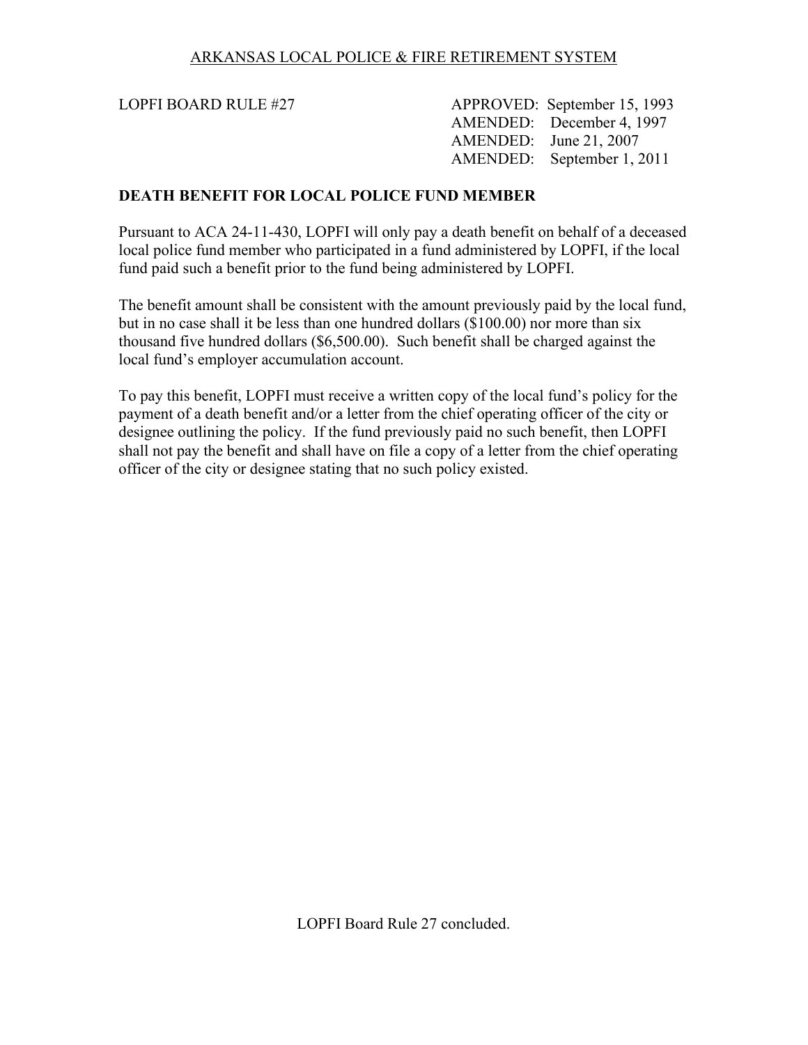ARKANSAS LOCAL POLICE & FIRE RETIREMENT SYSTEM

LOPFI BOARD RULE #27

APPROVED: September 15, 1993
AMENDED: December 4, 1997
AMENDED: June 21, 2007
AMENDED: September 1, 2011

**DEATH BENEFIT FOR LOCAL POLICE FUND MEMBER**

Pursuant to ACA 24-11-430, LOPFI will only pay a death benefit on behalf of a deceased local police fund member who participated in a fund administered by LOPFI, if the local fund paid such a benefit prior to the fund being administered by LOPFI.

The benefit amount shall be consistent with the amount previously paid by the local fund, but in no case shall it be less than one hundred dollars ($100.00) nor more than six thousand five hundred dollars ($6,500.00). Such benefit shall be charged against the local fund's employer accumulation account.

To pay this benefit, LOPFI must receive a written copy of the local fund's policy for the payment of a death benefit and/or a letter from the chief operating officer of the city or designee outlining the policy. If the fund previously paid no such benefit, then LOPFI shall not pay the benefit and shall have on file a copy of a letter from the chief operating officer of the city or designee stating that no such policy existed.

LOPFI Board Rule 27 concluded.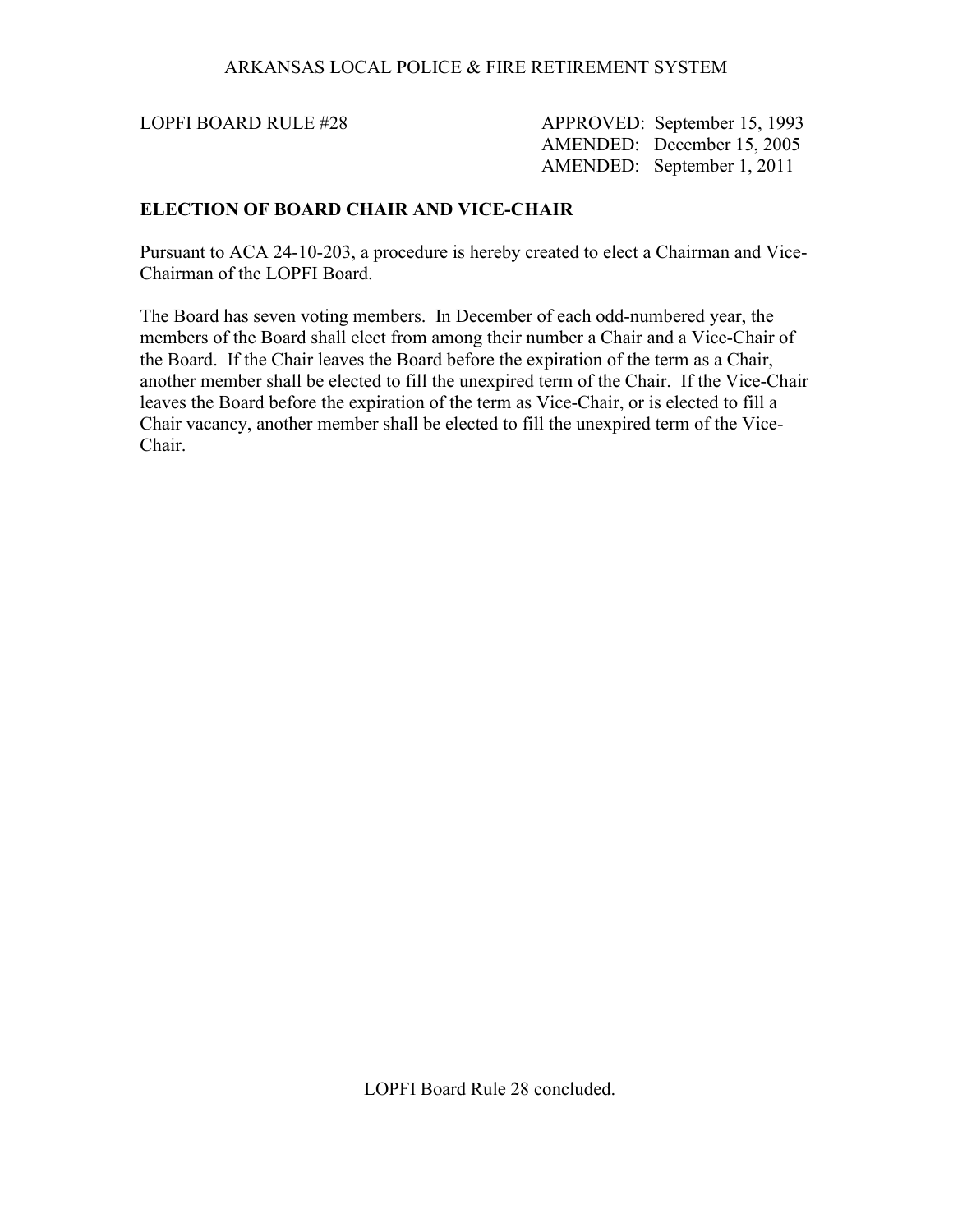ARKANSAS LOCAL POLICE & FIRE RETIREMENT SYSTEM

LOPFI BOARD RULE #28

APPROVED: September 15, 1993
AMENDED: December 15, 2005
AMENDED: September 1, 2011

**ELECTION OF BOARD CHAIR AND VICE-CHAIR**

Pursuant to ACA 24-10-203, a procedure is hereby created to elect a Chairman and Vice-Chairman of the LOPFI Board.

The Board has seven voting members. In December of each odd-numbered year, the members of the Board shall elect from among their number a Chair and a Vice-Chair of the Board. If the Chair leaves the Board before the expiration of the term as a Chair, another member shall be elected to fill the unexpired term of the Chair. If the Vice-Chair leaves the Board before the expiration of the term as Vice-Chair, or is elected to fill a Chair vacancy, another member shall be elected to fill the unexpired term of the Vice-Chair.

LOPFI Board Rule 28 concluded.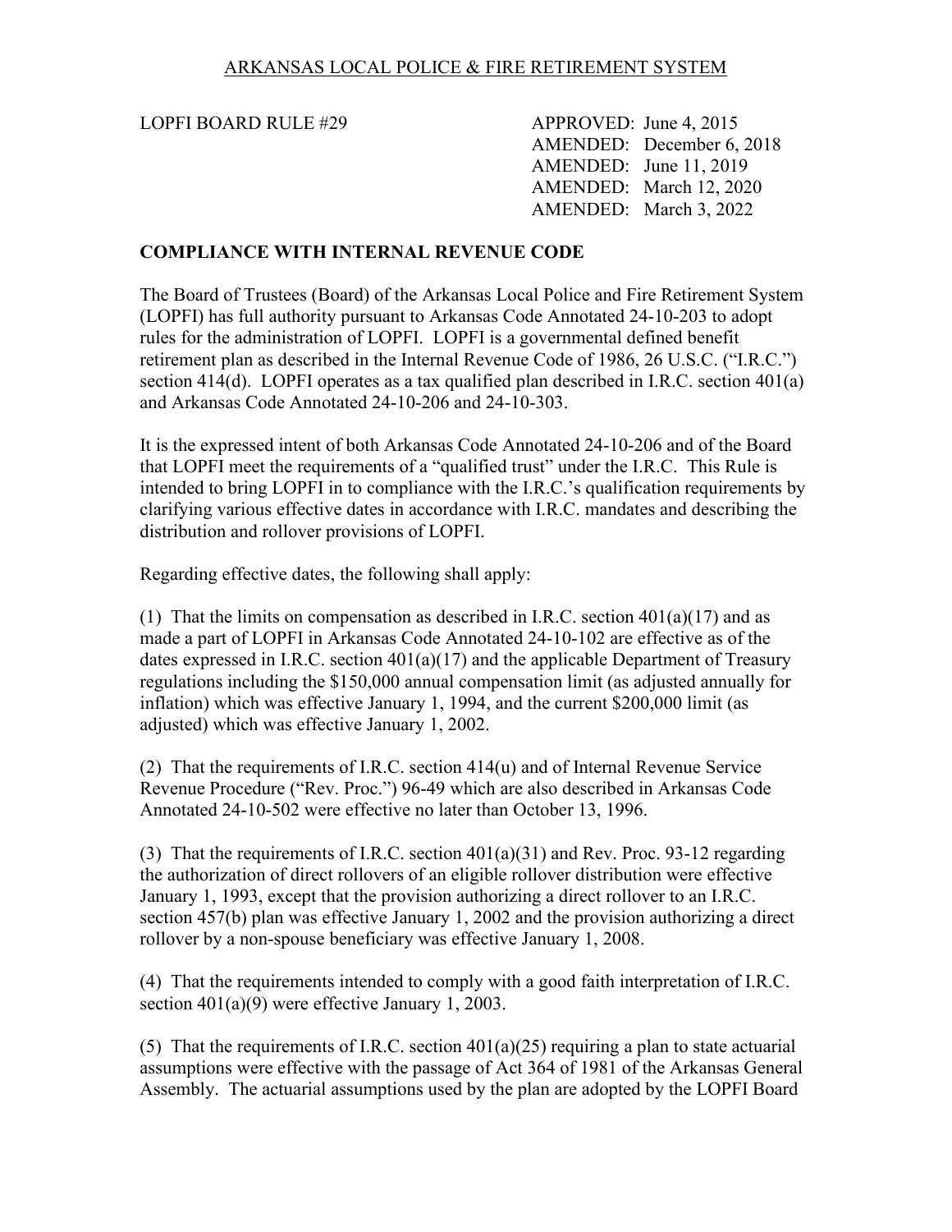ARKANSAS LOCAL POLICE & FIRE RETIREMENT SYSTEM

LOPFI BOARD RULE #29

APPROVED: June 4, 2015
AMENDED: December 6, 2018
AMENDED: June 11, 2019
AMENDED: March 12, 2020
AMENDED: March 3, 2022

**COMPLIANCE WITH INTERNAL REVENUE CODE**

The Board of Trustees (Board) of the Arkansas Local Police and Fire Retirement System (LOPFI) has full authority pursuant to Arkansas Code Annotated 24-10-203 to adopt rules for the administration of LOPFI. LOPFI is a governmental defined benefit retirement plan as described in the Internal Revenue Code of 1986, 26 U.S.C. ("I.R.C.") section 414(d). LOPFI operates as a tax qualified plan described in I.R.C. section 401(a) and Arkansas Code Annotated 24-10-206 and 24-10-303.

It is the expressed intent of both Arkansas Code Annotated 24-10-206 and of the Board that LOPFI meet the requirements of a "qualified trust" under the I.R.C. This Rule is intended to bring LOPFI in to compliance with the I.R.C.'s qualification requirements by clarifying various effective dates in accordance with I.R.C. mandates and describing the distribution and rollover provisions of LOPFI.

Regarding effective dates, the following shall apply:

(1) That the limits on compensation as described in I.R.C. section 401(a)(17) and as made a part of LOPFI in Arkansas Code Annotated 24-10-102 are effective as of the dates expressed in I.R.C. section 401(a)(17) and the applicable Department of Treasury regulations including the $150,000 annual compensation limit (as adjusted annually for inflation) which was effective January 1, 1994, and the current $200,000 limit (as adjusted) which was effective January 1, 2002.

(2) That the requirements of I.R.C. section 414(u) and of Internal Revenue Service Revenue Procedure ("Rev. Proc.") 96-49 which are also described in Arkansas Code Annotated 24-10-502 were effective no later than October 13, 1996.

(3) That the requirements of I.R.C. section 401(a)(31) and Rev. Proc. 93-12 regarding the authorization of direct rollovers of an eligible rollover distribution were effective January 1, 1993, except that the provision authorizing a direct rollover to an I.R.C. section 457(b) plan was effective January 1, 2002 and the provision authorizing a direct rollover by a non-spouse beneficiary was effective January 1, 2008.

(4) That the requirements intended to comply with a good faith interpretation of I.R.C. section 401(a)(9) were effective January 1, 2003.

(5) That the requirements of I.R.C. section 401(a)(25) requiring a plan to state actuarial assumptions were effective with the passage of Act 364 of 1981 of the Arkansas General Assembly. The actuarial assumptions used by the plan are adopted by the LOPFI Board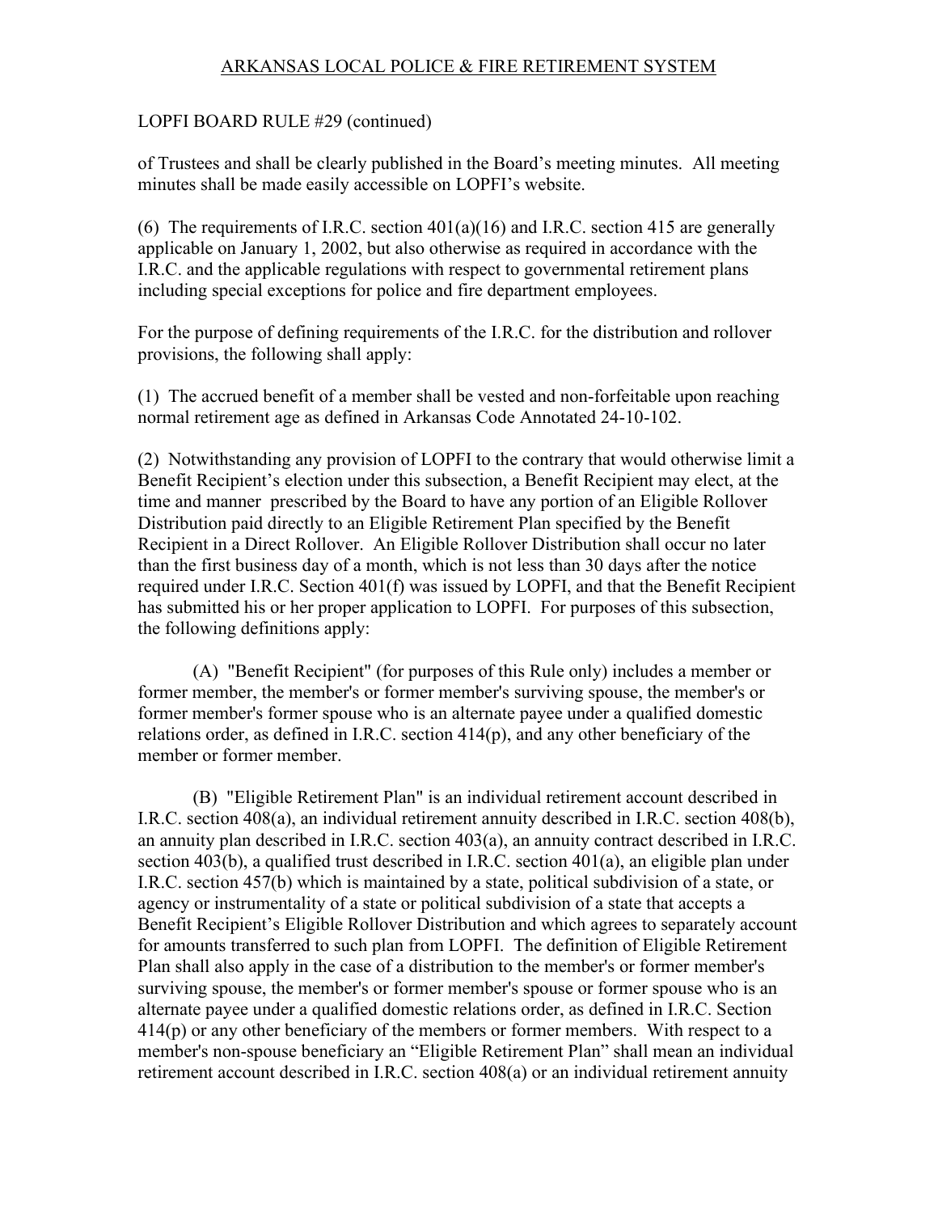LOPFI BOARD RULE #29 (continued)

of Trustees and shall be clearly published in the Board's meeting minutes. All meeting minutes shall be made easily accessible on LOPFI's website.

(6) The requirements of I.R.C. section 401(a)(16) and I.R.C. section 415 are generally applicable on January 1, 2002, but also otherwise as required in accordance with the I.R.C. and the applicable regulations with respect to governmental retirement plans including special exceptions for police and fire department employees.

For the purpose of defining requirements of the I.R.C. for the distribution and rollover provisions, the following shall apply:

(1) The accrued benefit of a member shall be vested and non-forfeitable upon reaching normal retirement age as defined in Arkansas Code Annotated 24-10-102.

(2) Notwithstanding any provision of LOPFI to the contrary that would otherwise limit a Benefit Recipient's election under this subsection, a Benefit Recipient may elect, at the time and manner prescribed by the Board to have any portion of an Eligible Rollover Distribution paid directly to an Eligible Retirement Plan specified by the Benefit Recipient in a Direct Rollover. An Eligible Rollover Distribution shall occur no later than the first business day of a month, which is not less than 30 days after the notice required under I.R.C. Section 401(f) was issued by LOPFI, and that the Benefit Recipient has submitted his or her proper application to LOPFI. For purposes of this subsection, the following definitions apply:

(A) "Benefit Recipient" (for purposes of this Rule only) includes a member or former member, the member's or former member's surviving spouse, the member's or former member's former spouse who is an alternate payee under a qualified domestic relations order, as defined in I.R.C. section 414(p), and any other beneficiary of the member or former member.

(B) "Eligible Retirement Plan" is an individual retirement account described in I.R.C. section 408(a), an individual retirement annuity described in I.R.C. section 408(b), an annuity plan described in I.R.C. section 403(a), an annuity contract described in I.R.C. section 403(b), a qualified trust described in I.R.C. section 401(a), an eligible plan under I.R.C. section 457(b) which is maintained by a state, political subdivision of a state, or agency or instrumentality of a state or political subdivision of a state that accepts a Benefit Recipient's Eligible Rollover Distribution and which agrees to separately account for amounts transferred to such plan from LOPFI. The definition of Eligible Retirement Plan shall also apply in the case of a distribution to the member's or former member's surviving spouse, the member's or former member's spouse or former spouse who is an alternate payee under a qualified domestic relations order, as defined in I.R.C. Section 414(p) or any other beneficiary of the members or former members. With respect to a member's non-spouse beneficiary an "Eligible Retirement Plan" shall mean an individual retirement account described in I.R.C. section 408(a) or an individual retirement annuity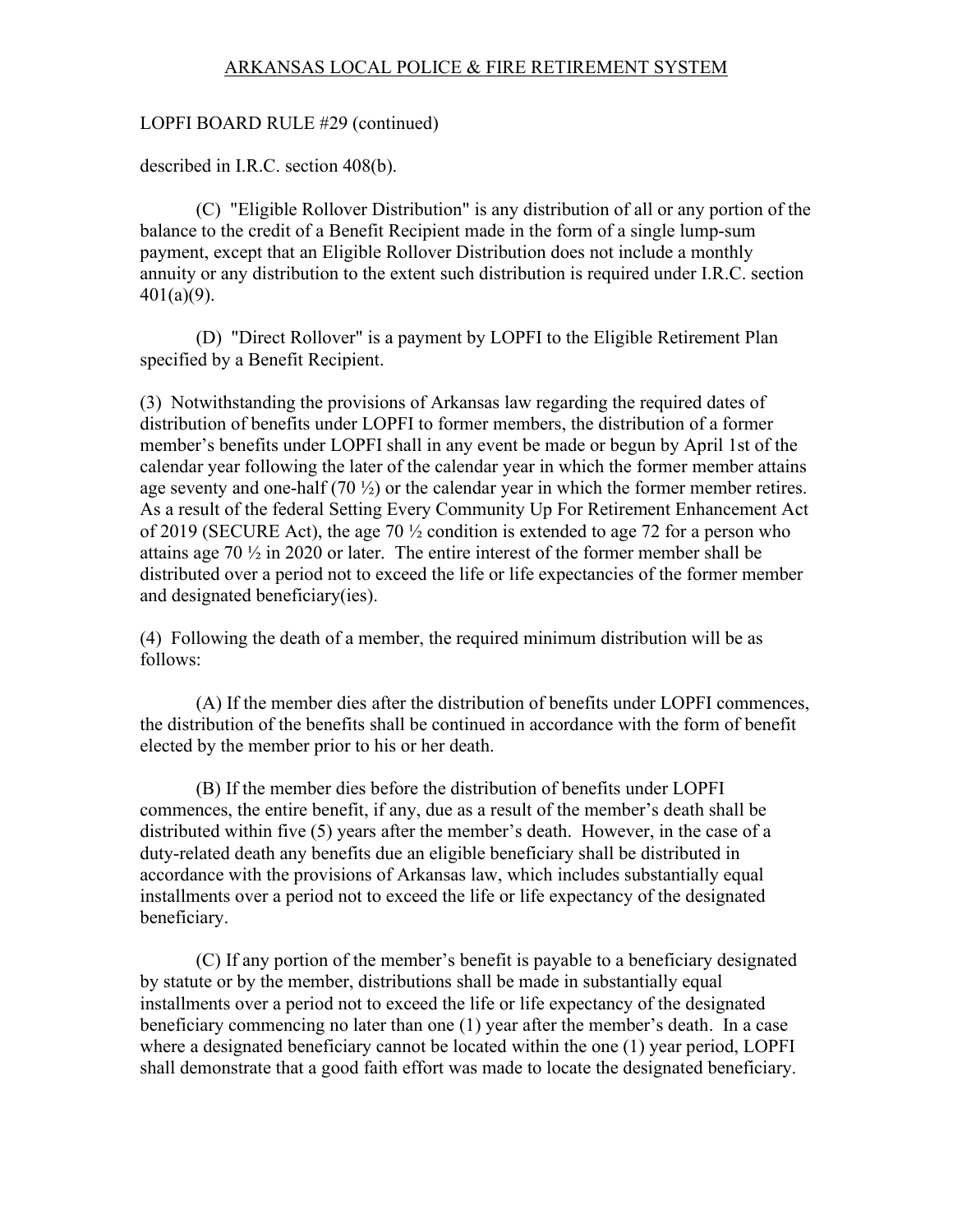LOPFI BOARD RULE #29 (continued)

described in I.R.C. section 408(b).

(C) "Eligible Rollover Distribution" is any distribution of all or any portion of the balance to the credit of a Benefit Recipient made in the form of a single lump-sum payment, except that an Eligible Rollover Distribution does not include a monthly annuity or any distribution to the extent such distribution is required under I.R.C. section 401(a)(9).

(D) "Direct Rollover" is a payment by LOPFI to the Eligible Retirement Plan specified by a Benefit Recipient.

(3) Notwithstanding the provisions of Arkansas law regarding the required dates of distribution of benefits under LOPFI to former members, the distribution of a former member's benefits under LOPFI shall in any event be made or begun by April 1st of the calendar year following the later of the calendar year in which the former member attains age seventy and one-half (70 ½) or the calendar year in which the former member retires. As a result of the federal Setting Every Community Up For Retirement Enhancement Act of 2019 (SECURE Act), the age 70 ½ condition is extended to age 72 for a person who attains age 70 ½ in 2020 or later. The entire interest of the former member shall be distributed over a period not to exceed the life or life expectancies of the former member and designated beneficiary(ies).

(4) Following the death of a member, the required minimum distribution will be as follows:

(A) If the member dies after the distribution of benefits under LOPFI commences, the distribution of the benefits shall be continued in accordance with the form of benefit elected by the member prior to his or her death.

(B) If the member dies before the distribution of benefits under LOPFI commences, the entire benefit, if any, due as a result of the member's death shall be distributed within five (5) years after the member's death. However, in the case of a duty-related death any benefits due an eligible beneficiary shall be distributed in accordance with the provisions of Arkansas law, which includes substantially equal installments over a period not to exceed the life or life expectancy of the designated beneficiary.

(C) If any portion of the member's benefit is payable to a beneficiary designated by statute or by the member, distributions shall be made in substantially equal installments over a period not to exceed the life or life expectancy of the designated beneficiary commencing no later than one (1) year after the member's death. In a case where a designated beneficiary cannot be located within the one (1) year period, LOPFI shall demonstrate that a good faith effort was made to locate the designated beneficiary.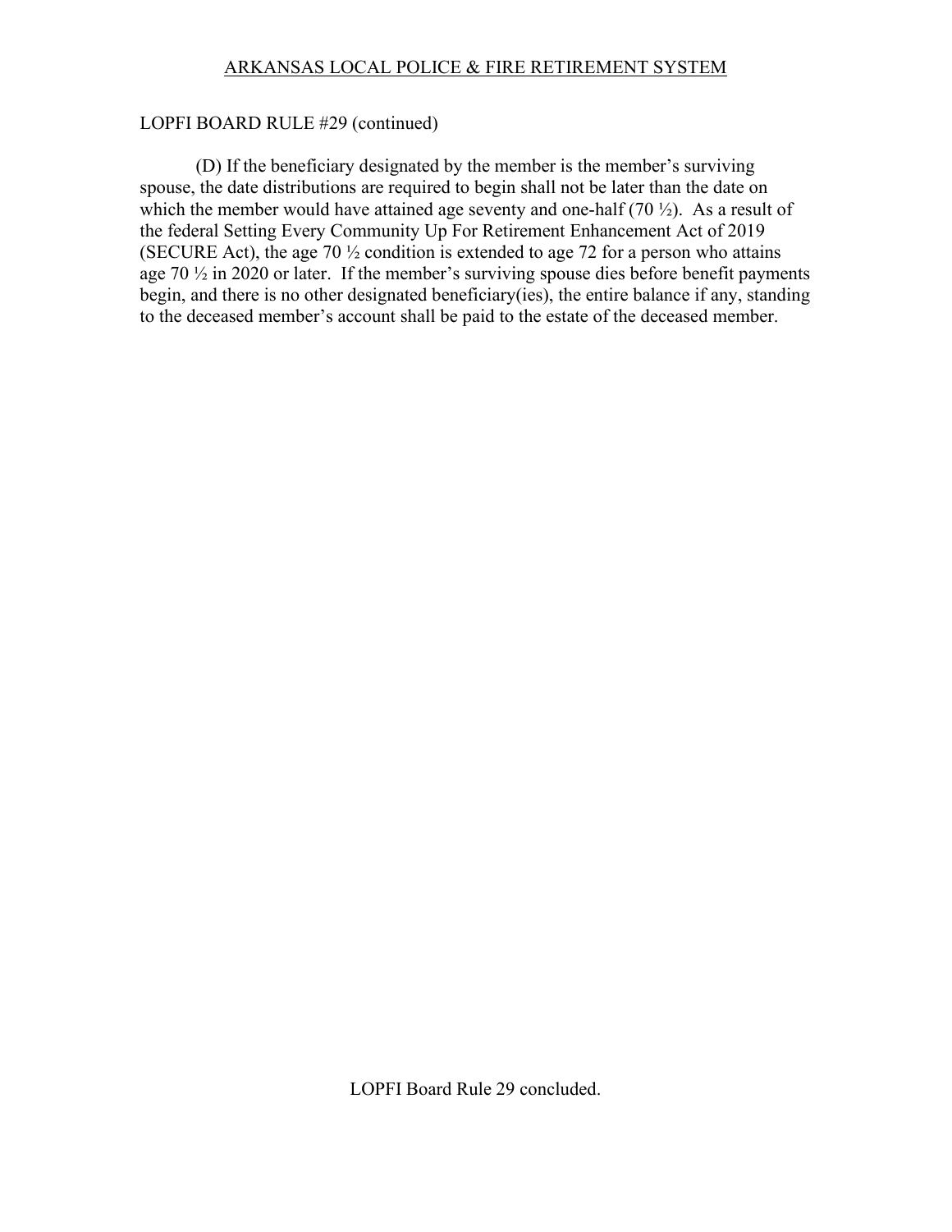LOPFI BOARD RULE #29 (continued)

(D) If the beneficiary designated by the member is the member's surviving spouse, the date distributions are required to begin shall not be later than the date on which the member would have attained age seventy and one-half (70 ½). As a result of the federal Setting Every Community Up For Retirement Enhancement Act of 2019 (SECURE Act), the age 70 ½ condition is extended to age 72 for a person who attains age 70 ½ in 2020 or later. If the member's surviving spouse dies before benefit payments begin, and there is no other designated beneficiary(ies), the entire balance if any, standing to the deceased member's account shall be paid to the estate of the deceased member.

LOPFI Board Rule 29 concluded.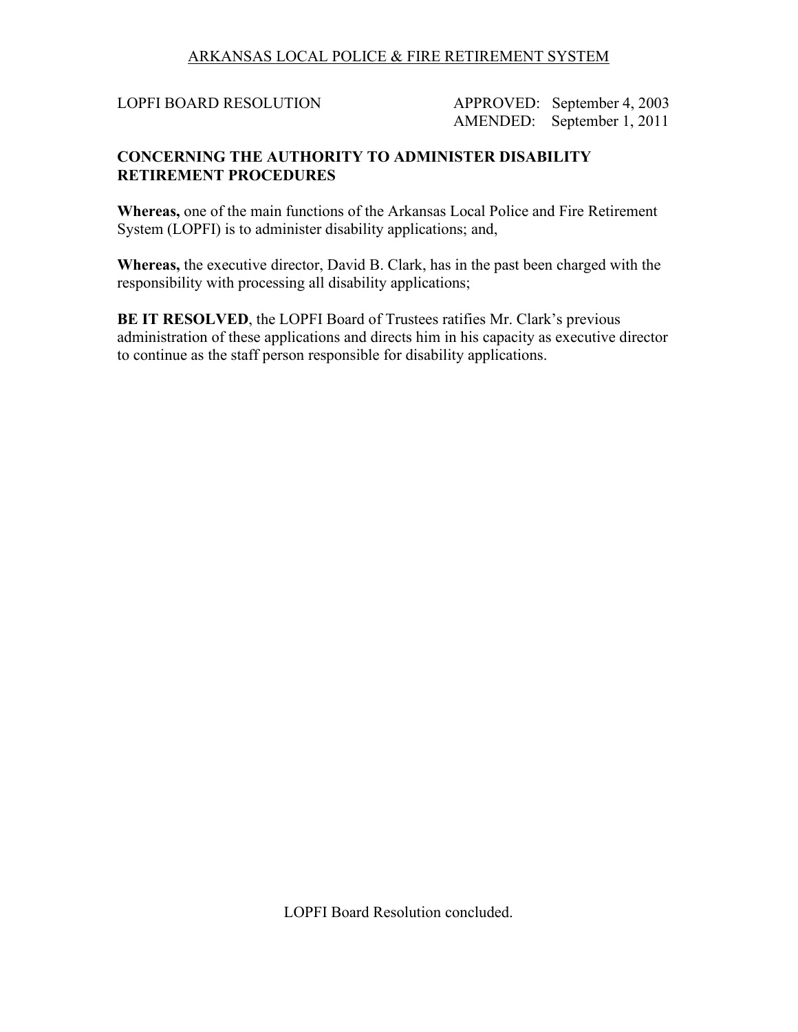ARKANSAS LOCAL POLICE & FIRE RETIREMENT SYSTEM

LOPFI BOARD RESOLUTION

APPROVED: September 4, 2003
AMENDED: September 1, 2011

**CONCERNING THE AUTHORITY TO ADMINISTER DISABILITY RETIREMENT PROCEDURES**

**Whereas,** one of the main functions of the Arkansas Local Police and Fire Retirement System (LOPFI) is to administer disability applications; and,

**Whereas,** the executive director, David B. Clark, has in the past been charged with the responsibility with processing all disability applications;

**BE IT RESOLVED**, the LOPFI Board of Trustees ratifies Mr. Clark's previous administration of these applications and directs him in his capacity as executive director to continue as the staff person responsible for disability applications.

LOPFI Board Resolution concluded.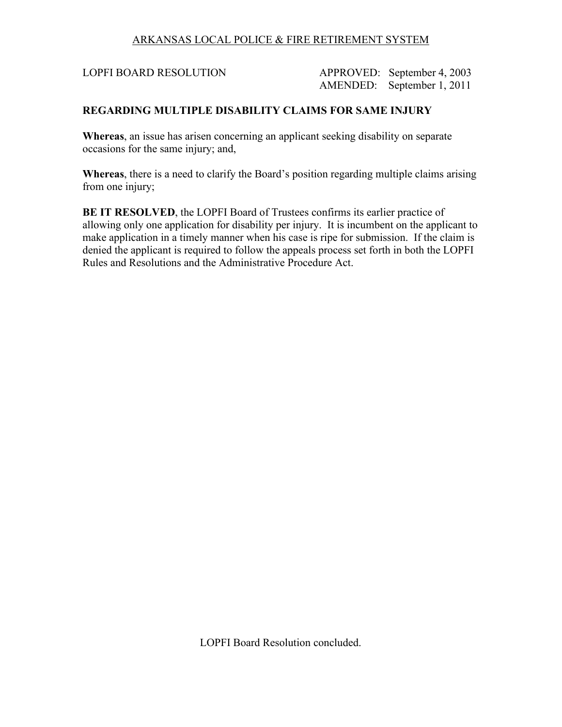ARKANSAS LOCAL POLICE & FIRE RETIREMENT SYSTEM

LOPFI BOARD RESOLUTION

APPROVED: September 4, 2003
AMENDED: September 1, 2011

**REGARDING MULTIPLE DISABILITY CLAIMS FOR SAME INJURY**

**Whereas**, an issue has arisen concerning an applicant seeking disability on separate occasions for the same injury; and,

**Whereas**, there is a need to clarify the Board's position regarding multiple claims arising from one injury;

**BE IT RESOLVED**, the LOPFI Board of Trustees confirms its earlier practice of allowing only one application for disability per injury. It is incumbent on the applicant to make application in a timely manner when his case is ripe for submission. If the claim is denied the applicant is required to follow the appeals process set forth in both the LOPFI Rules and Resolutions and the Administrative Procedure Act.

LOPFI Board Resolution concluded.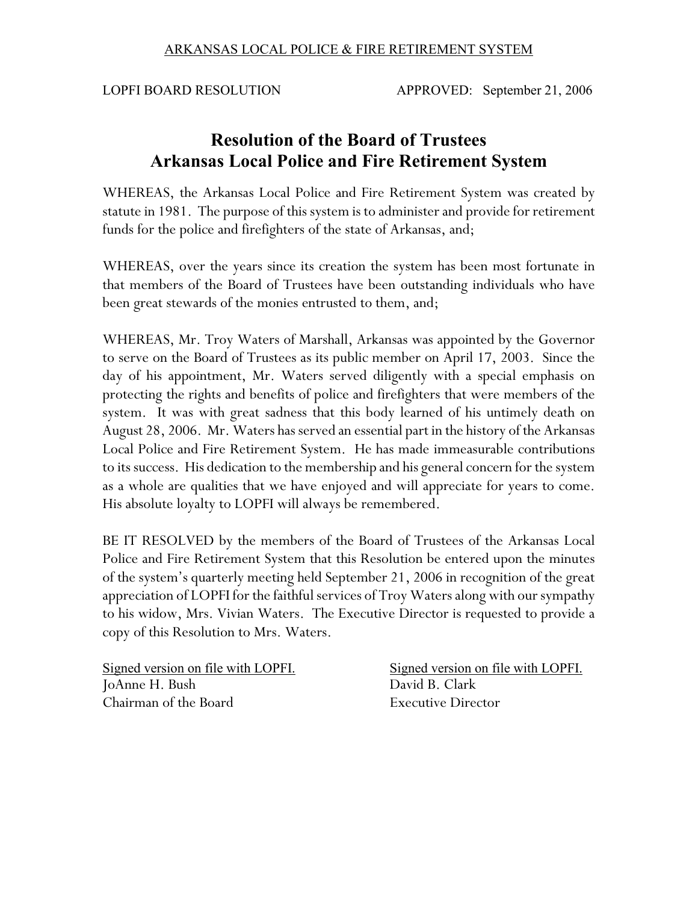ARKANSAS LOCAL POLICE & FIRE RETIREMENT SYSTEM

LOPFI BOARD RESOLUTION APPROVED: September 21, 2006

# Resolution of the Board of Trustees
# Arkansas Local Police and Fire Retirement System

WHEREAS, the Arkansas Local Police and Fire Retirement System was created by statute in 1981. The purpose of this system is to administer and provide for retirement funds for the police and firefighters of the state of Arkansas, and;

WHEREAS, over the years since its creation the system has been most fortunate in that members of the Board of Trustees have been outstanding individuals who have been great stewards of the monies entrusted to them, and;

WHEREAS, Mr. Troy Waters of Marshall, Arkansas was appointed by the Governor to serve on the Board of Trustees as its public member on April 17, 2003. Since the day of his appointment, Mr. Waters served diligently with a special emphasis on protecting the rights and benefits of police and firefighters that were members of the system. It was with great sadness that this body learned of his untimely death on August 28, 2006. Mr. Waters has served an essential part in the history of the Arkansas Local Police and Fire Retirement System. He has made immeasurable contributions to its success. His dedication to the membership and his general concern for the system as a whole are qualities that we have enjoyed and will appreciate for years to come. His absolute loyalty to LOPFI will always be remembered.

BE IT RESOLVED by the members of the Board of Trustees of the Arkansas Local Police and Fire Retirement System that this Resolution be entered upon the minutes of the system's quarterly meeting held September 21, 2006 in recognition of the great appreciation of LOPFI for the faithful services of Troy Waters along with our sympathy to his widow, Mrs. Vivian Waters. The Executive Director is requested to provide a copy of this Resolution to Mrs. Waters.

Signed version on file with LOPFI.
JoAnne H. Bush
Chairman of the Board

Signed version on file with LOPFI.
David B. Clark
Executive Director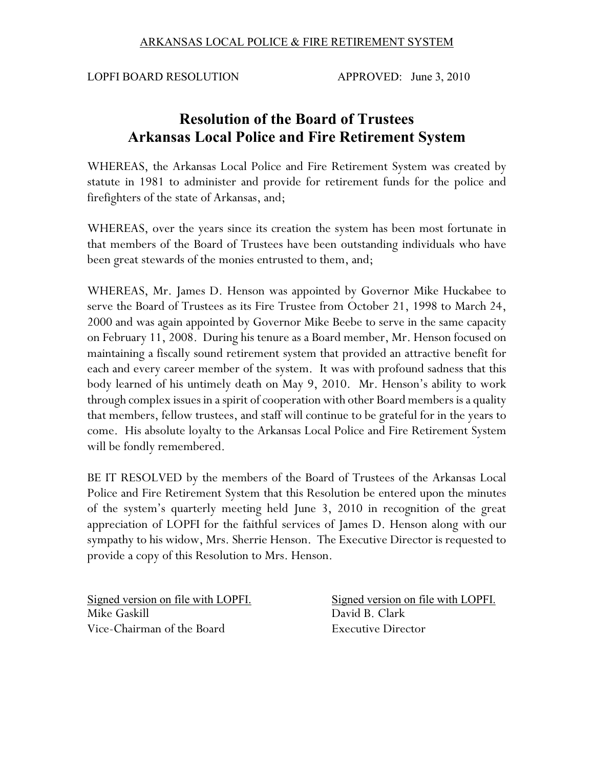ARKANSAS LOCAL POLICE & FIRE RETIREMENT SYSTEM

LOPFI BOARD RESOLUTION APPROVED: June 3, 2010

# Resolution of the Board of Trustees
# Arkansas Local Police and Fire Retirement System

WHEREAS, the Arkansas Local Police and Fire Retirement System was created by statute in 1981 to administer and provide for retirement funds for the police and firefighters of the state of Arkansas, and;

WHEREAS, over the years since its creation the system has been most fortunate in that members of the Board of Trustees have been outstanding individuals who have been great stewards of the monies entrusted to them, and;

WHEREAS, Mr. James D. Henson was appointed by Governor Mike Huckabee to serve the Board of Trustees as its Fire Trustee from October 21, 1998 to March 24, 2000 and was again appointed by Governor Mike Beebe to serve in the same capacity on February 11, 2008. During his tenure as a Board member, Mr. Henson focused on maintaining a fiscally sound retirement system that provided an attractive benefit for each and every career member of the system. It was with profound sadness that this body learned of his untimely death on May 9, 2010. Mr. Henson's ability to work through complex issues in a spirit of cooperation with other Board members is a quality that members, fellow trustees, and staff will continue to be grateful for in the years to come. His absolute loyalty to the Arkansas Local Police and Fire Retirement System will be fondly remembered.

BE IT RESOLVED by the members of the Board of Trustees of the Arkansas Local Police and Fire Retirement System that this Resolution be entered upon the minutes of the system's quarterly meeting held June 3, 2010 in recognition of the great appreciation of LOPFI for the faithful services of James D. Henson along with our sympathy to his widow, Mrs. Sherrie Henson. The Executive Director is requested to provide a copy of this Resolution to Mrs. Henson.

Signed version on file with LOPFI.
Mike Gaskill
Vice-Chairman of the Board

Signed version on file with LOPFI.
David B. Clark
Executive Director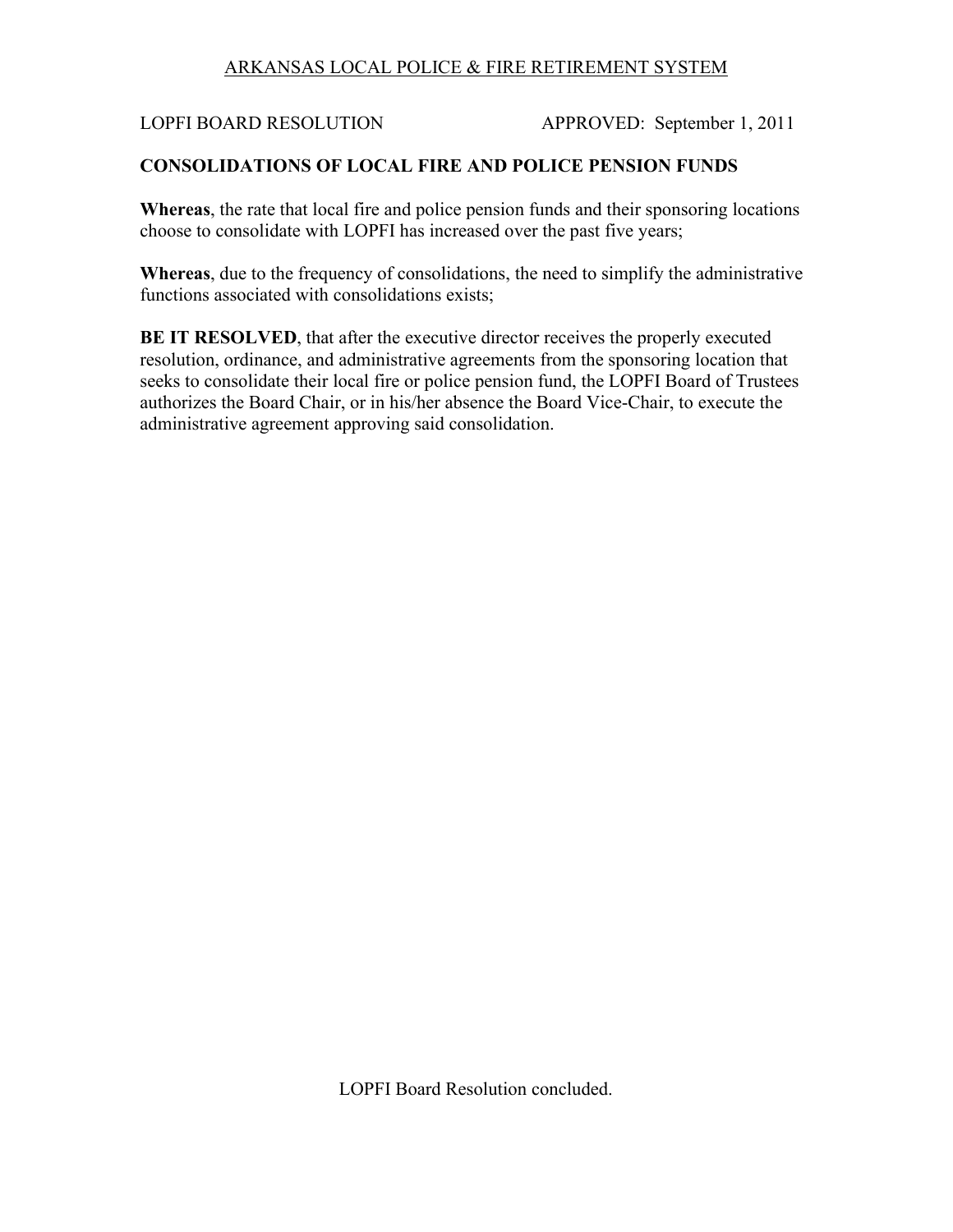ARKANSAS LOCAL POLICE & FIRE RETIREMENT SYSTEM

LOPFI BOARD RESOLUTION APPROVED: September 1, 2011

**CONSOLIDATIONS OF LOCAL FIRE AND POLICE PENSION FUNDS**

**Whereas**, the rate that local fire and police pension funds and their sponsoring locations choose to consolidate with LOPFI has increased over the past five years;

**Whereas**, due to the frequency of consolidations, the need to simplify the administrative functions associated with consolidations exists;

**BE IT RESOLVED**, that after the executive director receives the properly executed resolution, ordinance, and administrative agreements from the sponsoring location that seeks to consolidate their local fire or police pension fund, the LOPFI Board of Trustees authorizes the Board Chair, or in his/her absence the Board Vice-Chair, to execute the administrative agreement approving said consolidation.

LOPFI Board Resolution concluded.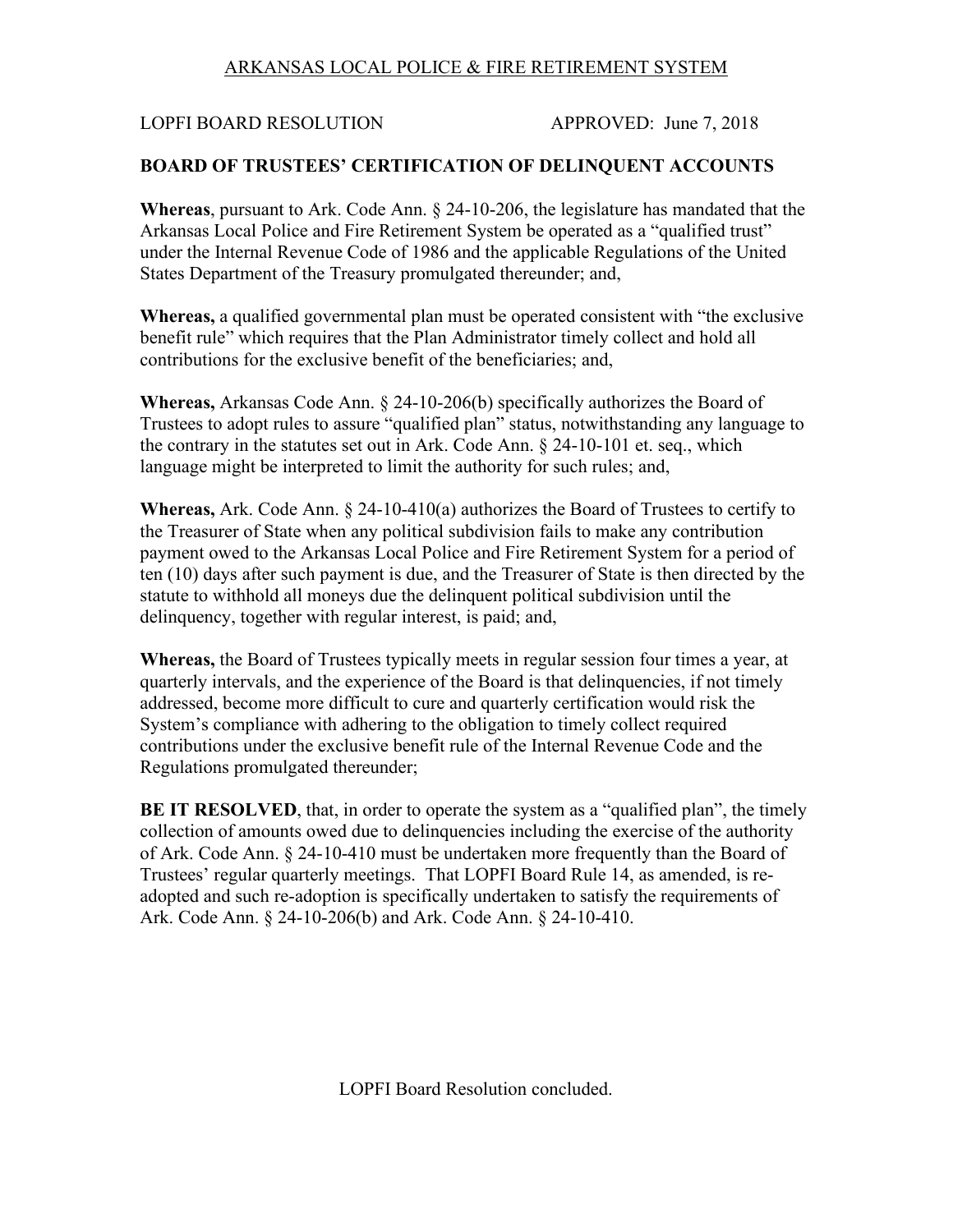ARKANSAS LOCAL POLICE & FIRE RETIREMENT SYSTEM

LOPFI BOARD RESOLUTION APPROVED: June 7, 2018

**BOARD OF TRUSTEES' CERTIFICATION OF DELINQUENT ACCOUNTS**

**Whereas**, pursuant to Ark. Code Ann. § 24-10-206, the legislature has mandated that the Arkansas Local Police and Fire Retirement System be operated as a "qualified trust" under the Internal Revenue Code of 1986 and the applicable Regulations of the United States Department of the Treasury promulgated thereunder; and,

**Whereas,** a qualified governmental plan must be operated consistent with "the exclusive benefit rule" which requires that the Plan Administrator timely collect and hold all contributions for the exclusive benefit of the beneficiaries; and,

**Whereas,** Arkansas Code Ann. § 24-10-206(b) specifically authorizes the Board of Trustees to adopt rules to assure "qualified plan" status, notwithstanding any language to the contrary in the statutes set out in Ark. Code Ann. § 24-10-101 et. seq., which language might be interpreted to limit the authority for such rules; and,

**Whereas,** Ark. Code Ann. § 24-10-410(a) authorizes the Board of Trustees to certify to the Treasurer of State when any political subdivision fails to make any contribution payment owed to the Arkansas Local Police and Fire Retirement System for a period of ten (10) days after such payment is due, and the Treasurer of State is then directed by the statute to withhold all moneys due the delinquent political subdivision until the delinquency, together with regular interest, is paid; and,

**Whereas,** the Board of Trustees typically meets in regular session four times a year, at quarterly intervals, and the experience of the Board is that delinquencies, if not timely addressed, become more difficult to cure and quarterly certification would risk the System's compliance with adhering to the obligation to timely collect required contributions under the exclusive benefit rule of the Internal Revenue Code and the Regulations promulgated thereunder;

**BE IT RESOLVED**, that, in order to operate the system as a "qualified plan", the timely collection of amounts owed due to delinquencies including the exercise of the authority of Ark. Code Ann. § 24-10-410 must be undertaken more frequently than the Board of Trustees' regular quarterly meetings. That LOPFI Board Rule 14, as amended, is re-adopted and such re-adoption is specifically undertaken to satisfy the requirements of Ark. Code Ann. § 24-10-206(b) and Ark. Code Ann. § 24-10-410.

LOPFI Board Resolution concluded.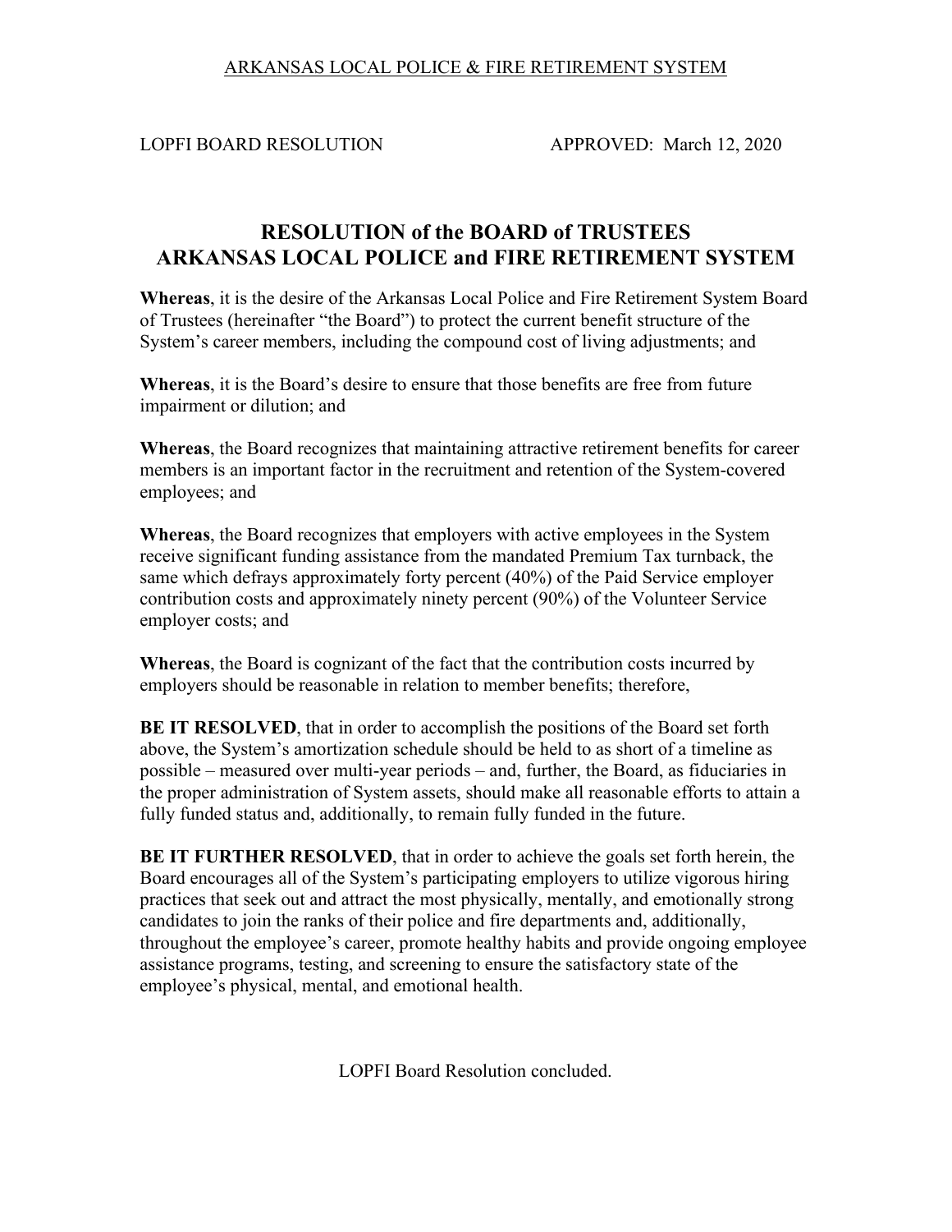ARKANSAS LOCAL POLICE & FIRE RETIREMENT SYSTEM

LOPFI BOARD RESOLUTION APPROVED: March 12, 2020

# RESOLUTION of the BOARD of TRUSTEES ARKANSAS LOCAL POLICE and FIRE RETIREMENT SYSTEM

**Whereas**, it is the desire of the Arkansas Local Police and Fire Retirement System Board of Trustees (hereinafter "the Board") to protect the current benefit structure of the System's career members, including the compound cost of living adjustments; and

**Whereas**, it is the Board's desire to ensure that those benefits are free from future impairment or dilution; and

**Whereas**, the Board recognizes that maintaining attractive retirement benefits for career members is an important factor in the recruitment and retention of the System-covered employees; and

**Whereas**, the Board recognizes that employers with active employees in the System receive significant funding assistance from the mandated Premium Tax turnback, the same which defrays approximately forty percent (40%) of the Paid Service employer contribution costs and approximately ninety percent (90%) of the Volunteer Service employer costs; and

**Whereas**, the Board is cognizant of the fact that the contribution costs incurred by employers should be reasonable in relation to member benefits; therefore,

**BE IT RESOLVED**, that in order to accomplish the positions of the Board set forth above, the System's amortization schedule should be held to as short of a timeline as possible – measured over multi-year periods – and, further, the Board, as fiduciaries in the proper administration of System assets, should make all reasonable efforts to attain a fully funded status and, additionally, to remain fully funded in the future.

**BE IT FURTHER RESOLVED**, that in order to achieve the goals set forth herein, the Board encourages all of the System's participating employers to utilize vigorous hiring practices that seek out and attract the most physically, mentally, and emotionally strong candidates to join the ranks of their police and fire departments and, additionally, throughout the employee's career, promote healthy habits and provide ongoing employee assistance programs, testing, and screening to ensure the satisfactory state of the employee's physical, mental, and emotional health.

LOPFI Board Resolution concluded.